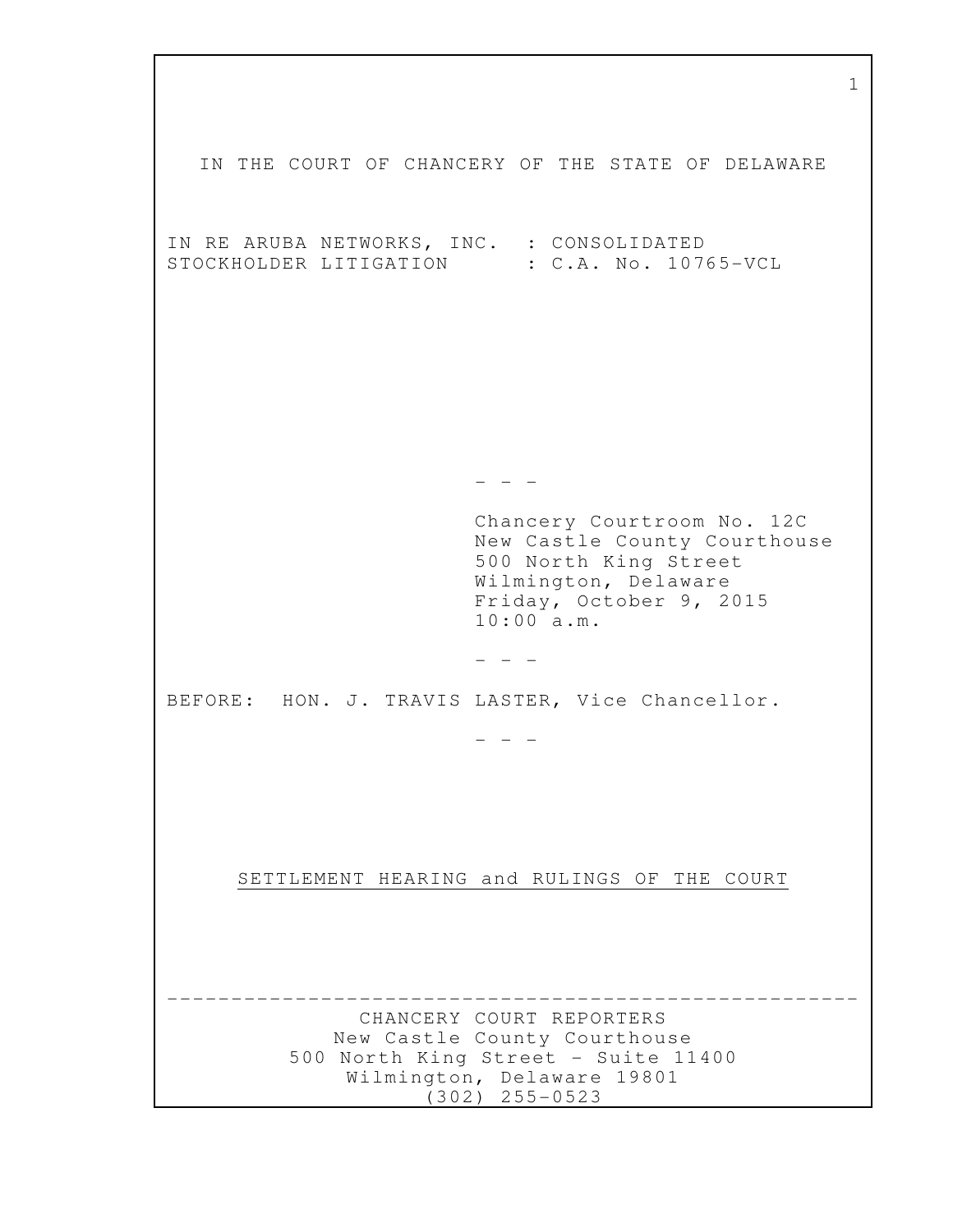IN THE COURT OF CHANCERY OF THE STATE OF DELAWARE

IN RE ARUBA NETWORKS, INC. : CONSOLIDATED
STOCKHOLDER LITIGATION : C.A. No. 10765-VCL

- - -

Chancery Courtroom No. 12C
New Castle County Courthouse
500 North King Street
Wilmington, Delaware
Friday, October 9, 2015
10:00 a.m.

- - -

BEFORE: HON. J. TRAVIS LASTER, Vice Chancellor.

- - -

SETTLEMENT HEARING and RULINGS OF THE COURT

---

CHANCERY COURT REPORTERS
New Castle County Courthouse
500 North King Street - Suite 11400
Wilmington, Delaware 19801
(302) 255-0523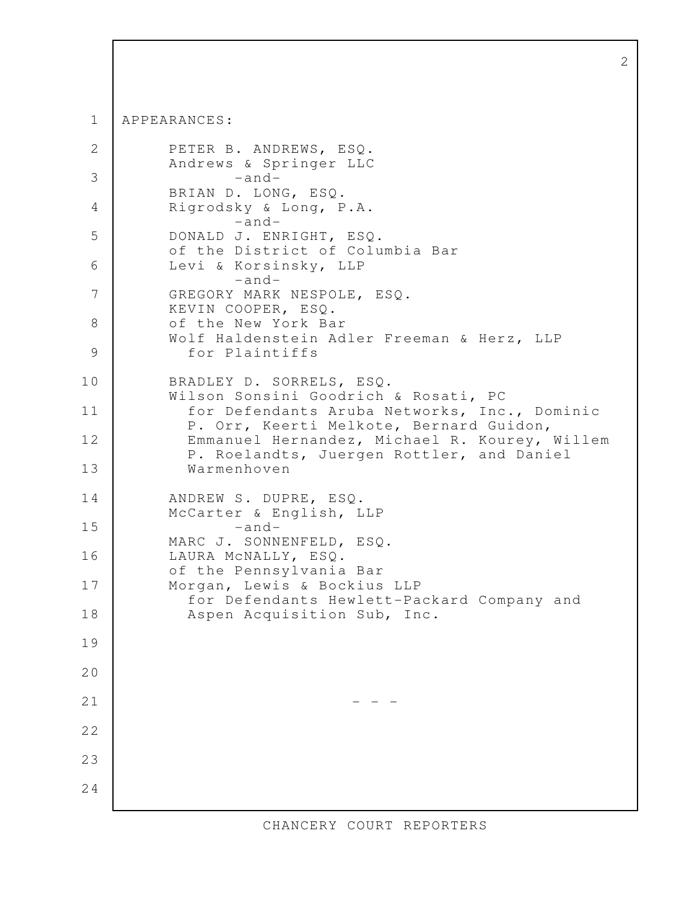APPEARANCES:

PETER B. ANDREWS, ESQ.
Andrews & Springer LLC
-and-
BRIAN D. LONG, ESQ.
Rigrodsky & Long, P.A.
-and-
DONALD J. ENRIGHT, ESQ.
of the District of Columbia Bar
Levi & Korsinsky, LLP
-and-
GREGORY MARK NESPOLE, ESQ.
KEVIN COOPER, ESQ.
of the New York Bar
Wolf Haldenstein Adler Freeman & Herz, LLP
for Plaintiffs

BRADLEY D. SORRELS, ESQ.
Wilson Sonsini Goodrich & Rosati, PC
for Defendants Aruba Networks, Inc., Dominic P. Orr, Keerti Melkote, Bernard Guidon, Emmanuel Hernandez, Michael R. Kourey, Willem P. Roelandts, Juergen Rottler, and Daniel Warmenhoven

ANDREW S. DUPRE, ESQ.
McCarter & English, LLP
-and-
MARC J. SONNENFELD, ESQ.
LAURA McNALLY, ESQ.
of the Pennsylvania Bar
Morgan, Lewis & Bockius LLP
for Defendants Hewlett-Packard Company and Aspen Acquisition Sub, Inc.

- - -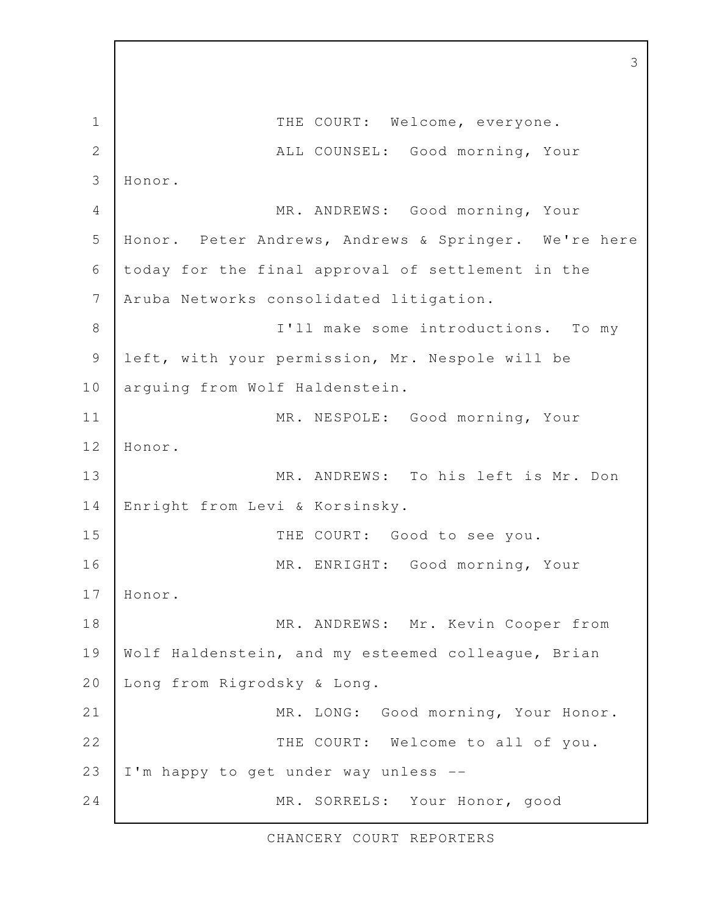THE COURT: Welcome, everyone.

ALL COUNSEL: Good morning, Your Honor.

MR. ANDREWS: Good morning, Your Honor. Peter Andrews, Andrews & Springer. We're here today for the final approval of settlement in the Aruba Networks consolidated litigation.

I'll make some introductions. To my left, with your permission, Mr. Nespole will be arguing from Wolf Haldenstein.

MR. NESPOLE: Good morning, Your Honor.

MR. ANDREWS: To his left is Mr. Don Enright from Levi & Korsinsky.

THE COURT: Good to see you.

MR. ENRIGHT: Good morning, Your Honor.

MR. ANDREWS: Mr. Kevin Cooper from Wolf Haldenstein, and my esteemed colleague, Brian Long from Rigrodsky & Long.

MR. LONG: Good morning, Your Honor.

THE COURT: Welcome to all of you. I'm happy to get under way unless --

MR. SORRELS: Your Honor, good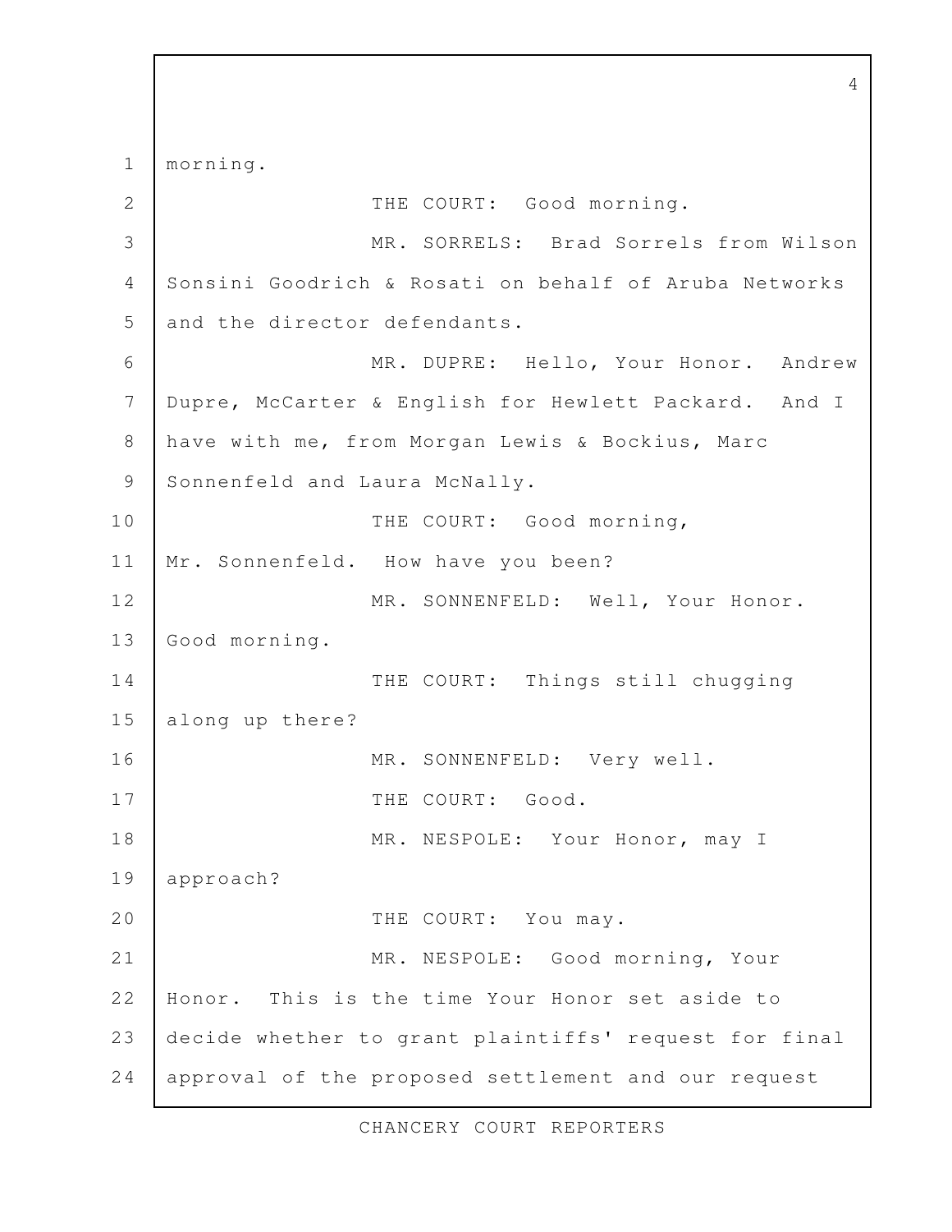morning.

THE COURT: Good morning.

MR. SORRELS: Brad Sorrels from Wilson Sonsini Goodrich & Rosati on behalf of Aruba Networks and the director defendants.

MR. DUPRE: Hello, Your Honor. Andrew Dupre, McCarter & English for Hewlett Packard. And I have with me, from Morgan Lewis & Bockius, Marc Sonnenfeld and Laura McNally.

THE COURT: Good morning, Mr. Sonnenfeld. How have you been?

MR. SONNENFELD: Well, Your Honor. Good morning.

THE COURT: Things still chugging along up there?

MR. SONNENFELD: Very well.

THE COURT: Good.

MR. NESPOLE: Your Honor, may I approach?

THE COURT: You may.

MR. NESPOLE: Good morning, Your Honor. This is the time Your Honor set aside to decide whether to grant plaintiffs' request for final approval of the proposed settlement and our request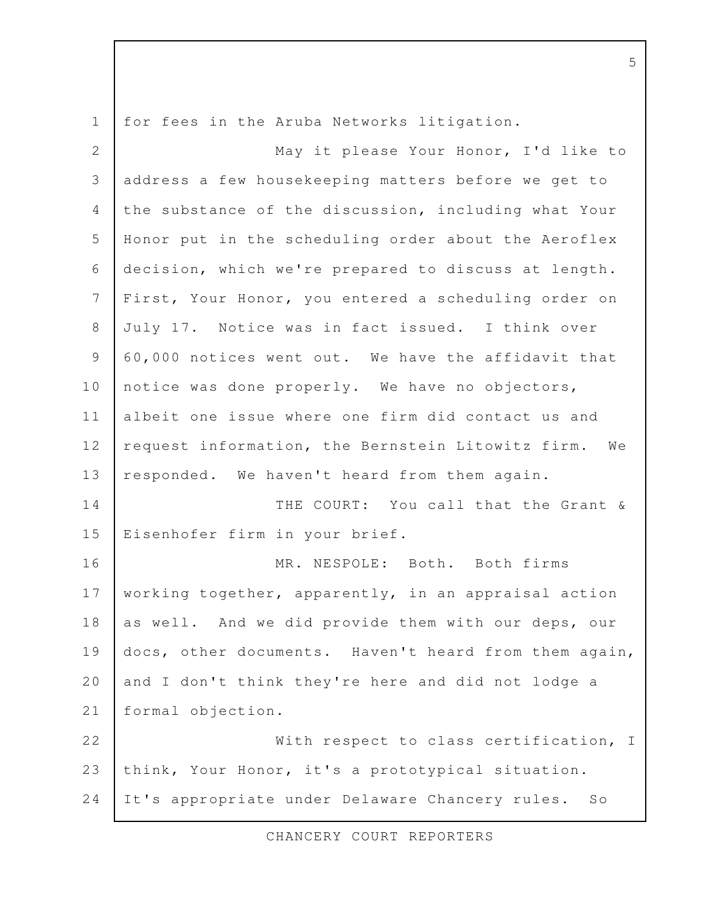for fees in the Aruba Networks litigation.

May it please Your Honor, I'd like to address a few housekeeping matters before we get to the substance of the discussion, including what Your Honor put in the scheduling order about the Aeroflex decision, which we're prepared to discuss at length. First, Your Honor, you entered a scheduling order on July 17. Notice was in fact issued. I think over 60,000 notices went out. We have the affidavit that notice was done properly. We have no objectors, albeit one issue where one firm did contact us and request information, the Bernstein Litowitz firm. We responded. We haven't heard from them again.

THE COURT: You call that the Grant & Eisenhofer firm in your brief.

MR. NESPOLE: Both. Both firms working together, apparently, in an appraisal action as well. And we did provide them with our deps, our docs, other documents. Haven't heard from them again, and I don't think they're here and did not lodge a formal objection.

With respect to class certification, I think, Your Honor, it's a prototypical situation. It's appropriate under Delaware Chancery rules. So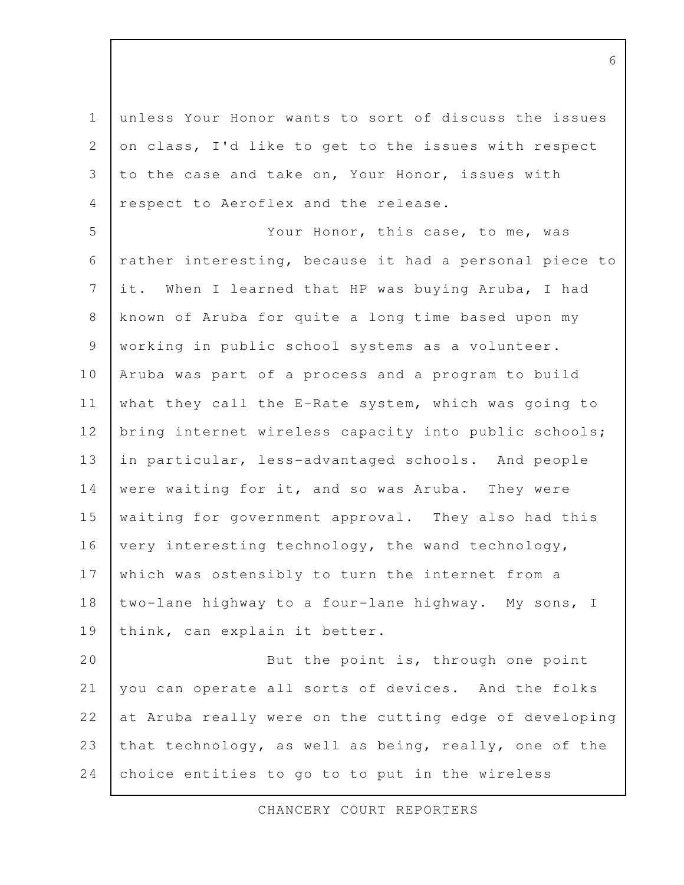unless Your Honor wants to sort of discuss the issues on class, I'd like to get to the issues with respect to the case and take on, Your Honor, issues with respect to Aeroflex and the release.

Your Honor, this case, to me, was rather interesting, because it had a personal piece to it. When I learned that HP was buying Aruba, I had known of Aruba for quite a long time based upon my working in public school systems as a volunteer. Aruba was part of a process and a program to build what they call the E-Rate system, which was going to bring internet wireless capacity into public schools; in particular, less-advantaged schools. And people were waiting for it, and so was Aruba. They were waiting for government approval. They also had this very interesting technology, the wand technology, which was ostensibly to turn the internet from a two-lane highway to a four-lane highway. My sons, I think, can explain it better.

But the point is, through one point you can operate all sorts of devices. And the folks at Aruba really were on the cutting edge of developing that technology, as well as being, really, one of the choice entities to go to to put in the wireless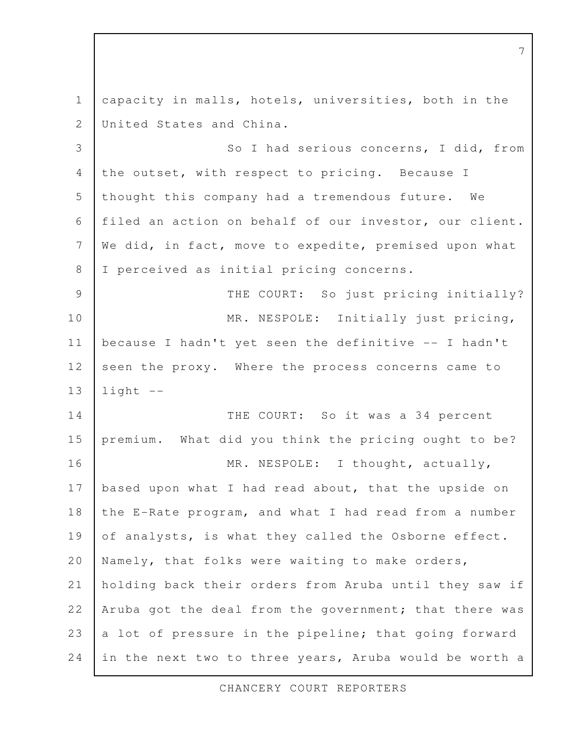capacity in malls, hotels, universities, both in the United States and China.

So I had serious concerns, I did, from the outset, with respect to pricing. Because I thought this company had a tremendous future. We filed an action on behalf of our investor, our client. We did, in fact, move to expedite, premised upon what I perceived as initial pricing concerns.

THE COURT: So just pricing initially?

MR. NESPOLE: Initially just pricing, because I hadn't yet seen the definitive -- I hadn't seen the proxy. Where the process concerns came to light --

THE COURT: So it was a 34 percent premium. What did you think the pricing ought to be?

MR. NESPOLE: I thought, actually, based upon what I had read about, that the upside on the E-Rate program, and what I had read from a number of analysts, is what they called the Osborne effect. Namely, that folks were waiting to make orders, holding back their orders from Aruba until they saw if Aruba got the deal from the government; that there was a lot of pressure in the pipeline; that going forward in the next two to three years, Aruba would be worth a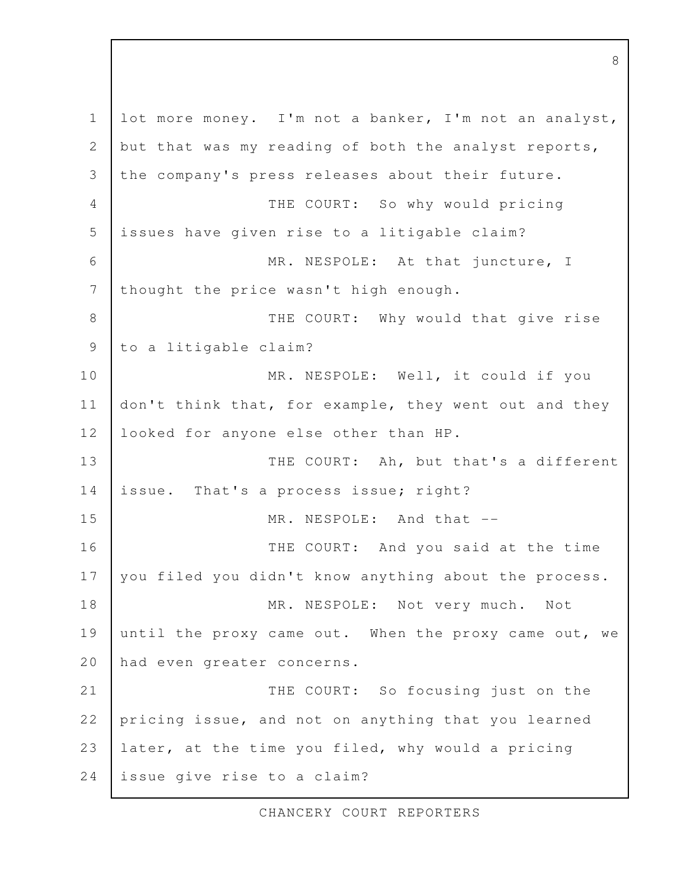lot more money. I'm not a banker, I'm not an analyst, but that was my reading of both the analyst reports, the company's press releases about their future.

THE COURT: So why would pricing issues have given rise to a litigable claim?

MR. NESPOLE: At that juncture, I thought the price wasn't high enough.

THE COURT: Why would that give rise to a litigable claim?

MR. NESPOLE: Well, it could if you don't think that, for example, they went out and they looked for anyone else other than HP.

THE COURT: Ah, but that's a different issue. That's a process issue; right?

MR. NESPOLE: And that --

THE COURT: And you said at the time you filed you didn't know anything about the process.

MR. NESPOLE: Not very much. Not until the proxy came out. When the proxy came out, we had even greater concerns.

THE COURT: So focusing just on the pricing issue, and not on anything that you learned later, at the time you filed, why would a pricing issue give rise to a claim?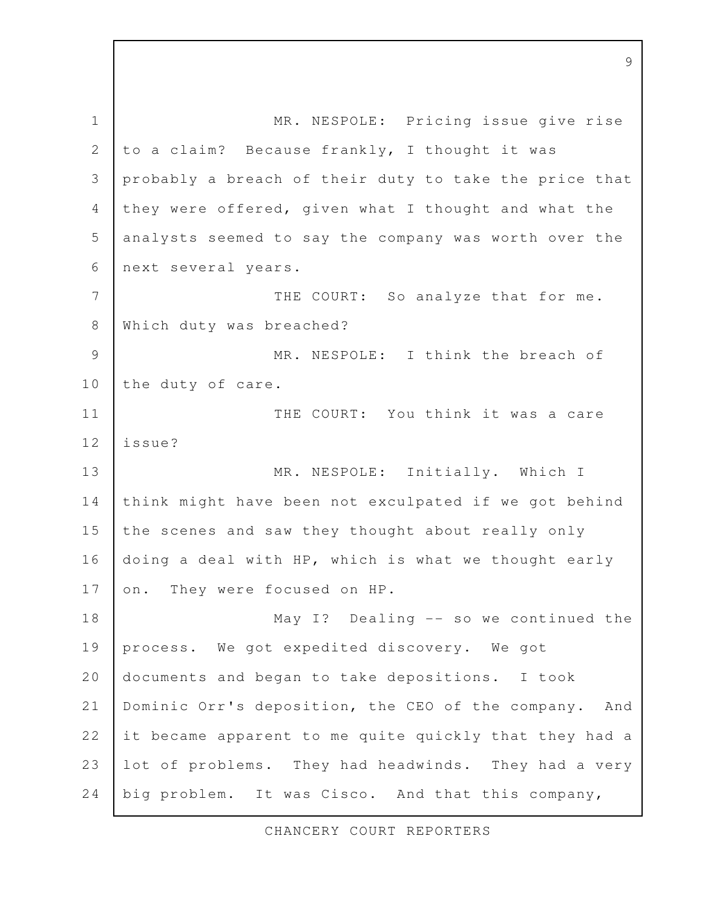MR. NESPOLE: Pricing issue give rise to a claim? Because frankly, I thought it was probably a breach of their duty to take the price that they were offered, given what I thought and what the analysts seemed to say the company was worth over the next several years.

THE COURT: So analyze that for me. Which duty was breached?

MR. NESPOLE: I think the breach of the duty of care.

THE COURT: You think it was a care issue?

MR. NESPOLE: Initially. Which I think might have been not exculpated if we got behind the scenes and saw they thought about really only doing a deal with HP, which is what we thought early on. They were focused on HP.

May I? Dealing -- so we continued the process. We got expedited discovery. We got documents and began to take depositions. I took Dominic Orr's deposition, the CEO of the company. And it became apparent to me quite quickly that they had a lot of problems. They had headwinds. They had a very big problem. It was Cisco. And that this company,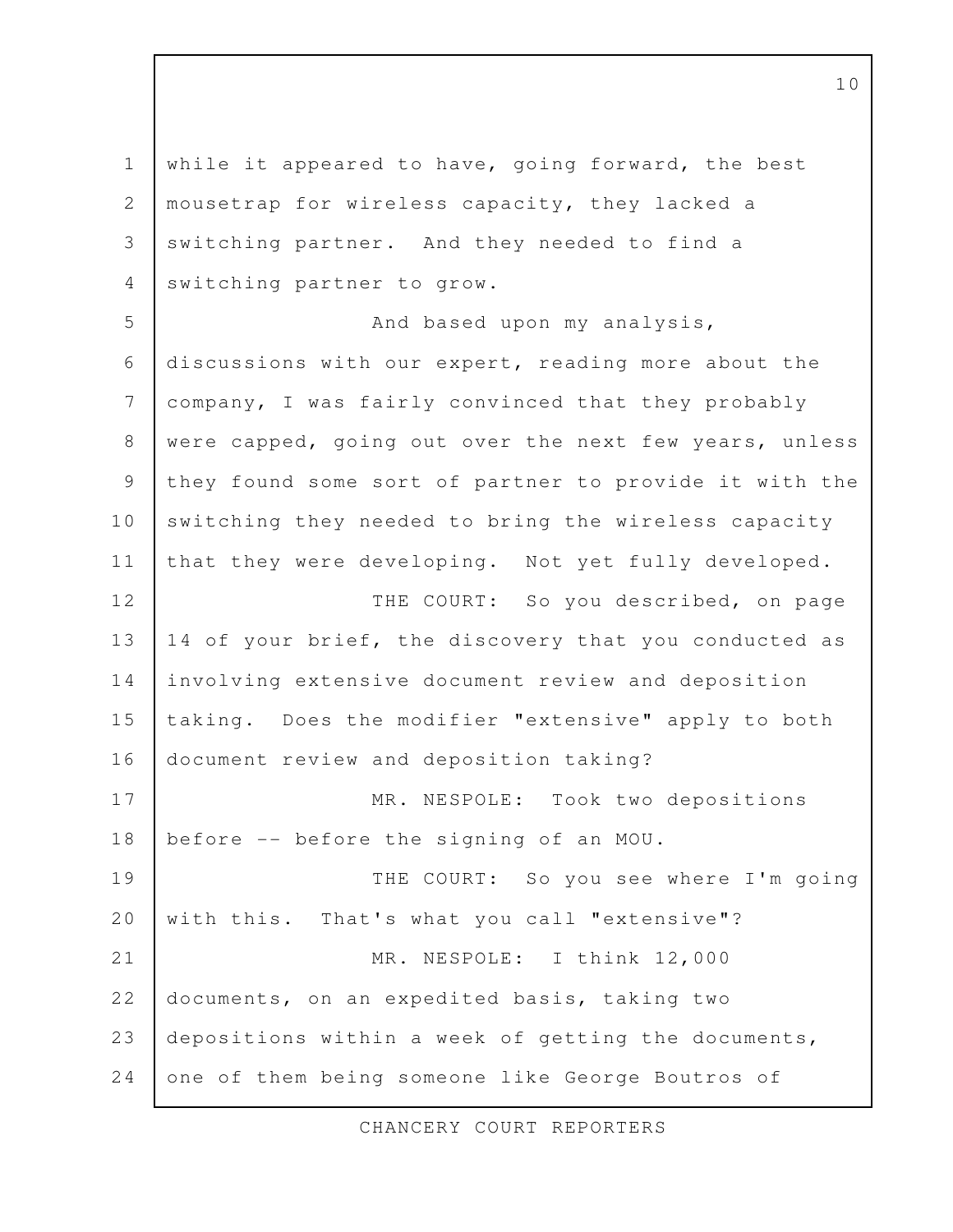while it appeared to have, going forward, the best mousetrap for wireless capacity, they lacked a switching partner. And they needed to find a switching partner to grow.

And based upon my analysis, discussions with our expert, reading more about the company, I was fairly convinced that they probably were capped, going out over the next few years, unless they found some sort of partner to provide it with the switching they needed to bring the wireless capacity that they were developing. Not yet fully developed.

THE COURT: So you described, on page 14 of your brief, the discovery that you conducted as involving extensive document review and deposition taking. Does the modifier "extensive" apply to both document review and deposition taking?

MR. NESPOLE: Took two depositions before -- before the signing of an MOU.

THE COURT: So you see where I'm going with this. That's what you call "extensive"?

MR. NESPOLE: I think 12,000 documents, on an expedited basis, taking two depositions within a week of getting the documents, one of them being someone like George Boutros of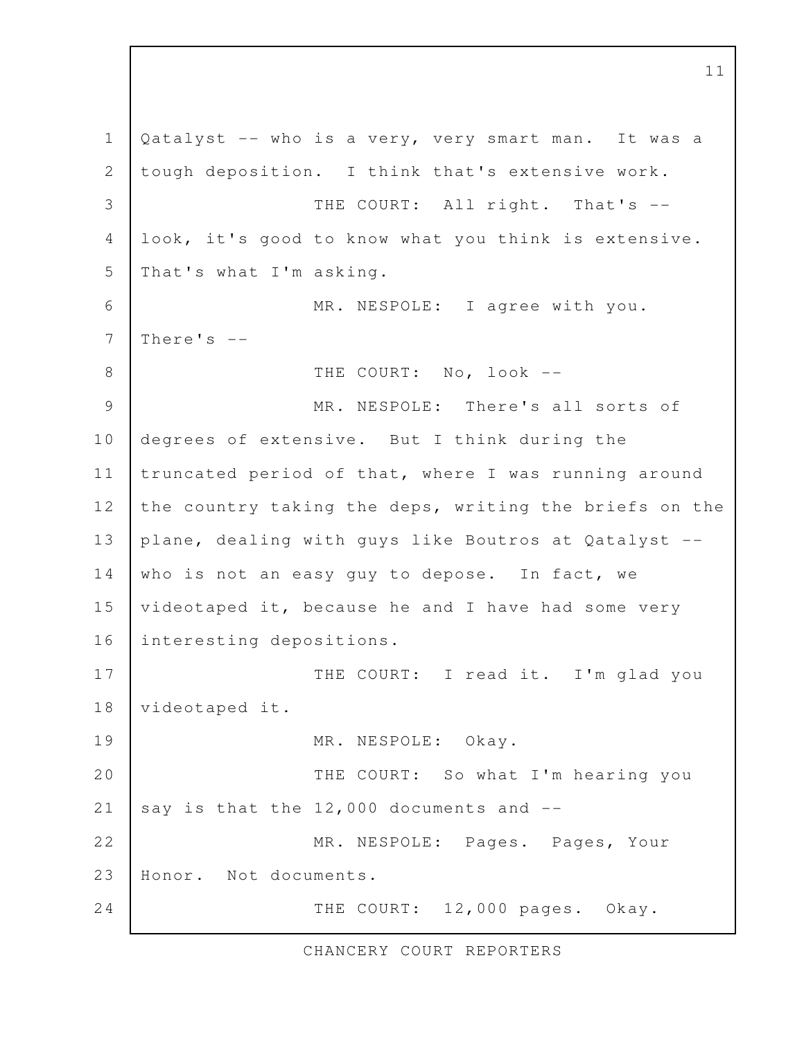Qatalyst -- who is a very, very smart man. It was a tough deposition. I think that's extensive work.

THE COURT: All right. That's -- look, it's good to know what you think is extensive. That's what I'm asking.

MR. NESPOLE: I agree with you. There's --

THE COURT: No, look --

MR. NESPOLE: There's all sorts of degrees of extensive. But I think during the truncated period of that, where I was running around the country taking the deps, writing the briefs on the plane, dealing with guys like Boutros at Qatalyst -- who is not an easy guy to depose. In fact, we videotaped it, because he and I have had some very interesting depositions.

THE COURT: I read it. I'm glad you videotaped it.

MR. NESPOLE: Okay.

THE COURT: So what I'm hearing you say is that the 12,000 documents and --

MR. NESPOLE: Pages. Pages, Your Honor. Not documents.

THE COURT: 12,000 pages. Okay.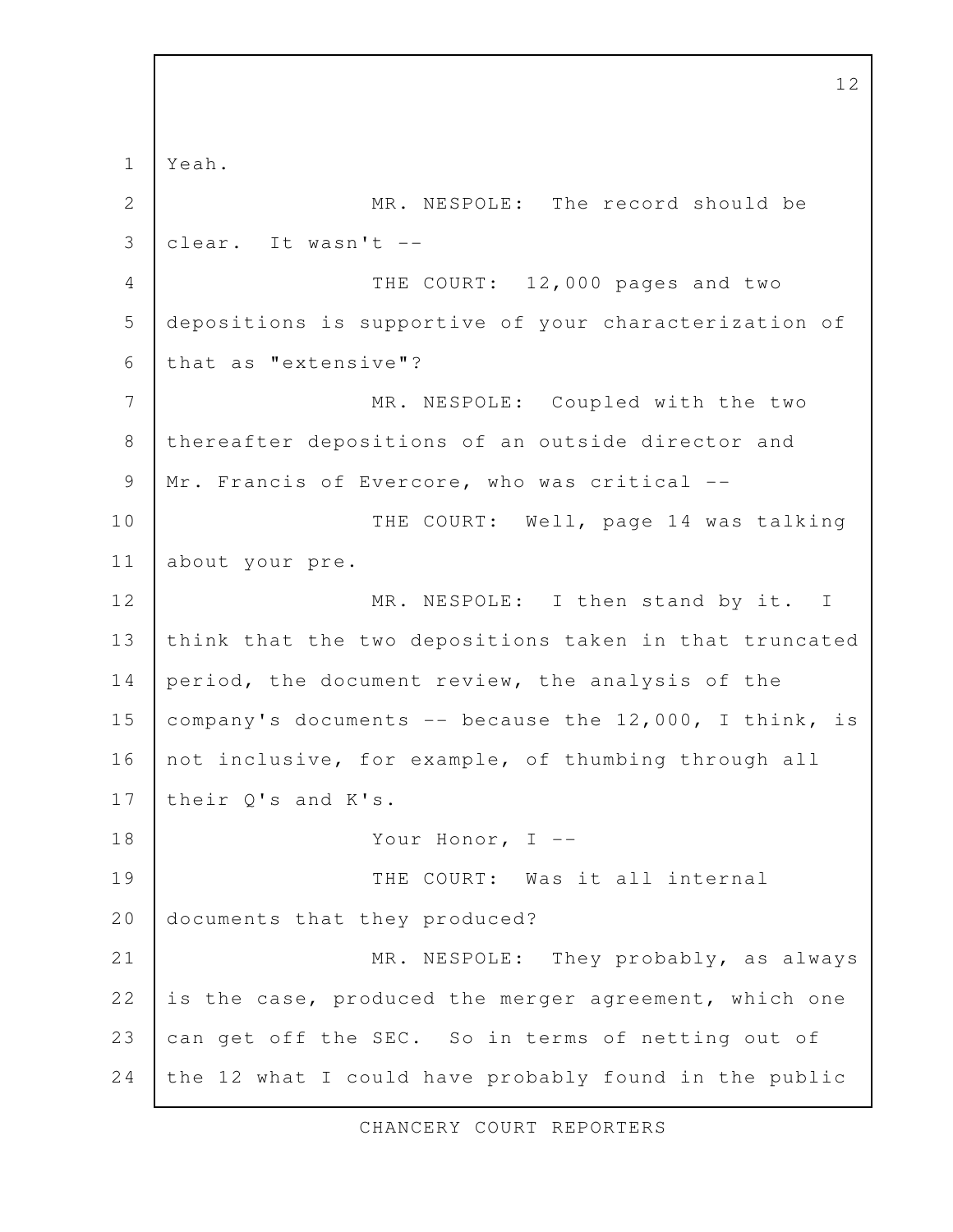Yeah.

MR. NESPOLE: The record should be clear. It wasn't --

THE COURT: 12,000 pages and two depositions is supportive of your characterization of that as "extensive"?

MR. NESPOLE: Coupled with the two thereafter depositions of an outside director and Mr. Francis of Evercore, who was critical --

THE COURT: Well, page 14 was talking about your pre.

MR. NESPOLE: I then stand by it. I think that the two depositions taken in that truncated period, the document review, the analysis of the company's documents -- because the 12,000, I think, is not inclusive, for example, of thumbing through all their Q's and K's.

Your Honor, I --

THE COURT: Was it all internal documents that they produced?

MR. NESPOLE: They probably, as always is the case, produced the merger agreement, which one can get off the SEC. So in terms of netting out of the 12 what I could have probably found in the public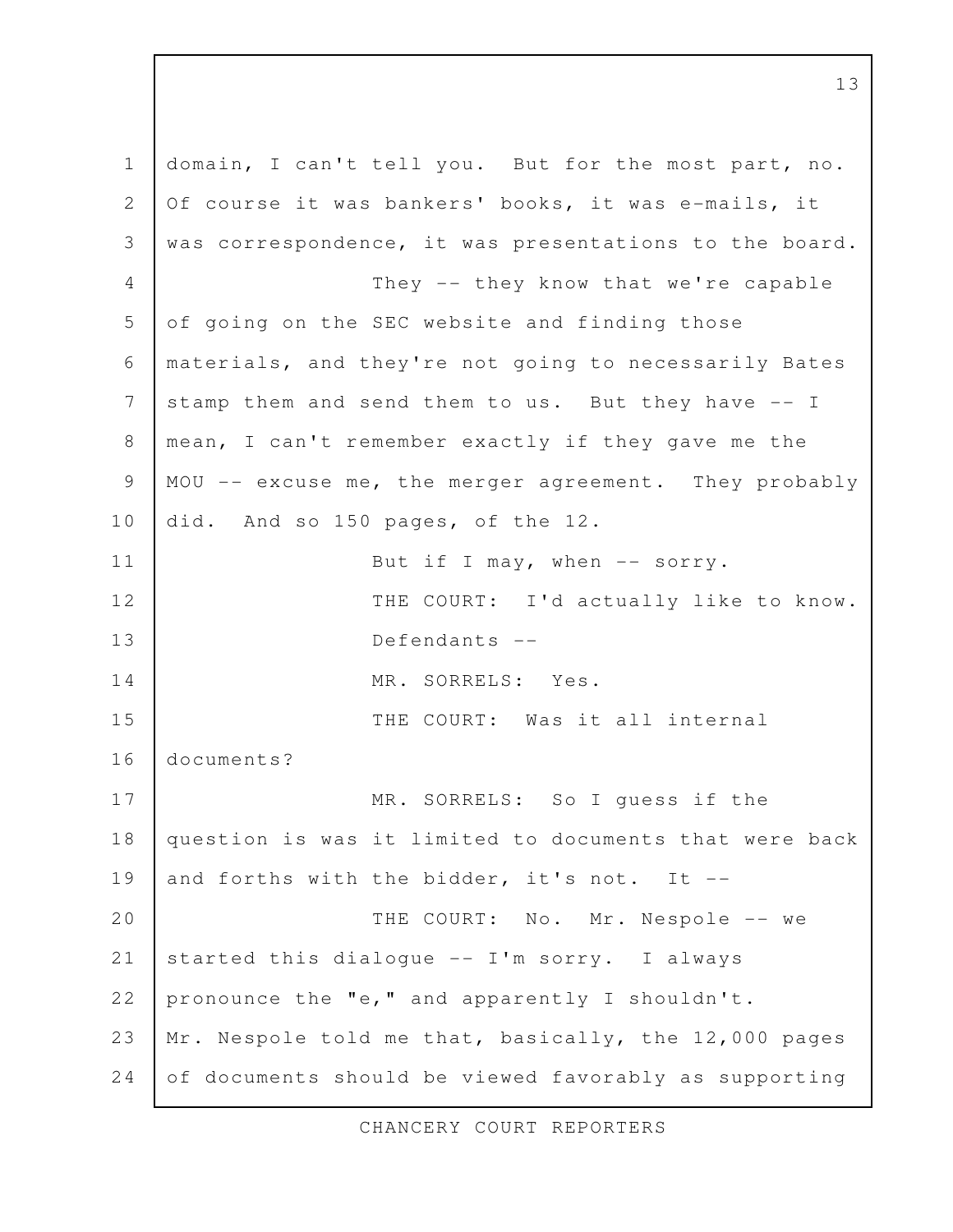domain, I can't tell you. But for the most part, no. Of course it was bankers' books, it was e-mails, it was correspondence, it was presentations to the board.

They -- they know that we're capable of going on the SEC website and finding those materials, and they're not going to necessarily Bates stamp them and send them to us. But they have -- I mean, I can't remember exactly if they gave me the MOU -- excuse me, the merger agreement. They probably did. And so 150 pages, of the 12.

But if I may, when -- sorry.

THE COURT: I'd actually like to know. Defendants --

MR. SORRELS: Yes.

THE COURT: Was it all internal documents?

MR. SORRELS: So I guess if the question is was it limited to documents that were back and forths with the bidder, it's not. It --

THE COURT: No. Mr. Nespole -- we started this dialogue -- I'm sorry. I always pronounce the "e," and apparently I shouldn't. Mr. Nespole told me that, basically, the 12,000 pages of documents should be viewed favorably as supporting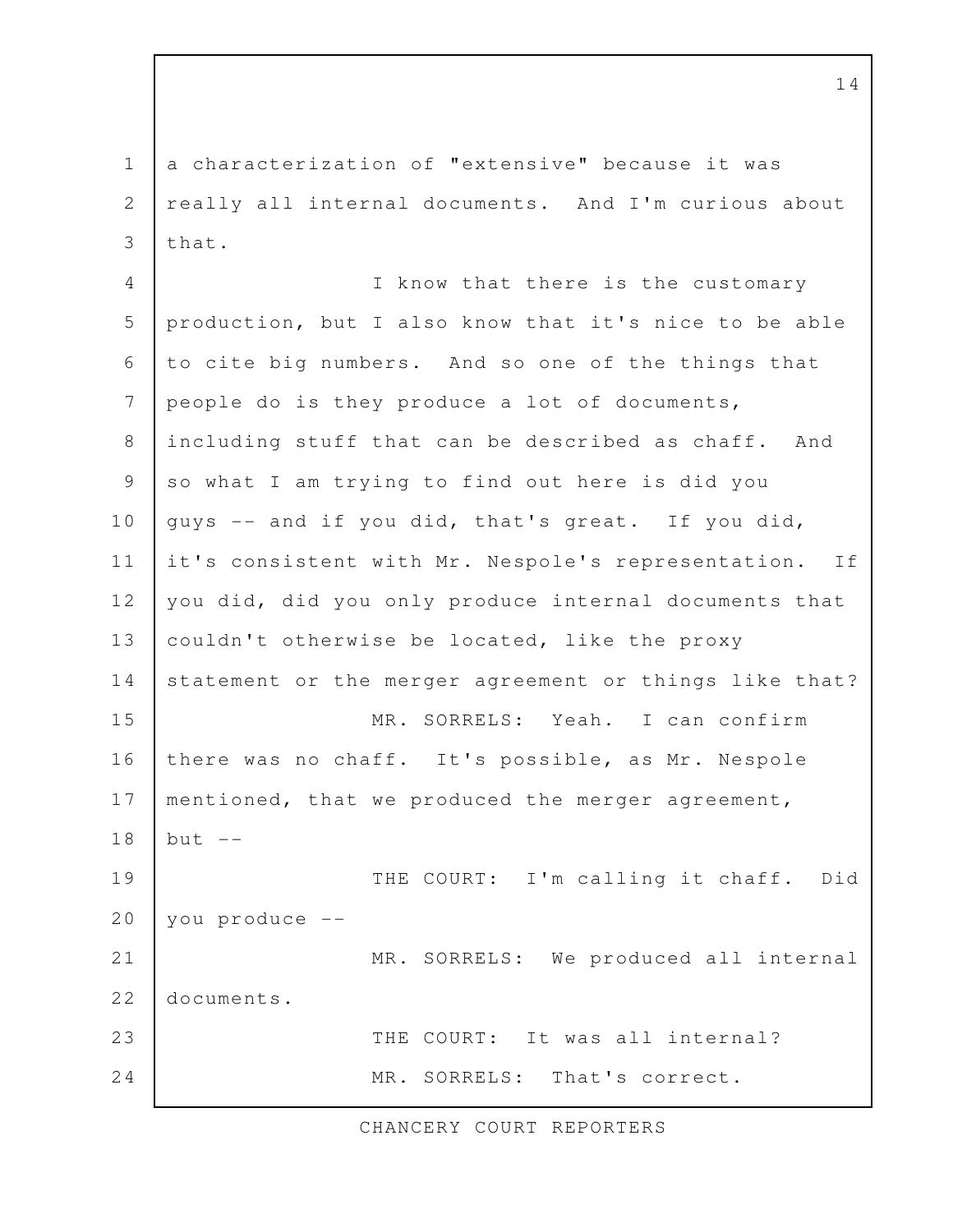a characterization of "extensive" because it was really all internal documents. And I'm curious about that.

I know that there is the customary production, but I also know that it's nice to be able to cite big numbers. And so one of the things that people do is they produce a lot of documents, including stuff that can be described as chaff. And so what I am trying to find out here is did you guys -- and if you did, that's great. If you did, it's consistent with Mr. Nespole's representation. If you did, did you only produce internal documents that couldn't otherwise be located, like the proxy statement or the merger agreement or things like that?

MR. SORRELS: Yeah. I can confirm there was no chaff. It's possible, as Mr. Nespole mentioned, that we produced the merger agreement, but --

THE COURT: I'm calling it chaff. Did you produce --

MR. SORRELS: We produced all internal documents.

THE COURT: It was all internal?

MR. SORRELS: That's correct.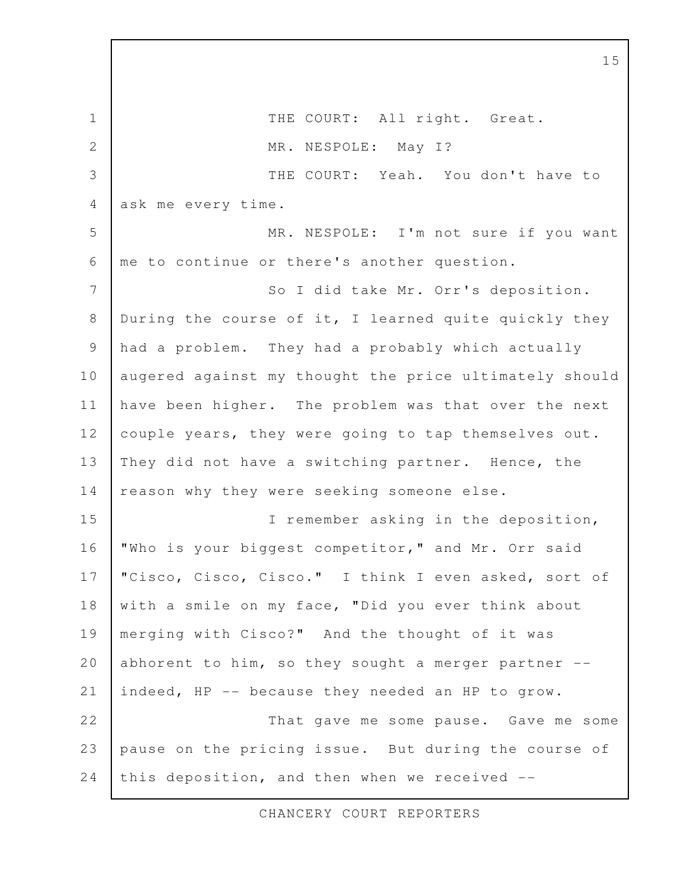THE COURT: All right. Great.

MR. NESPOLE: May I?

THE COURT: Yeah. You don't have to ask me every time.

MR. NESPOLE: I'm not sure if you want me to continue or there's another question.

So I did take Mr. Orr's deposition. During the course of it, I learned quite quickly they had a problem. They had a probably which actually augered against my thought the price ultimately should have been higher. The problem was that over the next couple years, they were going to tap themselves out. They did not have a switching partner. Hence, the reason why they were seeking someone else.

I remember asking in the deposition, "Who is your biggest competitor," and Mr. Orr said "Cisco, Cisco, Cisco." I think I even asked, sort of with a smile on my face, "Did you ever think about merging with Cisco?" And the thought of it was abhorent to him, so they sought a merger partner -- indeed, HP -- because they needed an HP to grow.

That gave me some pause. Gave me some pause on the pricing issue. But during the course of this deposition, and then when we received --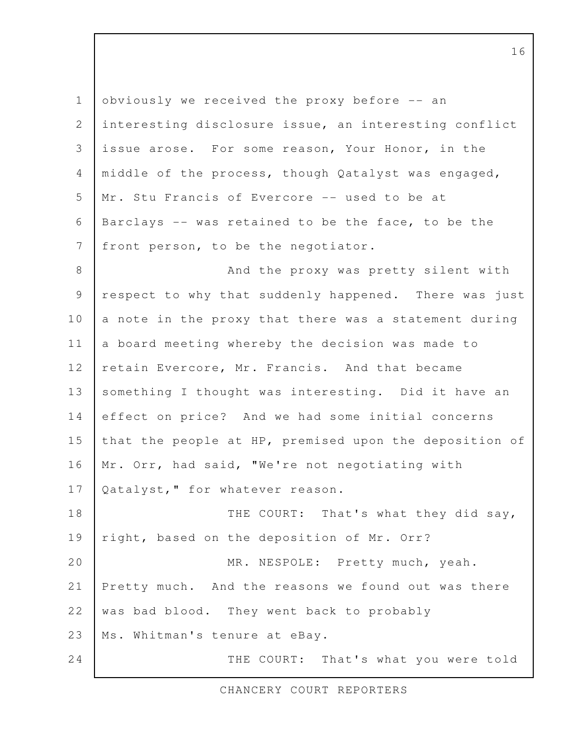obviously we received the proxy before -- an interesting disclosure issue, an interesting conflict issue arose. For some reason, Your Honor, in the middle of the process, though Qatalyst was engaged, Mr. Stu Francis of Evercore -- used to be at Barclays -- was retained to be the face, to be the front person, to be the negotiator.

And the proxy was pretty silent with respect to why that suddenly happened. There was just a note in the proxy that there was a statement during a board meeting whereby the decision was made to retain Evercore, Mr. Francis. And that became something I thought was interesting. Did it have an effect on price? And we had some initial concerns that the people at HP, premised upon the deposition of Mr. Orr, had said, "We're not negotiating with Qatalyst," for whatever reason.

THE COURT: That's what they did say, right, based on the deposition of Mr. Orr?

MR. NESPOLE: Pretty much, yeah. Pretty much. And the reasons we found out was there was bad blood. They went back to probably Ms. Whitman's tenure at eBay.

THE COURT: That's what you were told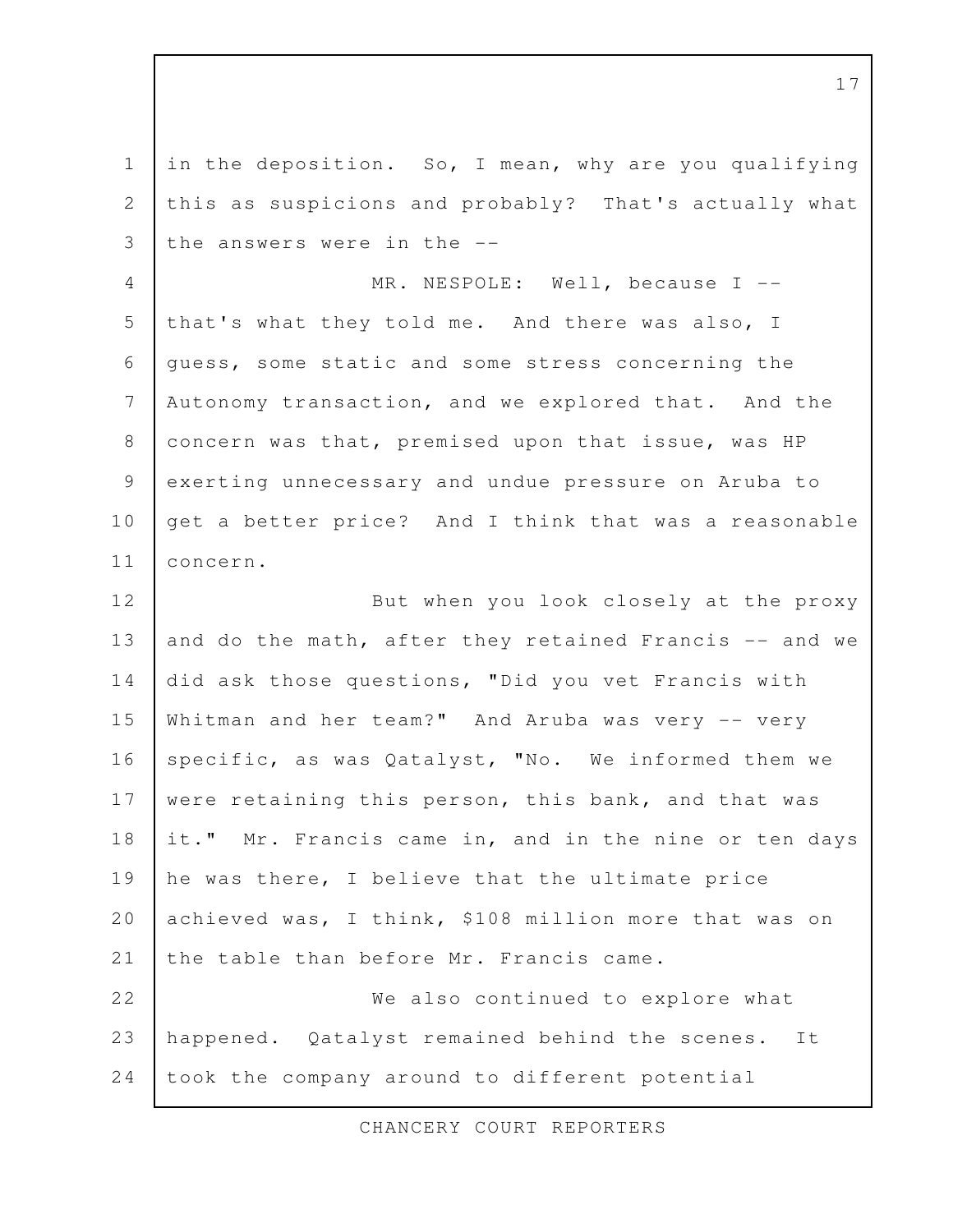in the deposition. So, I mean, why are you qualifying this as suspicions and probably? That's actually what the answers were in the --

MR. NESPOLE: Well, because I -- that's what they told me. And there was also, I guess, some static and some stress concerning the Autonomy transaction, and we explored that. And the concern was that, premised upon that issue, was HP exerting unnecessary and undue pressure on Aruba to get a better price? And I think that was a reasonable concern.

But when you look closely at the proxy and do the math, after they retained Francis -- and we did ask those questions, "Did you vet Francis with Whitman and her team?" And Aruba was very -- very specific, as was Qatalyst, "No. We informed them we were retaining this person, this bank, and that was it." Mr. Francis came in, and in the nine or ten days he was there, I believe that the ultimate price achieved was, I think, $108 million more that was on the table than before Mr. Francis came.

We also continued to explore what happened. Qatalyst remained behind the scenes. It took the company around to different potential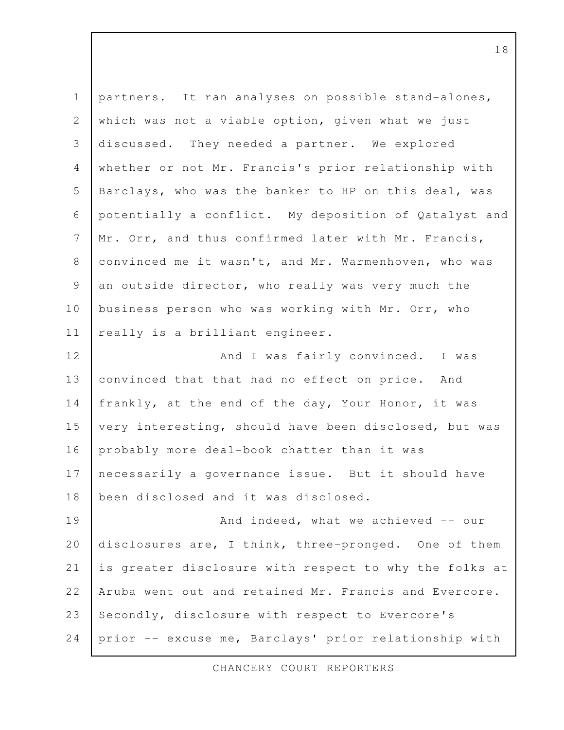partners. It ran analyses on possible stand-alones, which was not a viable option, given what we just discussed. They needed a partner. We explored whether or not Mr. Francis's prior relationship with Barclays, who was the banker to HP on this deal, was potentially a conflict. My deposition of Qatalyst and Mr. Orr, and thus confirmed later with Mr. Francis, convinced me it wasn't, and Mr. Warmenhoven, who was an outside director, who really was very much the business person who was working with Mr. Orr, who really is a brilliant engineer.

And I was fairly convinced. I was convinced that that had no effect on price. And frankly, at the end of the day, Your Honor, it was very interesting, should have been disclosed, but was probably more deal-book chatter than it was necessarily a governance issue. But it should have been disclosed and it was disclosed.

And indeed, what we achieved -- our disclosures are, I think, three-pronged. One of them is greater disclosure with respect to why the folks at Aruba went out and retained Mr. Francis and Evercore. Secondly, disclosure with respect to Evercore's prior -- excuse me, Barclays' prior relationship with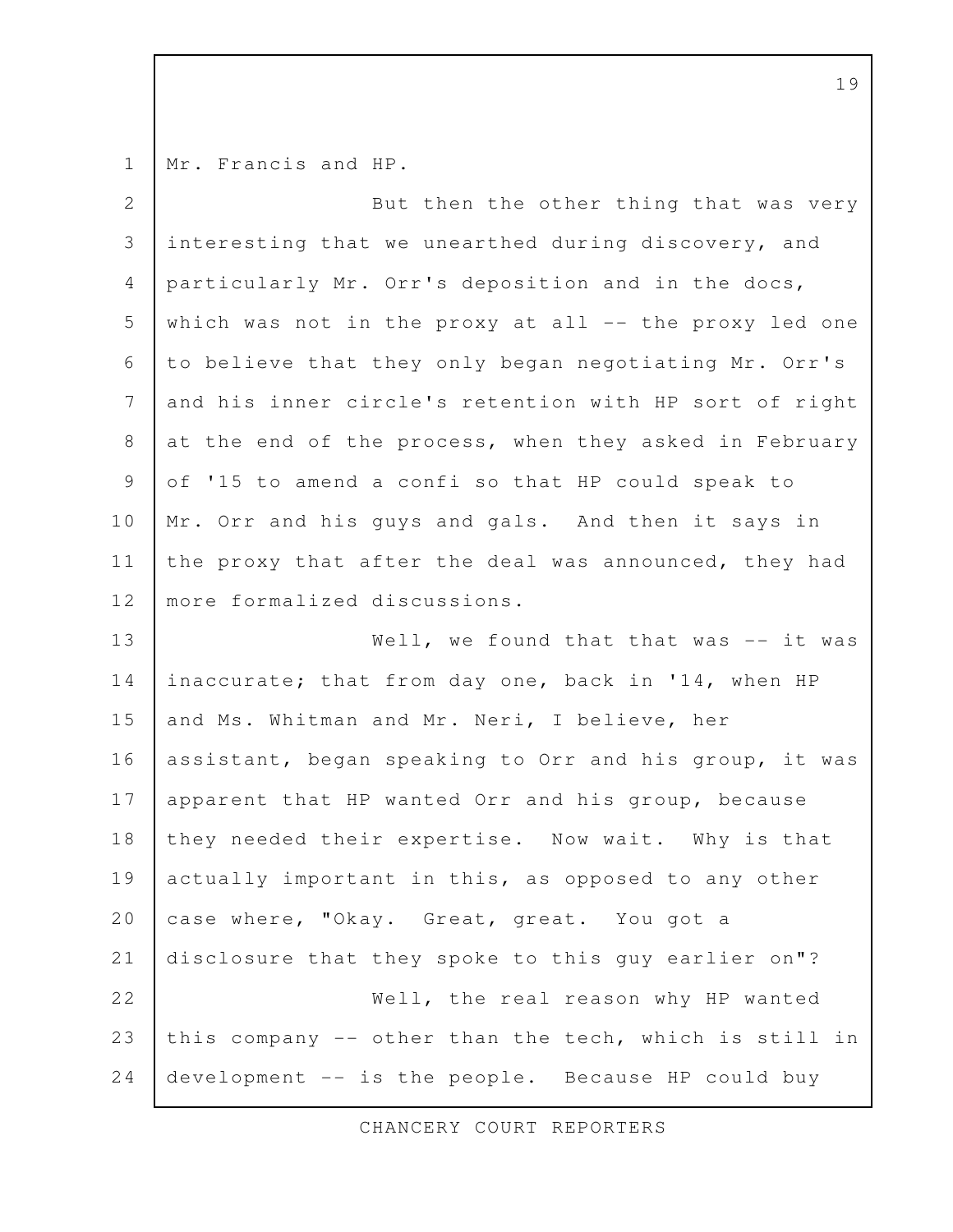Mr. Francis and HP.

But then the other thing that was very interesting that we unearthed during discovery, and particularly Mr. Orr's deposition and in the docs, which was not in the proxy at all -- the proxy led one to believe that they only began negotiating Mr. Orr's and his inner circle's retention with HP sort of right at the end of the process, when they asked in February of '15 to amend a confi so that HP could speak to Mr. Orr and his guys and gals. And then it says in the proxy that after the deal was announced, they had more formalized discussions.

Well, we found that that was -- it was inaccurate; that from day one, back in '14, when HP and Ms. Whitman and Mr. Neri, I believe, her assistant, began speaking to Orr and his group, it was apparent that HP wanted Orr and his group, because they needed their expertise. Now wait. Why is that actually important in this, as opposed to any other case where, "Okay. Great, great. You got a disclosure that they spoke to this guy earlier on"?

Well, the real reason why HP wanted this company -- other than the tech, which is still in development -- is the people. Because HP could buy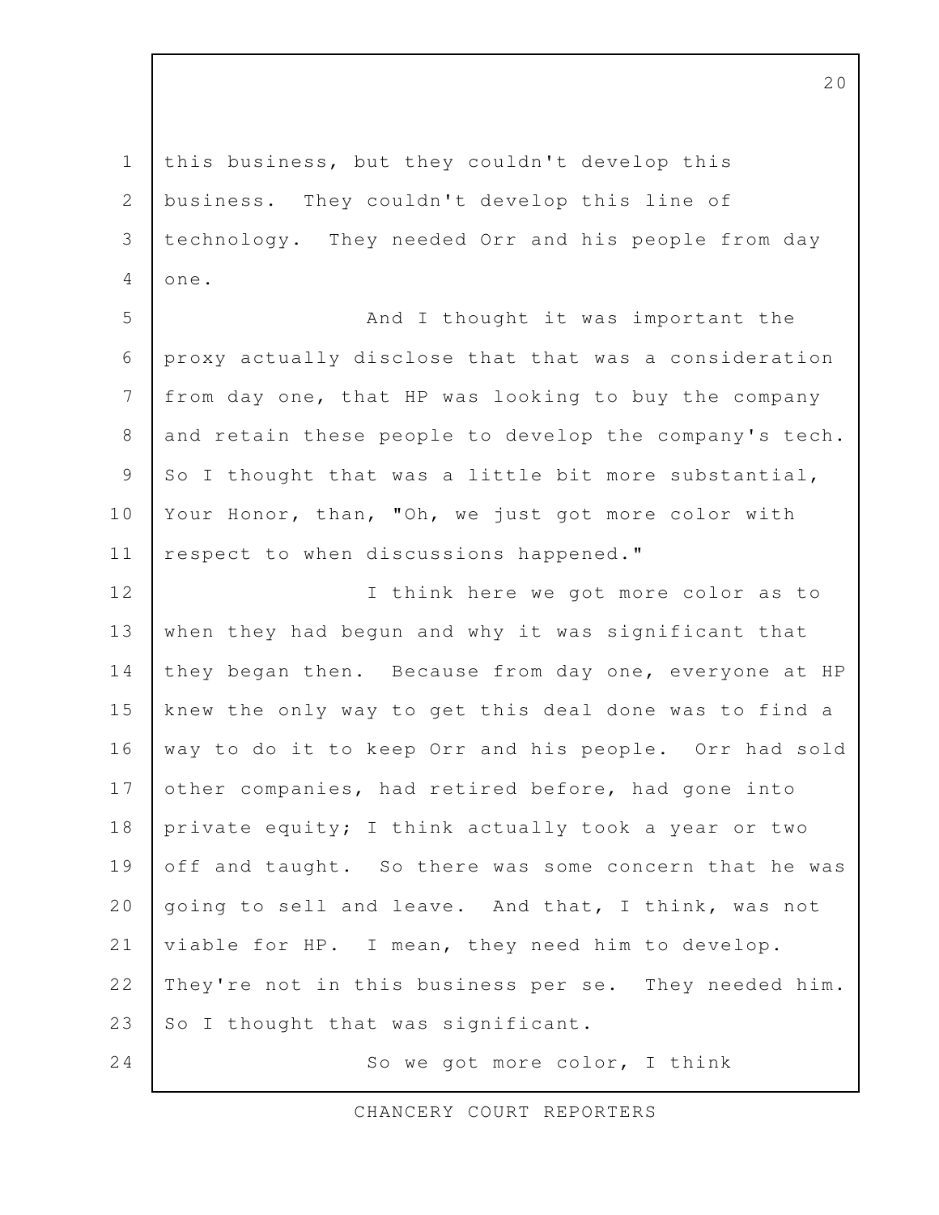this business, but they couldn't develop this business. They couldn't develop this line of technology. They needed Orr and his people from day one.

And I thought it was important the proxy actually disclose that that was a consideration from day one, that HP was looking to buy the company and retain these people to develop the company's tech. So I thought that was a little bit more substantial, Your Honor, than, "Oh, we just got more color with respect to when discussions happened."

I think here we got more color as to when they had begun and why it was significant that they began then. Because from day one, everyone at HP knew the only way to get this deal done was to find a way to do it to keep Orr and his people. Orr had sold other companies, had retired before, had gone into private equity; I think actually took a year or two off and taught. So there was some concern that he was going to sell and leave. And that, I think, was not viable for HP. I mean, they need him to develop. They're not in this business per se. They needed him. So I thought that was significant.

So we got more color, I think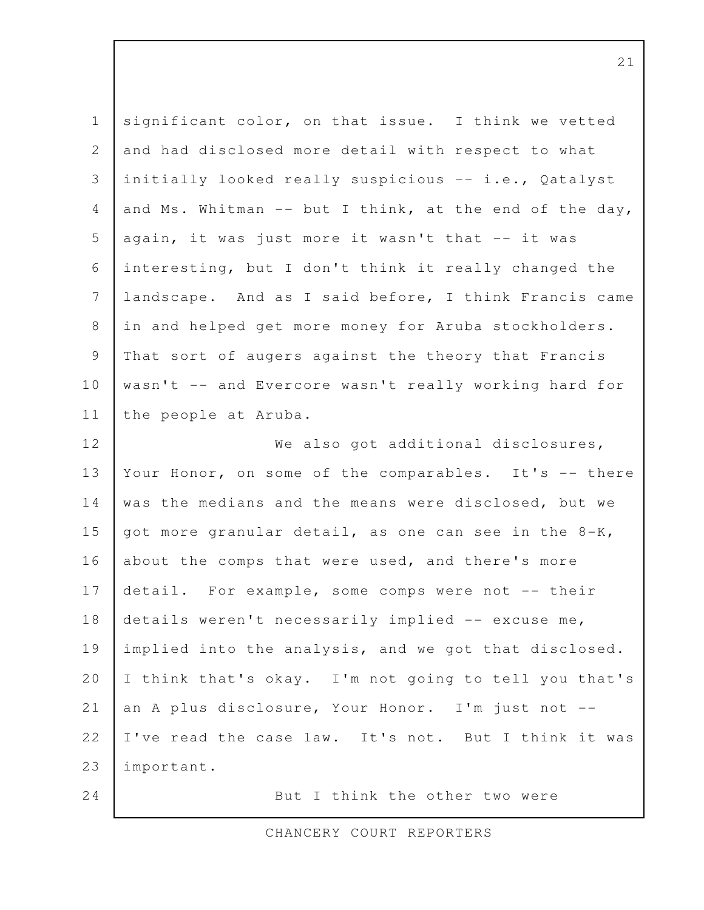significant color, on that issue. I think we vetted and had disclosed more detail with respect to what initially looked really suspicious -- i.e., Qatalyst and Ms. Whitman -- but I think, at the end of the day, again, it was just more it wasn't that -- it was interesting, but I don't think it really changed the landscape. And as I said before, I think Francis came in and helped get more money for Aruba stockholders. That sort of augers against the theory that Francis wasn't -- and Evercore wasn't really working hard for the people at Aruba.

We also got additional disclosures, Your Honor, on some of the comparables. It's -- there was the medians and the means were disclosed, but we got more granular detail, as one can see in the 8-K, about the comps that were used, and there's more detail. For example, some comps were not -- their details weren't necessarily implied -- excuse me, implied into the analysis, and we got that disclosed. I think that's okay. I'm not going to tell you that's an A plus disclosure, Your Honor. I'm just not -- I've read the case law. It's not. But I think it was important.

But I think the other two were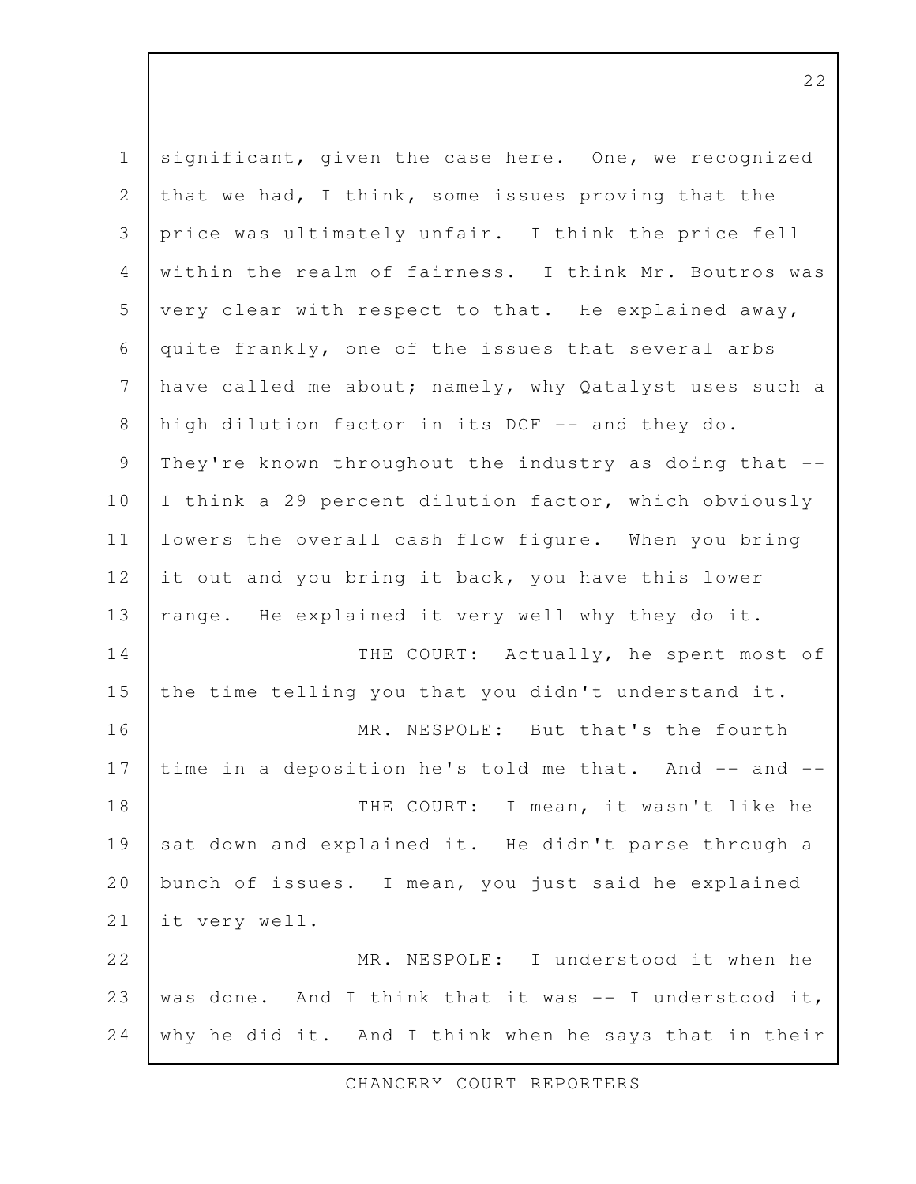significant, given the case here. One, we recognized that we had, I think, some issues proving that the price was ultimately unfair. I think the price fell within the realm of fairness. I think Mr. Boutros was very clear with respect to that. He explained away, quite frankly, one of the issues that several arbs have called me about; namely, why Qatalyst uses such a high dilution factor in its DCF -- and they do. They're known throughout the industry as doing that -- I think a 29 percent dilution factor, which obviously lowers the overall cash flow figure. When you bring it out and you bring it back, you have this lower range. He explained it very well why they do it.

THE COURT: Actually, he spent most of the time telling you that you didn't understand it.

MR. NESPOLE: But that's the fourth time in a deposition he's told me that. And -- and --

THE COURT: I mean, it wasn't like he sat down and explained it. He didn't parse through a bunch of issues. I mean, you just said he explained it very well.

MR. NESPOLE: I understood it when he was done. And I think that it was -- I understood it, why he did it. And I think when he says that in their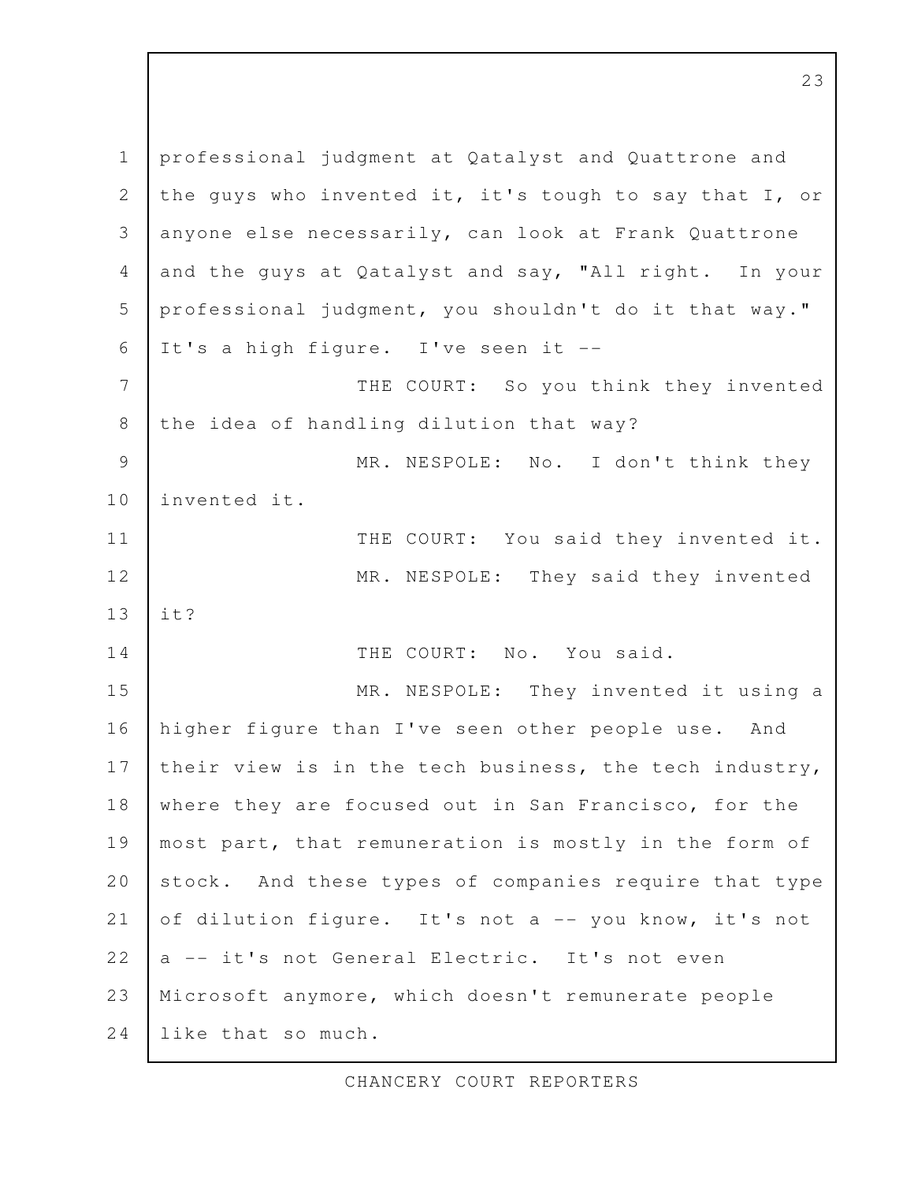professional judgment at Qatalyst and Quattrone and the guys who invented it, it's tough to say that I, or anyone else necessarily, can look at Frank Quattrone and the guys at Qatalyst and say, "All right. In your professional judgment, you shouldn't do it that way." It's a high figure. I've seen it --

THE COURT: So you think they invented the idea of handling dilution that way?

MR. NESPOLE: No. I don't think they invented it.

THE COURT: You said they invented it.

MR. NESPOLE: They said they invented it?

THE COURT: No. You said.

MR. NESPOLE: They invented it using a higher figure than I've seen other people use. And their view is in the tech business, the tech industry, where they are focused out in San Francisco, for the most part, that remuneration is mostly in the form of stock. And these types of companies require that type of dilution figure. It's not a -- you know, it's not a -- it's not General Electric. It's not even Microsoft anymore, which doesn't remunerate people like that so much.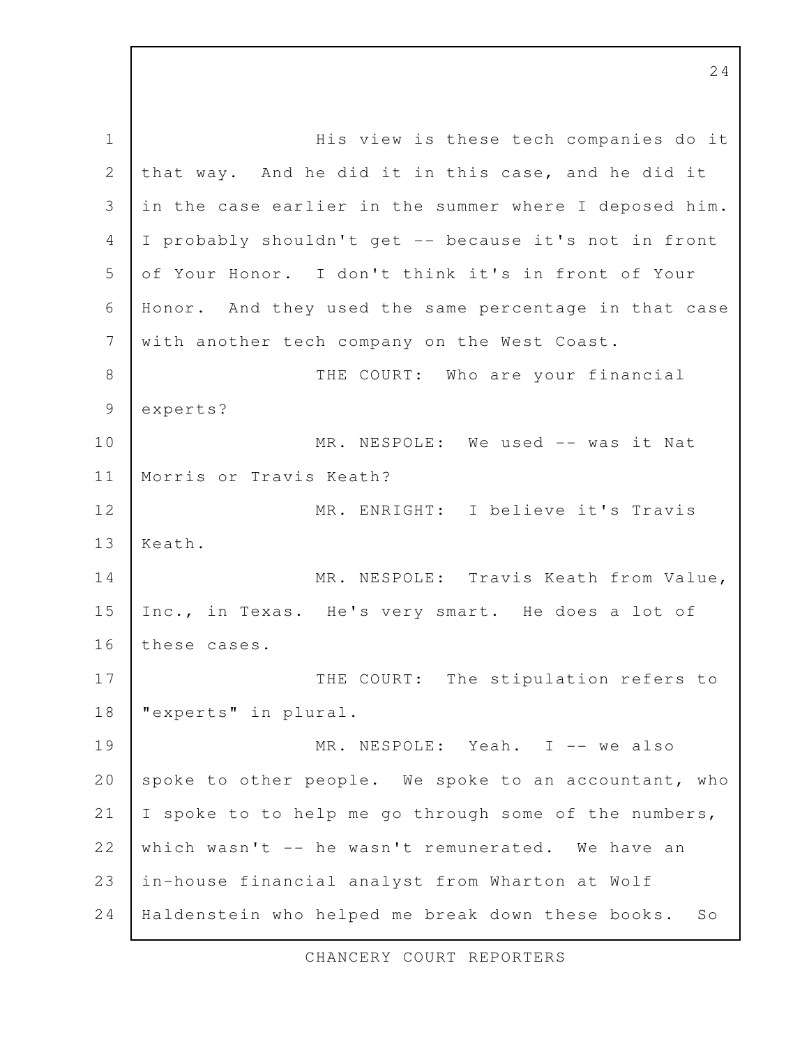His view is these tech companies do it that way. And he did it in this case, and he did it in the case earlier in the summer where I deposed him. I probably shouldn't get -- because it's not in front of Your Honor. I don't think it's in front of Your Honor. And they used the same percentage in that case with another tech company on the West Coast.

THE COURT: Who are your financial experts?

MR. NESPOLE: We used -- was it Nat Morris or Travis Keath?

MR. ENRIGHT: I believe it's Travis Keath.

MR. NESPOLE: Travis Keath from Value, Inc., in Texas. He's very smart. He does a lot of these cases.

THE COURT: The stipulation refers to "experts" in plural.

MR. NESPOLE: Yeah. I -- we also spoke to other people. We spoke to an accountant, who I spoke to to help me go through some of the numbers, which wasn't -- he wasn't remunerated. We have an in-house financial analyst from Wharton at Wolf Haldenstein who helped me break down these books. So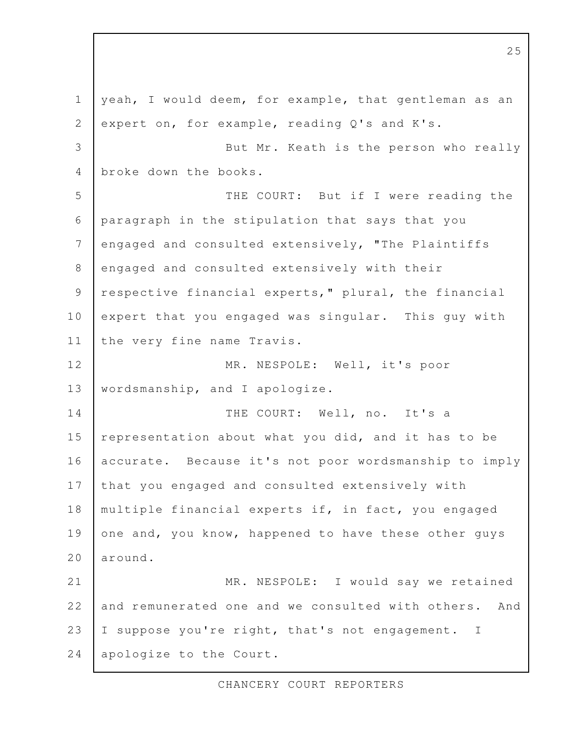yeah, I would deem, for example, that gentleman as an expert on, for example, reading Q's and K's.

But Mr. Keath is the person who really broke down the books.

THE COURT: But if I were reading the paragraph in the stipulation that says that you engaged and consulted extensively, "The Plaintiffs engaged and consulted extensively with their respective financial experts," plural, the financial expert that you engaged was singular. This guy with the very fine name Travis.

MR. NESPOLE: Well, it's poor wordsmanship, and I apologize.

THE COURT: Well, no. It's a representation about what you did, and it has to be accurate. Because it's not poor wordsmanship to imply that you engaged and consulted extensively with multiple financial experts if, in fact, you engaged one and, you know, happened to have these other guys around.

MR. NESPOLE: I would say we retained and remunerated one and we consulted with others. And I suppose you're right, that's not engagement. I apologize to the Court.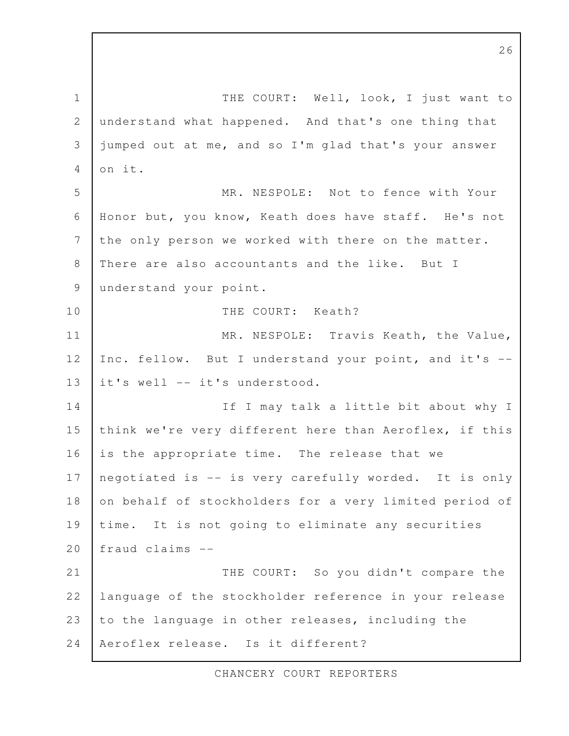THE COURT: Well, look, I just want to understand what happened. And that's one thing that jumped out at me, and so I'm glad that's your answer on it.

MR. NESPOLE: Not to fence with Your Honor but, you know, Keath does have staff. He's not the only person we worked with there on the matter. There are also accountants and the like. But I understand your point.

THE COURT: Keath?

MR. NESPOLE: Travis Keath, the Value, Inc. fellow. But I understand your point, and it's -- it's well -- it's understood.

If I may talk a little bit about why I think we're very different here than Aeroflex, if this is the appropriate time. The release that we negotiated is -- is very carefully worded. It is only on behalf of stockholders for a very limited period of time. It is not going to eliminate any securities fraud claims --

THE COURT: So you didn't compare the language of the stockholder reference in your release to the language in other releases, including the Aeroflex release. Is it different?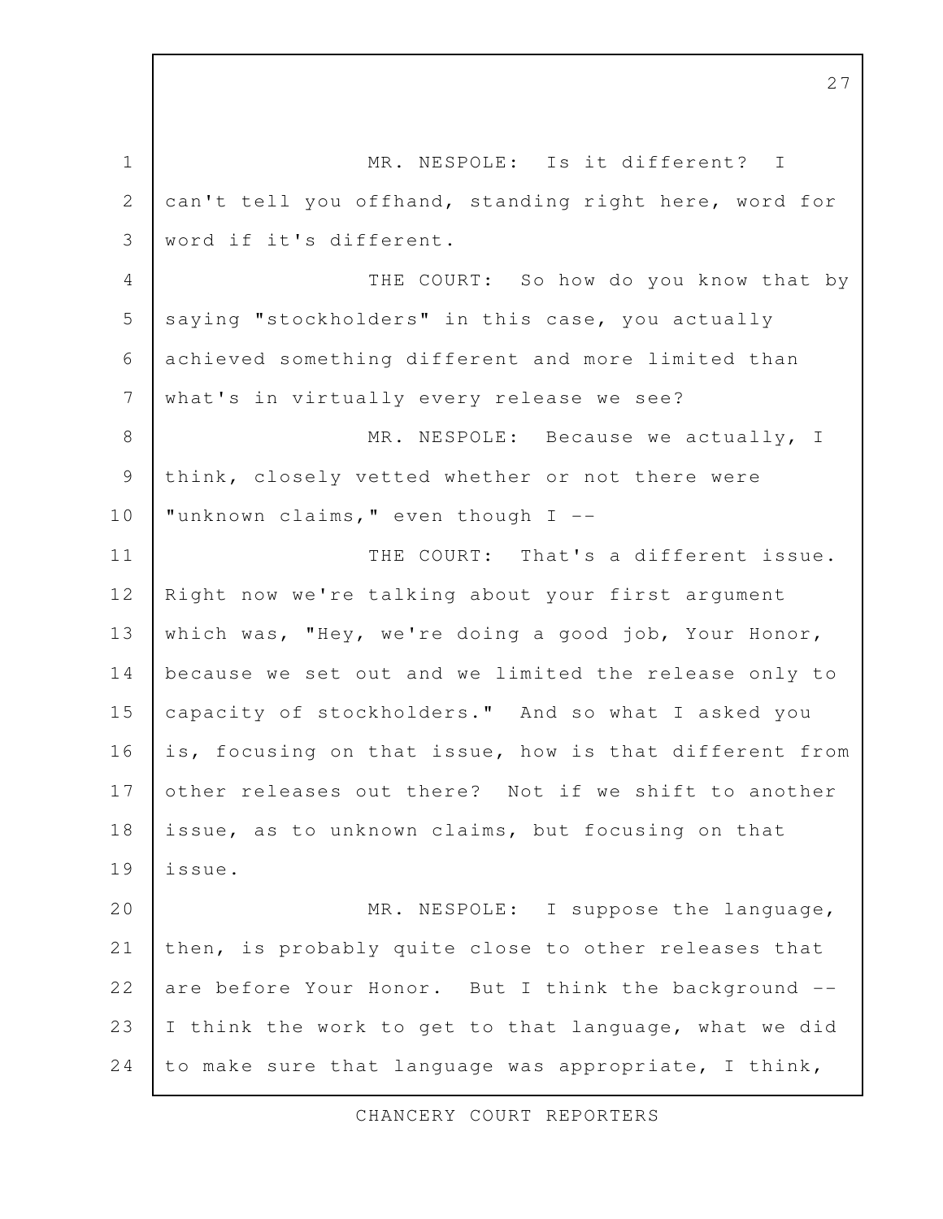MR. NESPOLE: Is it different? I can't tell you offhand, standing right here, word for word if it's different.

THE COURT: So how do you know that by saying "stockholders" in this case, you actually achieved something different and more limited than what's in virtually every release we see?

MR. NESPOLE: Because we actually, I think, closely vetted whether or not there were "unknown claims," even though I --

THE COURT: That's a different issue. Right now we're talking about your first argument which was, "Hey, we're doing a good job, Your Honor, because we set out and we limited the release only to capacity of stockholders." And so what I asked you is, focusing on that issue, how is that different from other releases out there? Not if we shift to another issue, as to unknown claims, but focusing on that issue.

MR. NESPOLE: I suppose the language, then, is probably quite close to other releases that are before Your Honor. But I think the background -- I think the work to get to that language, what we did to make sure that language was appropriate, I think,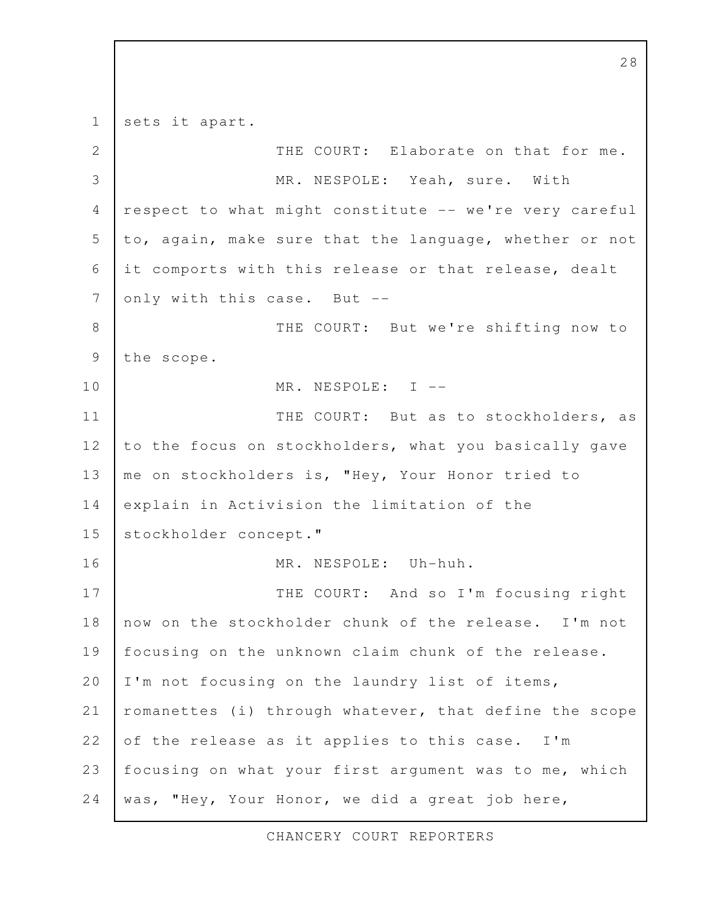sets it apart.

THE COURT: Elaborate on that for me.

MR. NESPOLE: Yeah, sure. With respect to what might constitute -- we're very careful to, again, make sure that the language, whether or not it comports with this release or that release, dealt only with this case. But --

THE COURT: But we're shifting now to the scope.

MR. NESPOLE: I --

THE COURT: But as to stockholders, as to the focus on stockholders, what you basically gave me on stockholders is, "Hey, Your Honor tried to explain in Activision the limitation of the stockholder concept."

MR. NESPOLE: Uh-huh.

THE COURT: And so I'm focusing right now on the stockholder chunk of the release. I'm not focusing on the unknown claim chunk of the release. I'm not focusing on the laundry list of items, romanettes (i) through whatever, that define the scope of the release as it applies to this case. I'm focusing on what your first argument was to me, which was, "Hey, Your Honor, we did a great job here,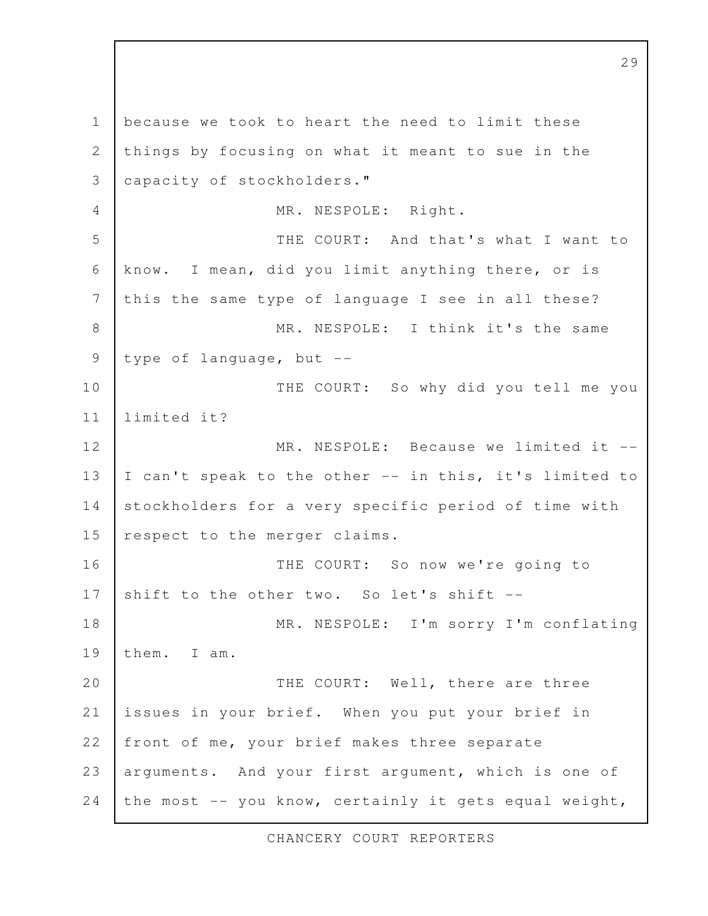because we took to heart the need to limit these things by focusing on what it meant to sue in the capacity of stockholders."

MR. NESPOLE: Right.

THE COURT: And that's what I want to know. I mean, did you limit anything there, or is this the same type of language I see in all these?

MR. NESPOLE: I think it's the same type of language, but --

THE COURT: So why did you tell me you limited it?

MR. NESPOLE: Because we limited it -- I can't speak to the other -- in this, it's limited to stockholders for a very specific period of time with respect to the merger claims.

THE COURT: So now we're going to shift to the other two. So let's shift --

MR. NESPOLE: I'm sorry I'm conflating them. I am.

THE COURT: Well, there are three issues in your brief. When you put your brief in front of me, your brief makes three separate arguments. And your first argument, which is one of the most -- you know, certainly it gets equal weight,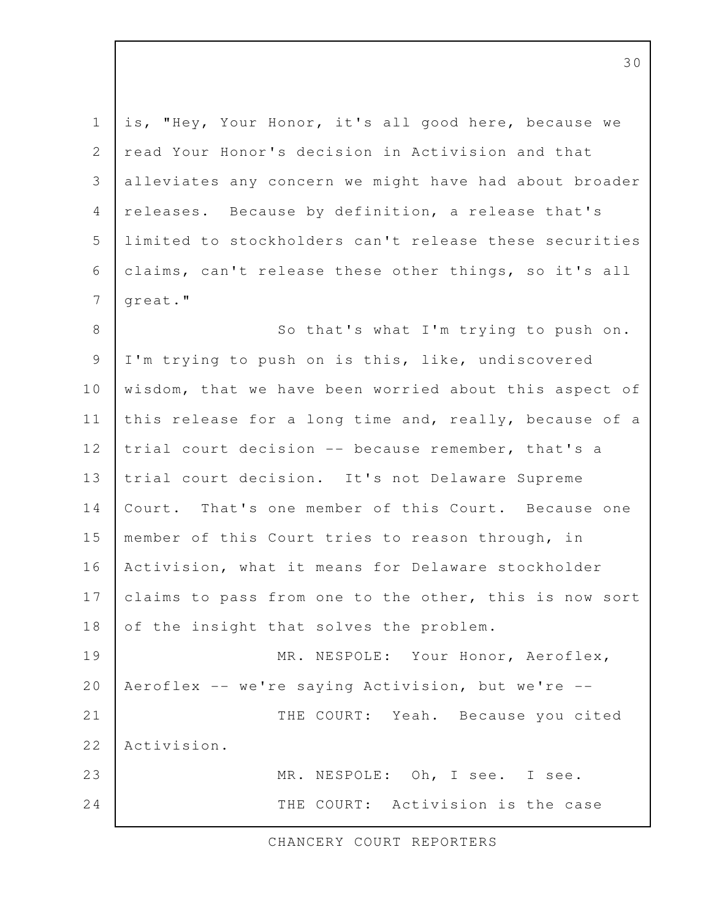is, "Hey, Your Honor, it's all good here, because we read Your Honor's decision in Activision and that alleviates any concern we might have had about broader releases. Because by definition, a release that's limited to stockholders can't release these securities claims, can't release these other things, so it's all great."

So that's what I'm trying to push on. I'm trying to push on is this, like, undiscovered wisdom, that we have been worried about this aspect of this release for a long time and, really, because of a trial court decision -- because remember, that's a trial court decision. It's not Delaware Supreme Court. That's one member of this Court. Because one member of this Court tries to reason through, in Activision, what it means for Delaware stockholder claims to pass from one to the other, this is now sort of the insight that solves the problem.

MR. NESPOLE: Your Honor, Aeroflex, Aeroflex -- we're saying Activision, but we're --

THE COURT: Yeah. Because you cited Activision.

MR. NESPOLE: Oh, I see. I see.

THE COURT: Activision is the case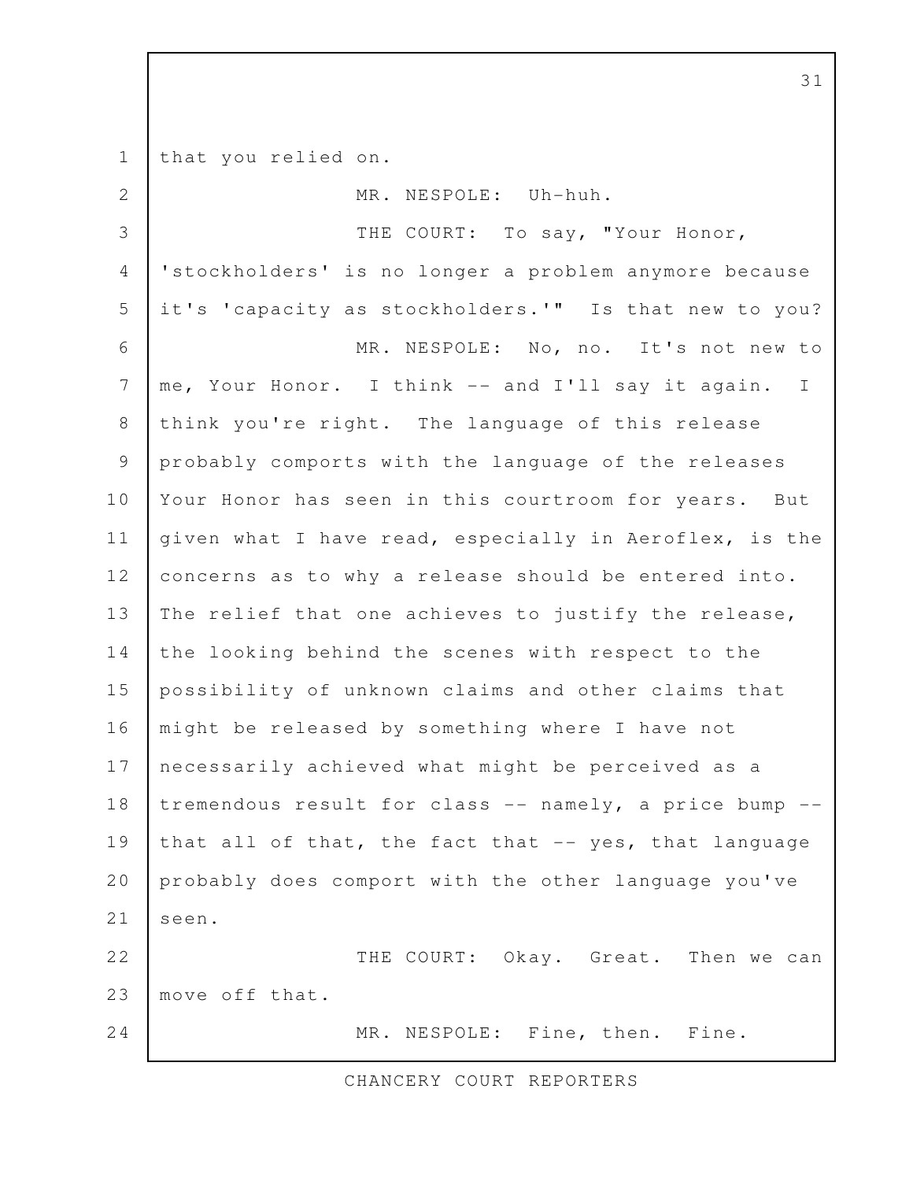that you relied on.

MR. NESPOLE: Uh-huh.

THE COURT: To say, "Your Honor, 'stockholders' is no longer a problem anymore because it's 'capacity as stockholders.'" Is that new to you?

MR. NESPOLE: No, no. It's not new to me, Your Honor. I think -- and I'll say it again. I think you're right. The language of this release probably comports with the language of the releases Your Honor has seen in this courtroom for years. But given what I have read, especially in Aeroflex, is the concerns as to why a release should be entered into. The relief that one achieves to justify the release, the looking behind the scenes with respect to the possibility of unknown claims and other claims that might be released by something where I have not necessarily achieved what might be perceived as a tremendous result for class -- namely, a price bump -- that all of that, the fact that -- yes, that language probably does comport with the other language you've seen.

THE COURT: Okay. Great. Then we can move off that.

MR. NESPOLE: Fine, then. Fine.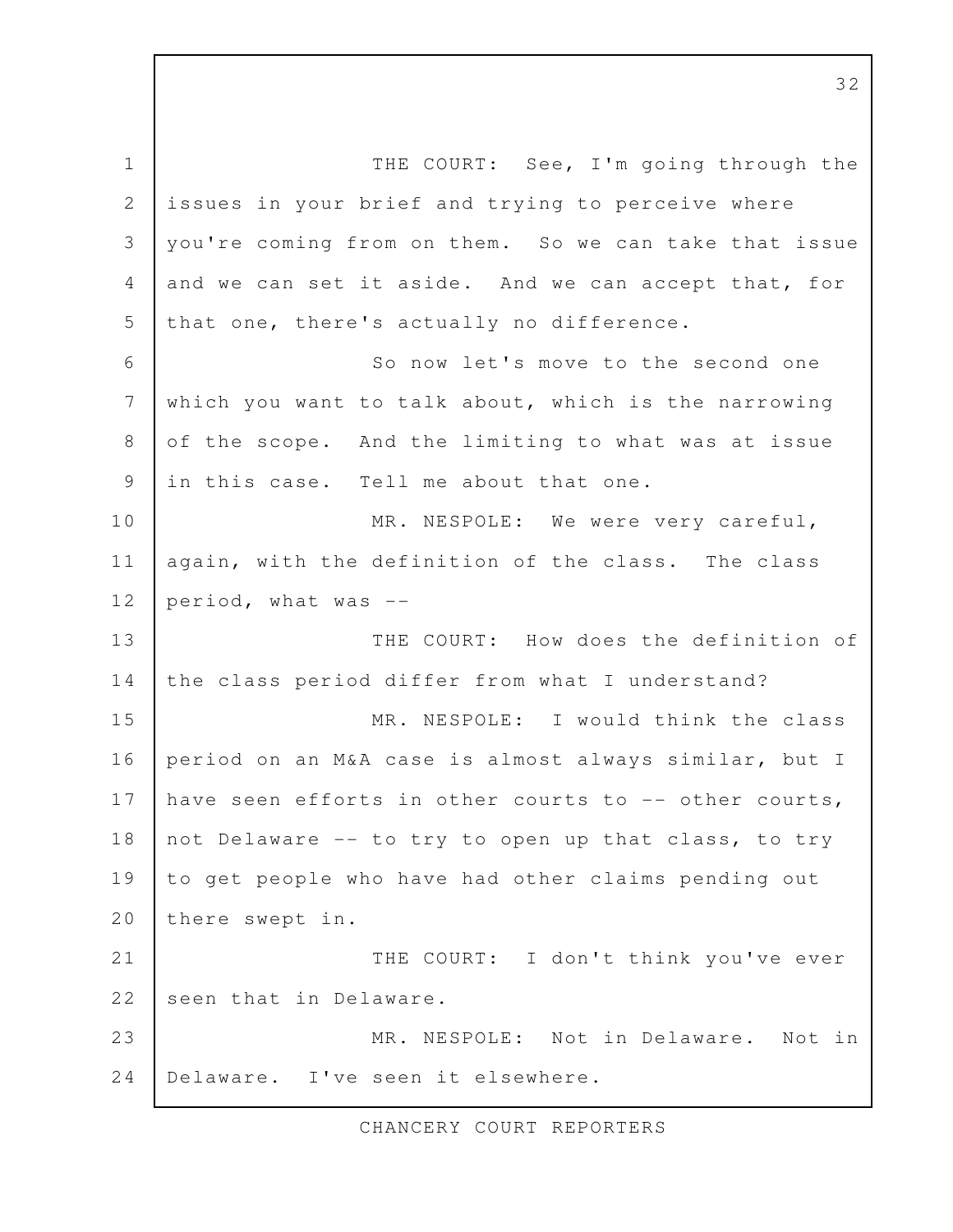THE COURT: See, I'm going through the issues in your brief and trying to perceive where you're coming from on them. So we can take that issue and we can set it aside. And we can accept that, for that one, there's actually no difference.

So now let's move to the second one which you want to talk about, which is the narrowing of the scope. And the limiting to what was at issue in this case. Tell me about that one.

MR. NESPOLE: We were very careful, again, with the definition of the class. The class period, what was --

THE COURT: How does the definition of the class period differ from what I understand?

MR. NESPOLE: I would think the class period on an M&A case is almost always similar, but I have seen efforts in other courts to -- other courts, not Delaware -- to try to open up that class, to try to get people who have had other claims pending out there swept in.

THE COURT: I don't think you've ever seen that in Delaware.

MR. NESPOLE: Not in Delaware. Not in Delaware. I've seen it elsewhere.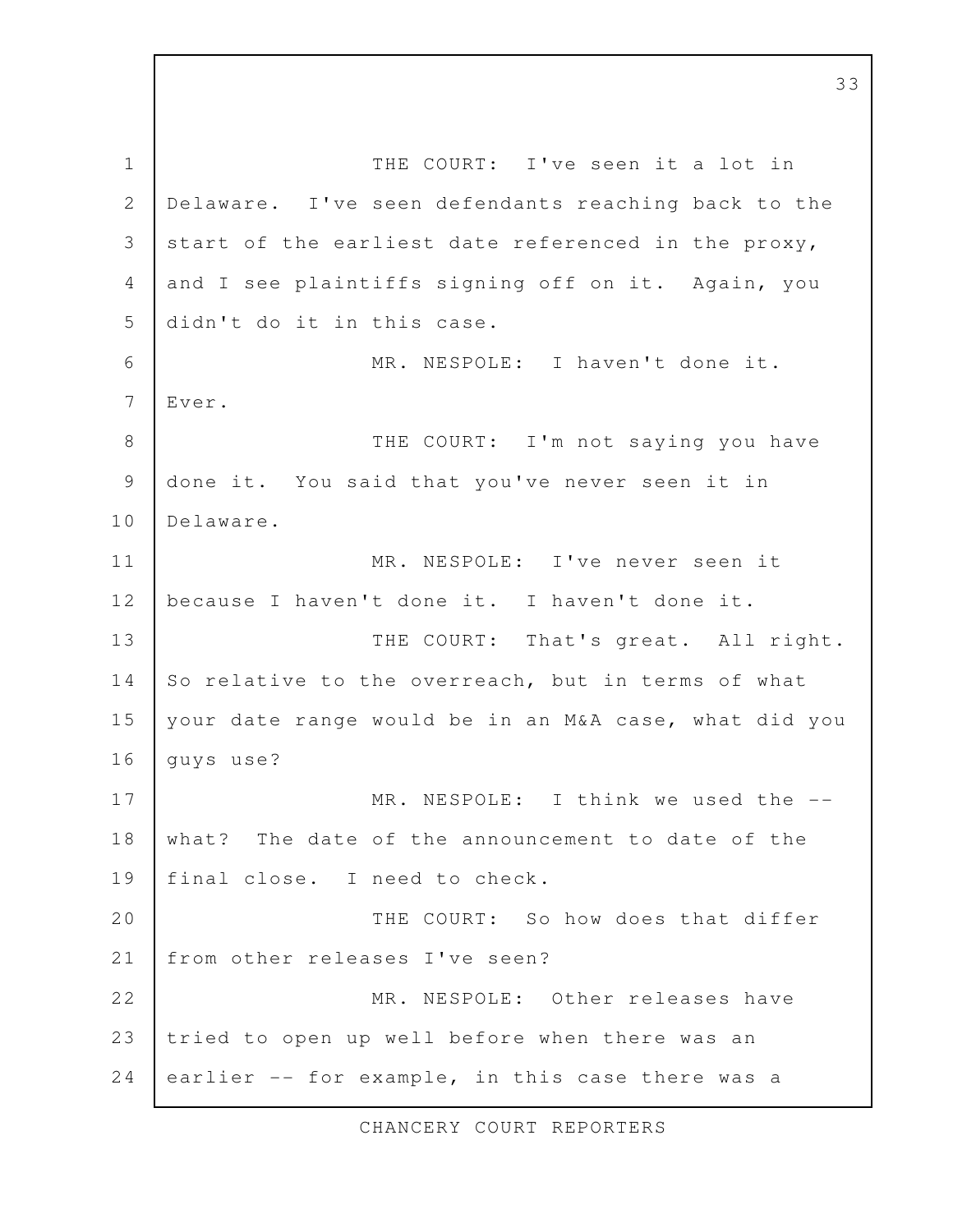THE COURT: I've seen it a lot in Delaware. I've seen defendants reaching back to the start of the earliest date referenced in the proxy, and I see plaintiffs signing off on it. Again, you didn't do it in this case.

MR. NESPOLE: I haven't done it. Ever.

THE COURT: I'm not saying you have done it. You said that you've never seen it in Delaware.

MR. NESPOLE: I've never seen it because I haven't done it. I haven't done it.

THE COURT: That's great. All right. So relative to the overreach, but in terms of what your date range would be in an M&A case, what did you guys use?

MR. NESPOLE: I think we used the -- what? The date of the announcement to date of the final close. I need to check.

THE COURT: So how does that differ from other releases I've seen?

MR. NESPOLE: Other releases have tried to open up well before when there was an earlier -- for example, in this case there was a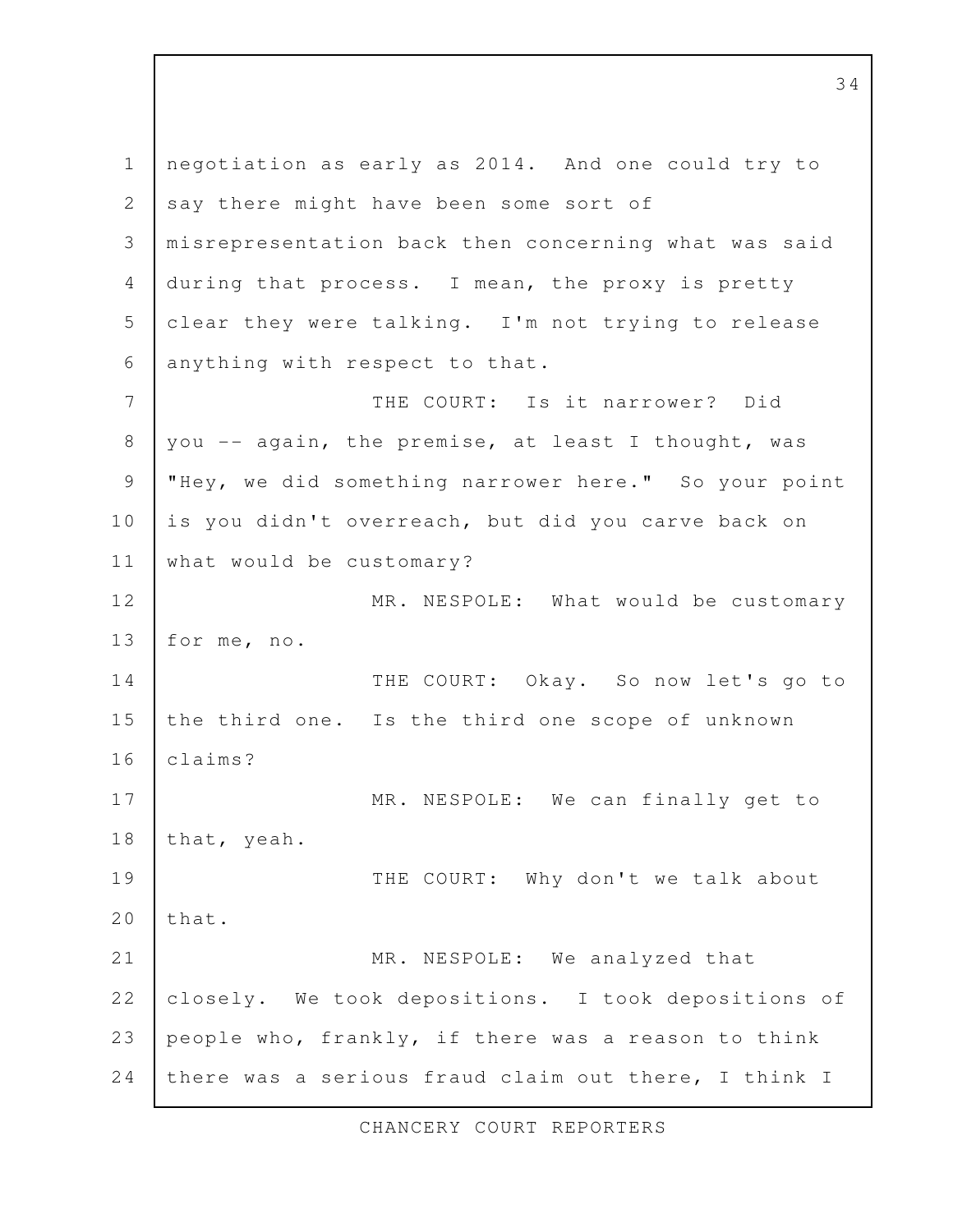negotiation as early as 2014. And one could try to say there might have been some sort of misrepresentation back then concerning what was said during that process. I mean, the proxy is pretty clear they were talking. I'm not trying to release anything with respect to that.

THE COURT: Is it narrower? Did you -- again, the premise, at least I thought, was "Hey, we did something narrower here." So your point is you didn't overreach, but did you carve back on what would be customary?

MR. NESPOLE: What would be customary for me, no.

THE COURT: Okay. So now let's go to the third one. Is the third one scope of unknown claims?

MR. NESPOLE: We can finally get to that, yeah.

THE COURT: Why don't we talk about that.

MR. NESPOLE: We analyzed that closely. We took depositions. I took depositions of people who, frankly, if there was a reason to think there was a serious fraud claim out there, I think I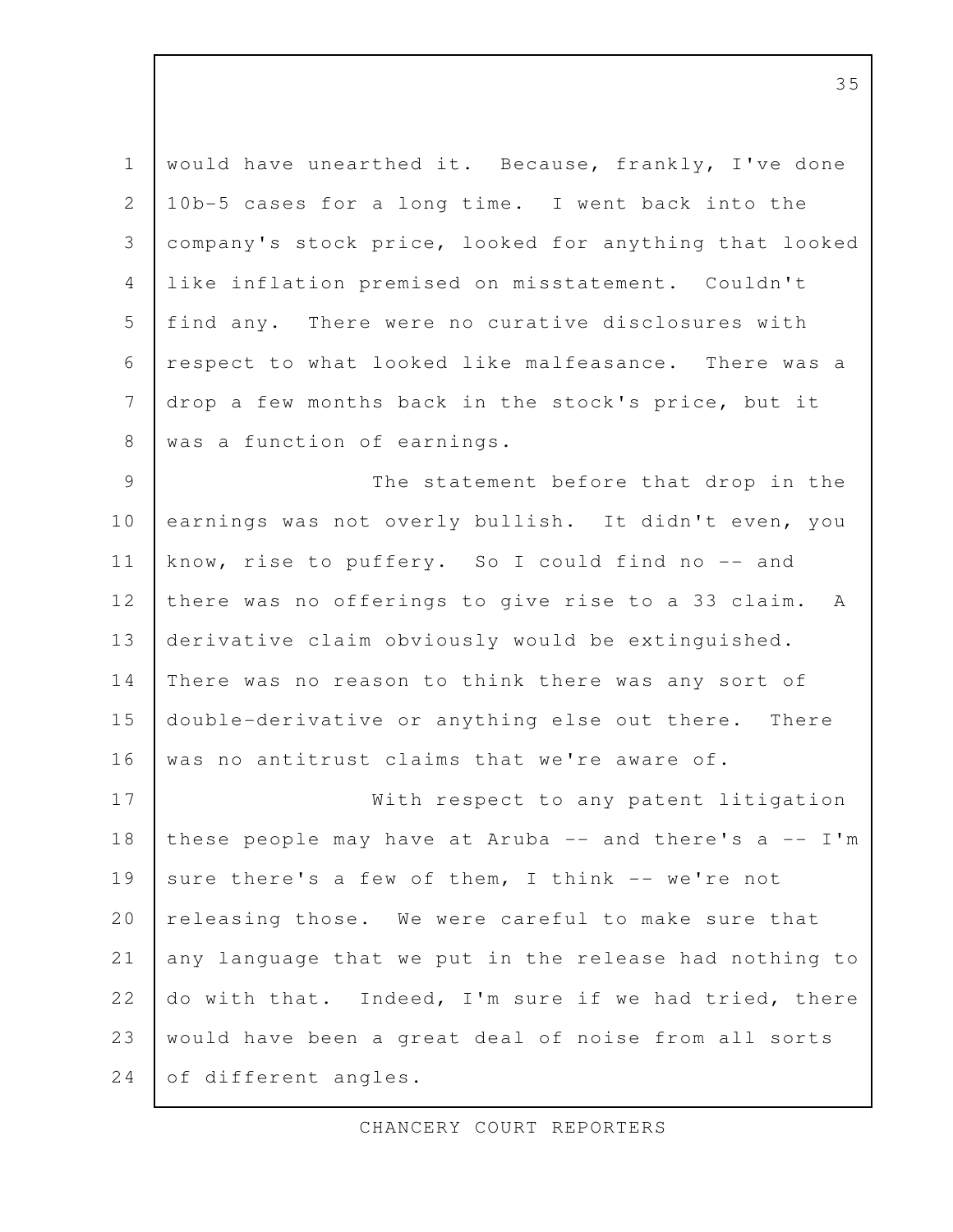would have unearthed it. Because, frankly, I've done 10b-5 cases for a long time. I went back into the company's stock price, looked for anything that looked like inflation premised on misstatement. Couldn't find any. There were no curative disclosures with respect to what looked like malfeasance. There was a drop a few months back in the stock's price, but it was a function of earnings.

The statement before that drop in the earnings was not overly bullish. It didn't even, you know, rise to puffery. So I could find no -- and there was no offerings to give rise to a 33 claim. A derivative claim obviously would be extinguished. There was no reason to think there was any sort of double-derivative or anything else out there. There was no antitrust claims that we're aware of.

With respect to any patent litigation these people may have at Aruba -- and there's a -- I'm sure there's a few of them, I think -- we're not releasing those. We were careful to make sure that any language that we put in the release had nothing to do with that. Indeed, I'm sure if we had tried, there would have been a great deal of noise from all sorts of different angles.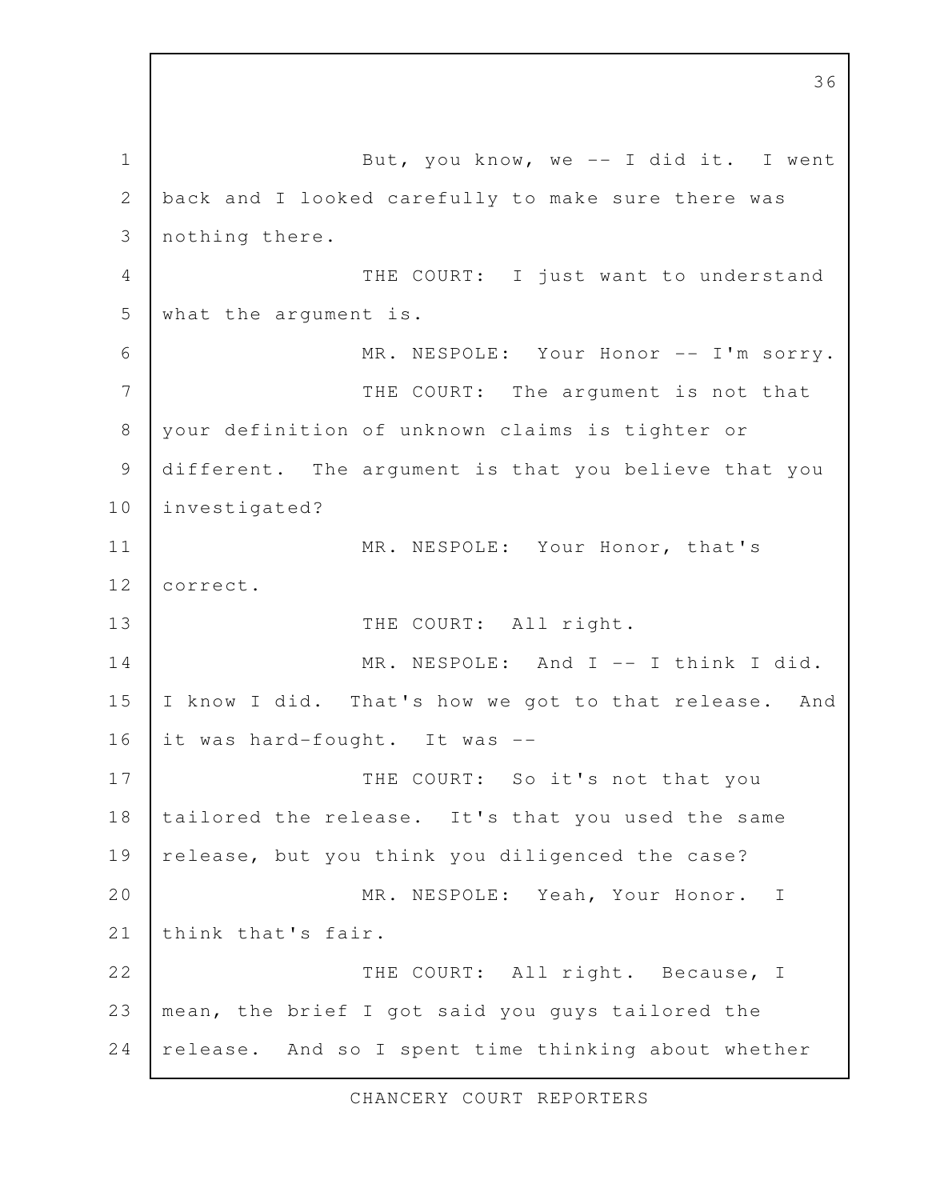But, you know, we -- I did it. I went back and I looked carefully to make sure there was nothing there.

THE COURT: I just want to understand what the argument is.

MR. NESPOLE: Your Honor -- I'm sorry.

THE COURT: The argument is not that your definition of unknown claims is tighter or different. The argument is that you believe that you investigated?

MR. NESPOLE: Your Honor, that's correct.

THE COURT: All right.

MR. NESPOLE: And I -- I think I did. I know I did. That's how we got to that release. And it was hard-fought. It was --

THE COURT: So it's not that you tailored the release. It's that you used the same release, but you think you diligenced the case?

MR. NESPOLE: Yeah, Your Honor. I think that's fair.

THE COURT: All right. Because, I mean, the brief I got said you guys tailored the release. And so I spent time thinking about whether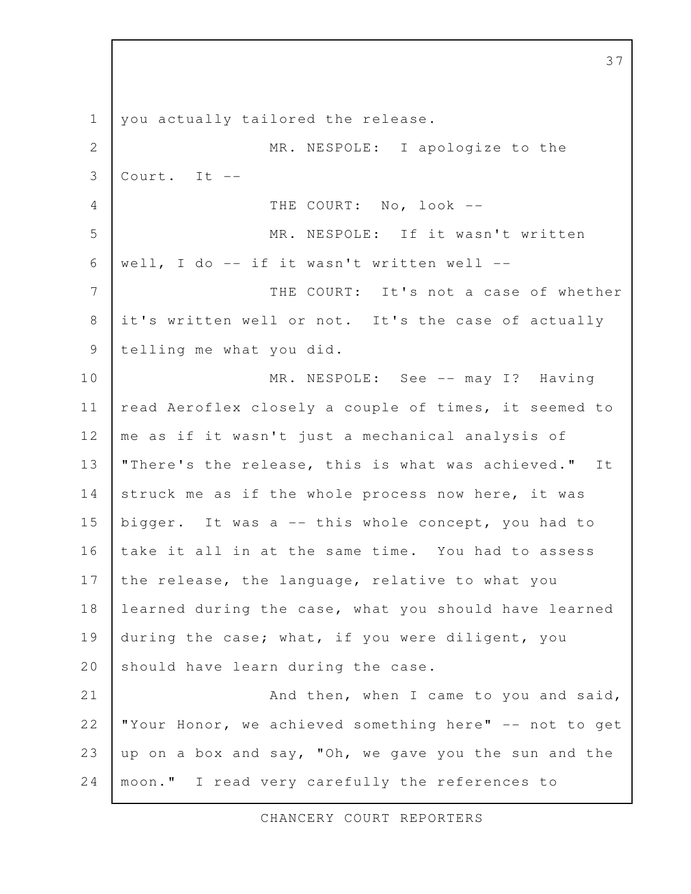you actually tailored the release.

MR. NESPOLE: I apologize to the Court. It --

THE COURT: No, look --

MR. NESPOLE: If it wasn't written well, I do -- if it wasn't written well --

THE COURT: It's not a case of whether it's written well or not. It's the case of actually telling me what you did.

MR. NESPOLE: See -- may I? Having read Aeroflex closely a couple of times, it seemed to me as if it wasn't just a mechanical analysis of "There's the release, this is what was achieved." It struck me as if the whole process now here, it was bigger. It was a -- this whole concept, you had to take it all in at the same time. You had to assess the release, the language, relative to what you learned during the case, what you should have learned during the case; what, if you were diligent, you should have learn during the case.

And then, when I came to you and said, "Your Honor, we achieved something here" -- not to get up on a box and say, "Oh, we gave you the sun and the moon." I read very carefully the references to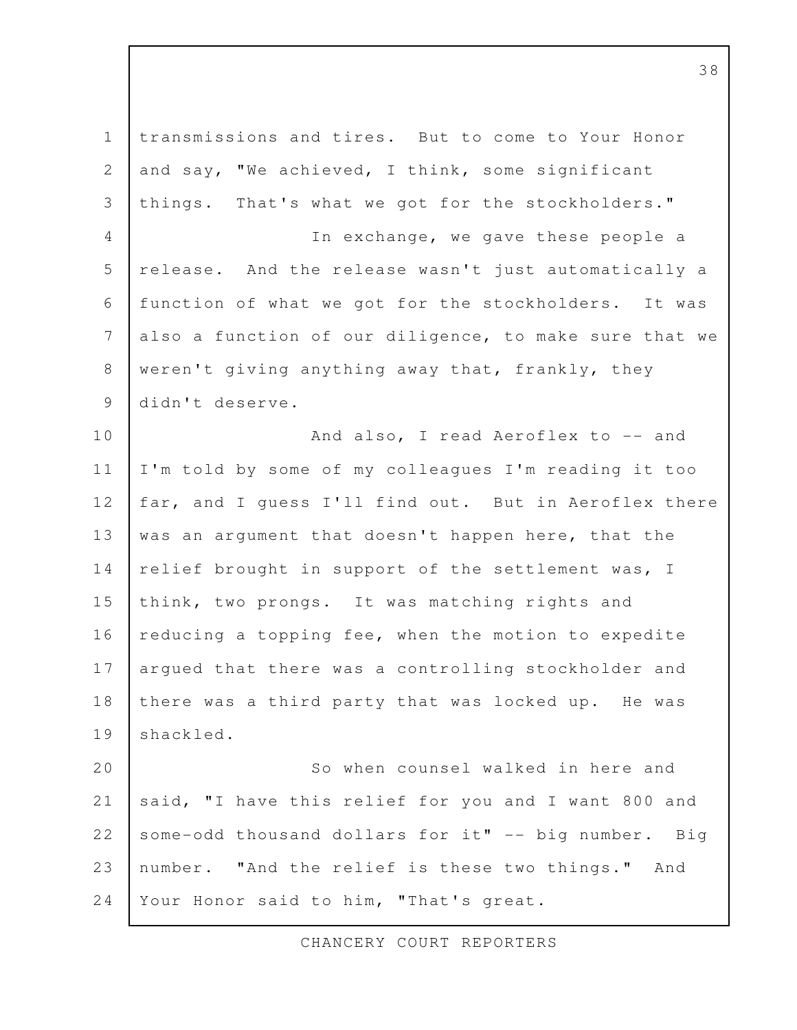transmissions and tires. But to come to Your Honor and say, "We achieved, I think, some significant things. That's what we got for the stockholders."

In exchange, we gave these people a release. And the release wasn't just automatically a function of what we got for the stockholders. It was also a function of our diligence, to make sure that we weren't giving anything away that, frankly, they didn't deserve.

And also, I read Aeroflex to -- and I'm told by some of my colleagues I'm reading it too far, and I guess I'll find out. But in Aeroflex there was an argument that doesn't happen here, that the relief brought in support of the settlement was, I think, two prongs. It was matching rights and reducing a topping fee, when the motion to expedite argued that there was a controlling stockholder and there was a third party that was locked up. He was shackled.

So when counsel walked in here and said, "I have this relief for you and I want 800 and some-odd thousand dollars for it" -- big number. Big number. "And the relief is these two things." And Your Honor said to him, "That's great.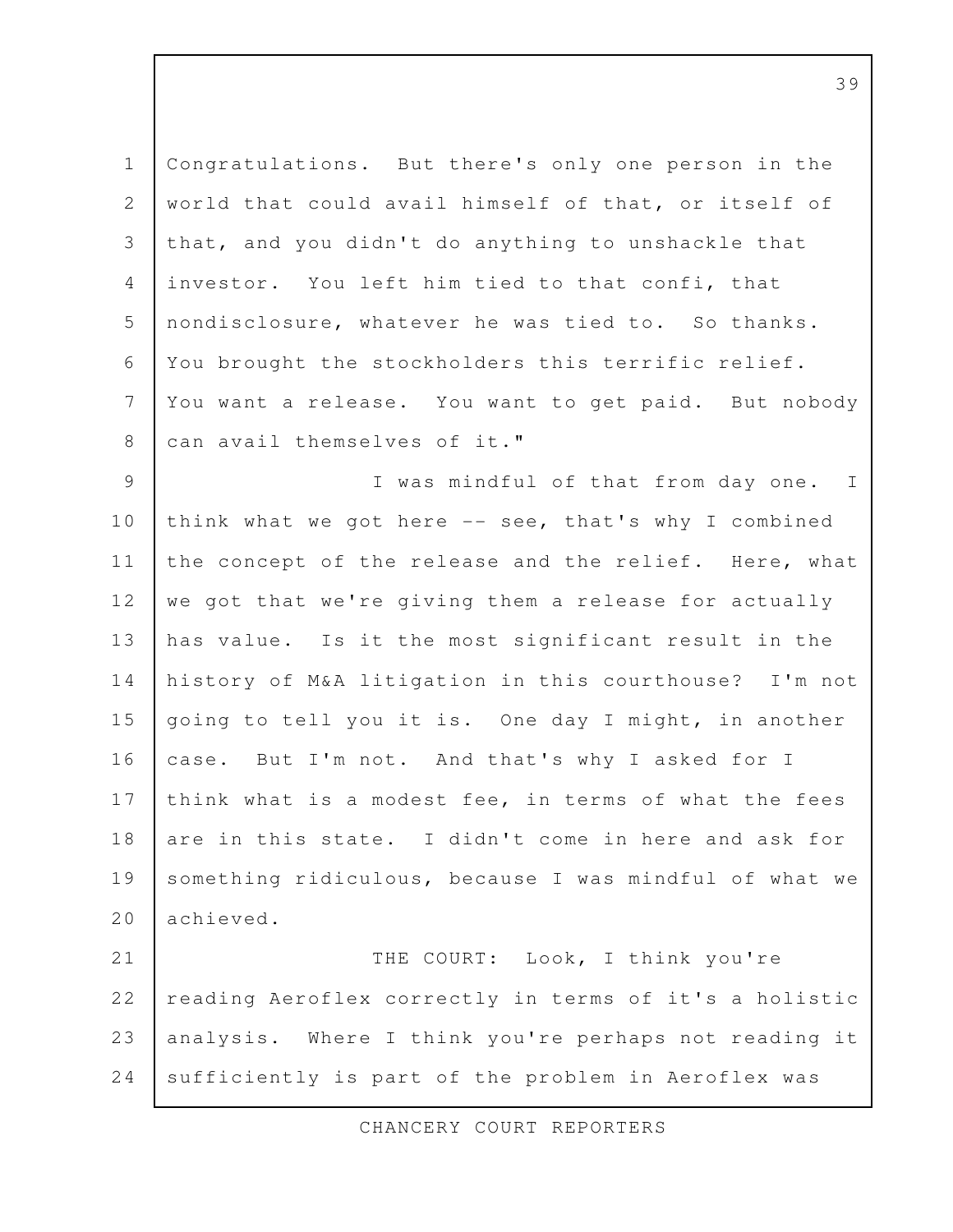Congratulations. But there's only one person in the world that could avail himself of that, or itself of that, and you didn't do anything to unshackle that investor. You left him tied to that confi, that nondisclosure, whatever he was tied to. So thanks. You brought the stockholders this terrific relief. You want a release. You want to get paid. But nobody can avail themselves of it."

I was mindful of that from day one. I think what we got here -- see, that's why I combined the concept of the release and the relief. Here, what we got that we're giving them a release for actually has value. Is it the most significant result in the history of M&A litigation in this courthouse? I'm not going to tell you it is. One day I might, in another case. But I'm not. And that's why I asked for I think what is a modest fee, in terms of what the fees are in this state. I didn't come in here and ask for something ridiculous, because I was mindful of what we achieved.

THE COURT: Look, I think you're reading Aeroflex correctly in terms of it's a holistic analysis. Where I think you're perhaps not reading it sufficiently is part of the problem in Aeroflex was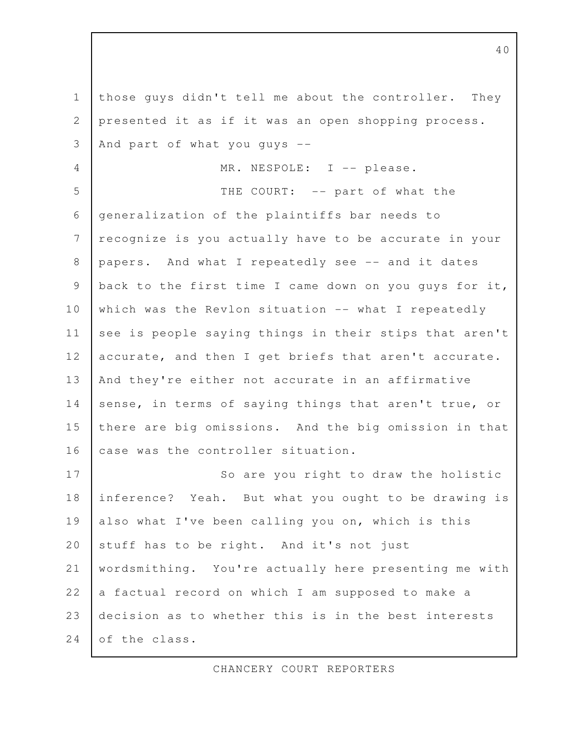those guys didn't tell me about the controller. They presented it as if it was an open shopping process. And part of what you guys --

MR. NESPOLE: I -- please.

THE COURT: -- part of what the generalization of the plaintiffs bar needs to recognize is you actually have to be accurate in your papers. And what I repeatedly see -- and it dates back to the first time I came down on you guys for it, which was the Revlon situation -- what I repeatedly see is people saying things in their stips that aren't accurate, and then I get briefs that aren't accurate. And they're either not accurate in an affirmative sense, in terms of saying things that aren't true, or there are big omissions. And the big omission in that case was the controller situation.

So are you right to draw the holistic inference? Yeah. But what you ought to be drawing is also what I've been calling you on, which is this stuff has to be right. And it's not just wordsmithing. You're actually here presenting me with a factual record on which I am supposed to make a decision as to whether this is in the best interests of the class.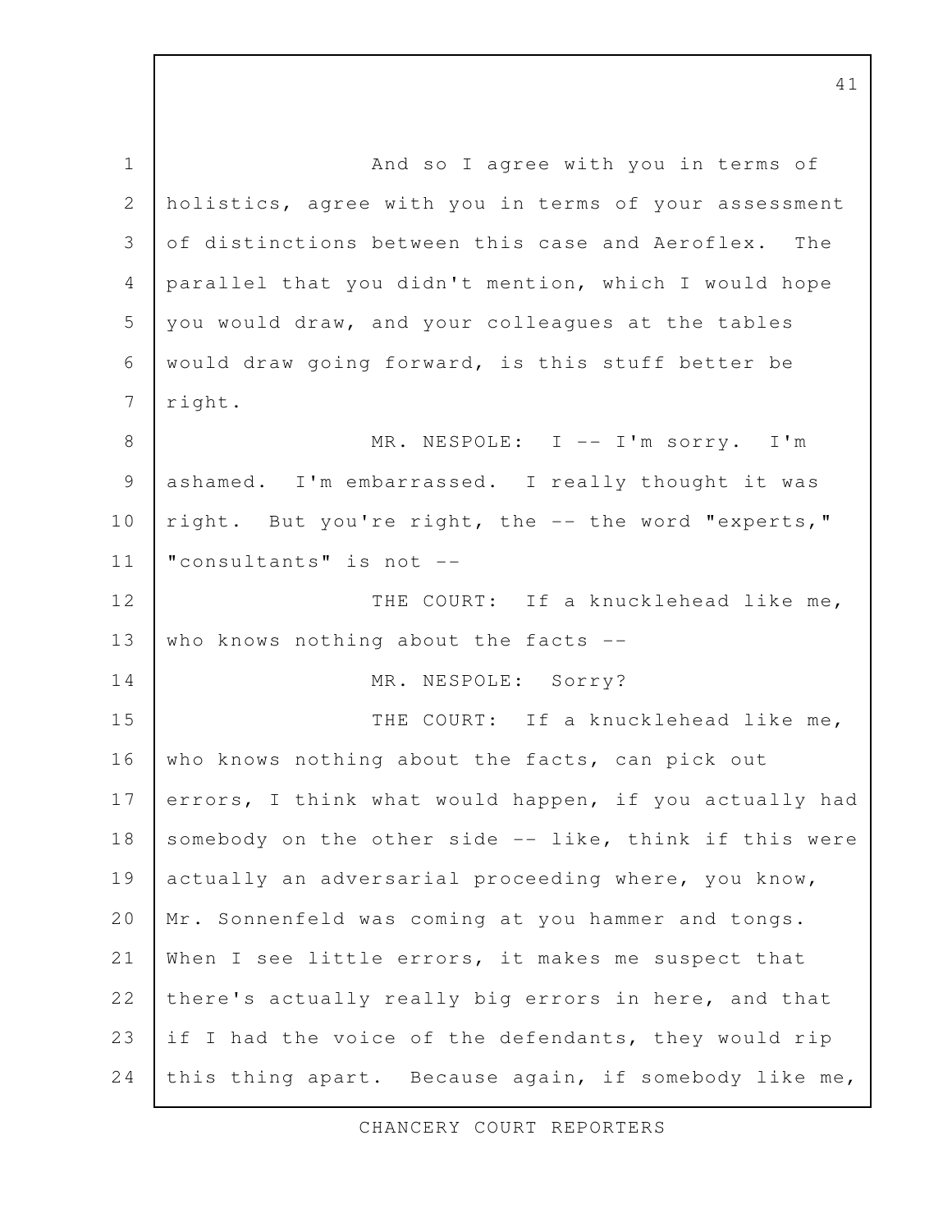And so I agree with you in terms of holistics, agree with you in terms of your assessment of distinctions between this case and Aeroflex. The parallel that you didn't mention, which I would hope you would draw, and your colleagues at the tables would draw going forward, is this stuff better be right.

MR. NESPOLE: I -- I'm sorry. I'm ashamed. I'm embarrassed. I really thought it was right. But you're right, the -- the word "experts," "consultants" is not --

THE COURT: If a knucklehead like me, who knows nothing about the facts --

MR. NESPOLE: Sorry?

THE COURT: If a knucklehead like me, who knows nothing about the facts, can pick out errors, I think what would happen, if you actually had somebody on the other side -- like, think if this were actually an adversarial proceeding where, you know, Mr. Sonnenfeld was coming at you hammer and tongs. When I see little errors, it makes me suspect that there's actually really big errors in here, and that if I had the voice of the defendants, they would rip this thing apart. Because again, if somebody like me,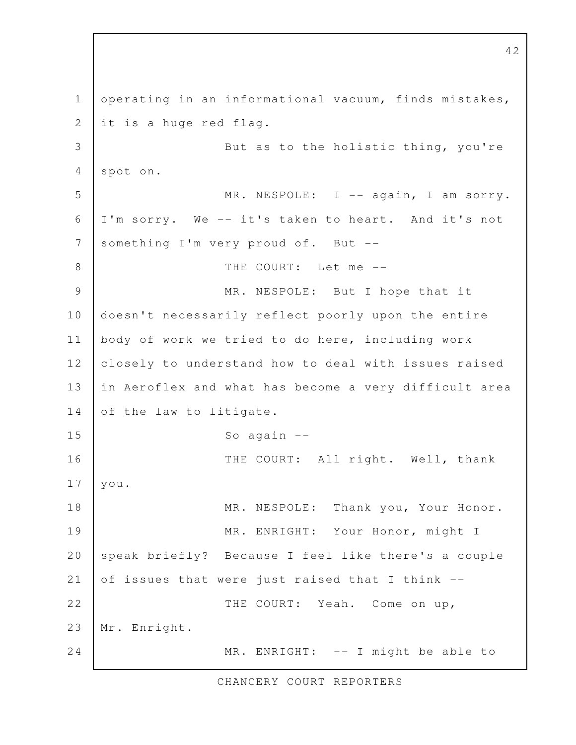operating in an informational vacuum, finds mistakes, it is a huge red flag.

But as to the holistic thing, you're spot on.

MR. NESPOLE: I -- again, I am sorry. I'm sorry. We -- it's taken to heart. And it's not something I'm very proud of. But --

THE COURT: Let me --

MR. NESPOLE: But I hope that it doesn't necessarily reflect poorly upon the entire body of work we tried to do here, including work closely to understand how to deal with issues raised in Aeroflex and what has become a very difficult area of the law to litigate.

So again --

THE COURT: All right. Well, thank you.

MR. NESPOLE: Thank you, Your Honor.

MR. ENRIGHT: Your Honor, might I speak briefly? Because I feel like there's a couple of issues that were just raised that I think --

THE COURT: Yeah. Come on up, Mr. Enright.

MR. ENRIGHT: -- I might be able to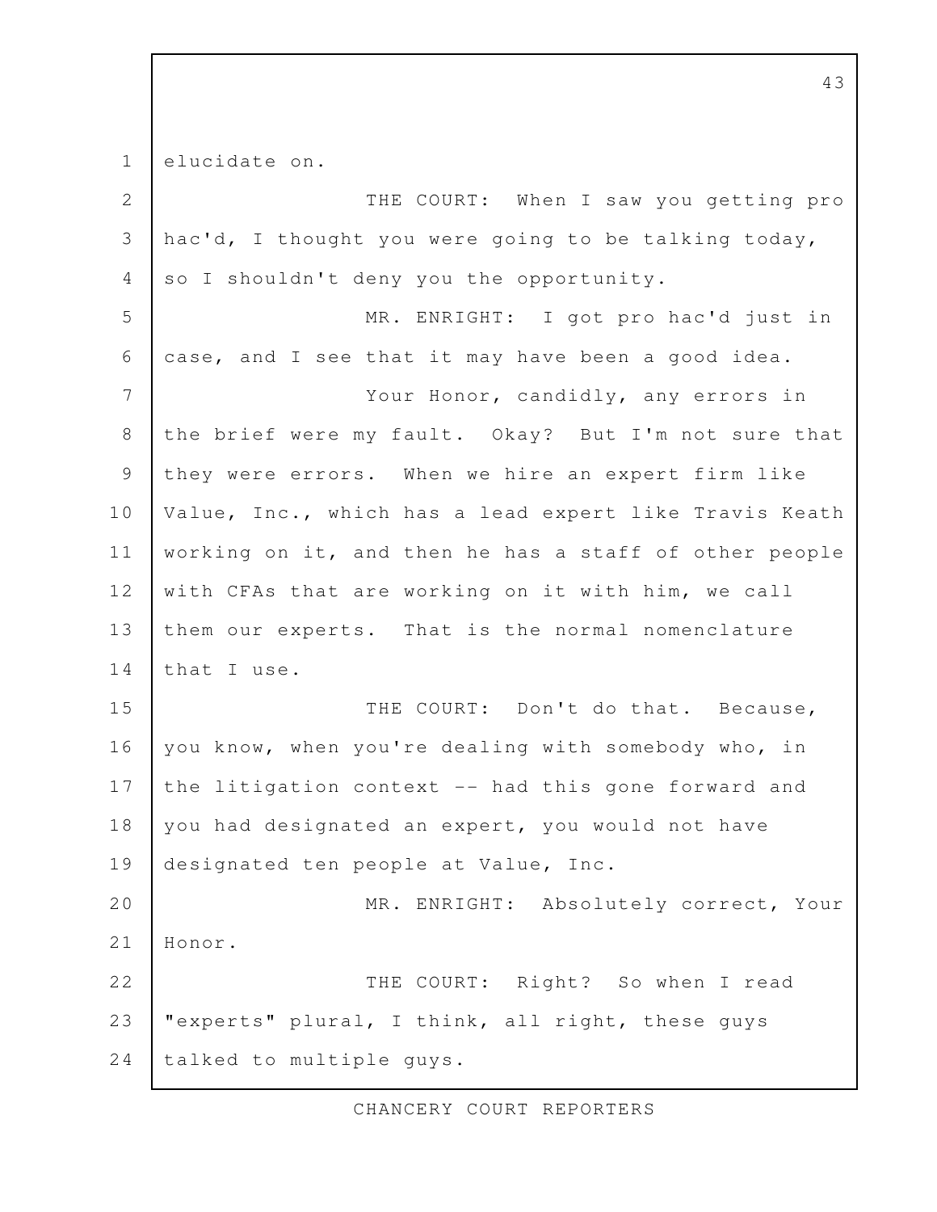elucidate on.

THE COURT: When I saw you getting pro hac'd, I thought you were going to be talking today, so I shouldn't deny you the opportunity.

MR. ENRIGHT: I got pro hac'd just in case, and I see that it may have been a good idea.

Your Honor, candidly, any errors in the brief were my fault. Okay? But I'm not sure that they were errors. When we hire an expert firm like Value, Inc., which has a lead expert like Travis Keath working on it, and then he has a staff of other people with CFAs that are working on it with him, we call them our experts. That is the normal nomenclature that I use.

THE COURT: Don't do that. Because, you know, when you're dealing with somebody who, in the litigation context -- had this gone forward and you had designated an expert, you would not have designated ten people at Value, Inc.

MR. ENRIGHT: Absolutely correct, Your Honor.

THE COURT: Right? So when I read "experts" plural, I think, all right, these guys talked to multiple guys.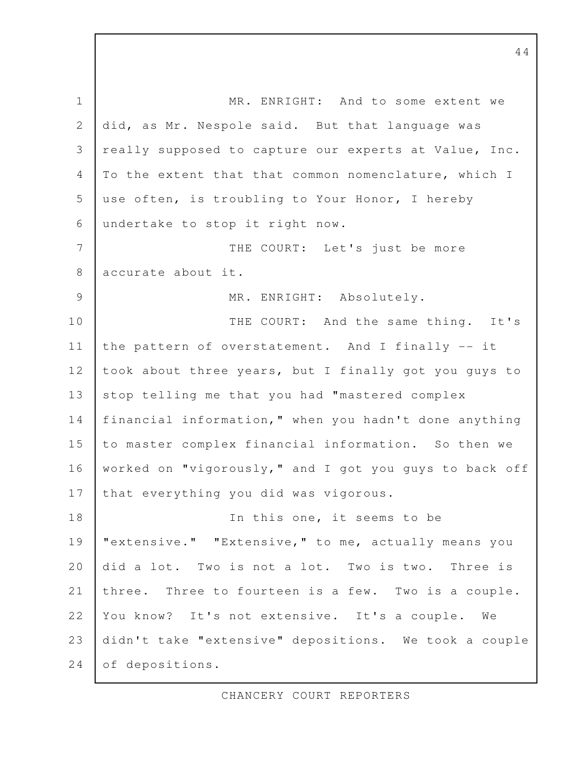MR. ENRIGHT: And to some extent we did, as Mr. Nespole said. But that language was really supposed to capture our experts at Value, Inc. To the extent that that common nomenclature, which I use often, is troubling to Your Honor, I hereby undertake to stop it right now.

THE COURT: Let's just be more accurate about it.

MR. ENRIGHT: Absolutely.

THE COURT: And the same thing. It's the pattern of overstatement. And I finally -- it took about three years, but I finally got you guys to stop telling me that you had "mastered complex financial information," when you hadn't done anything to master complex financial information. So then we worked on "vigorously," and I got you guys to back off that everything you did was vigorous.

In this one, it seems to be "extensive." "Extensive," to me, actually means you did a lot. Two is not a lot. Two is two. Three is three. Three to fourteen is a few. Two is a couple. You know? It's not extensive. It's a couple. We didn't take "extensive" depositions. We took a couple of depositions.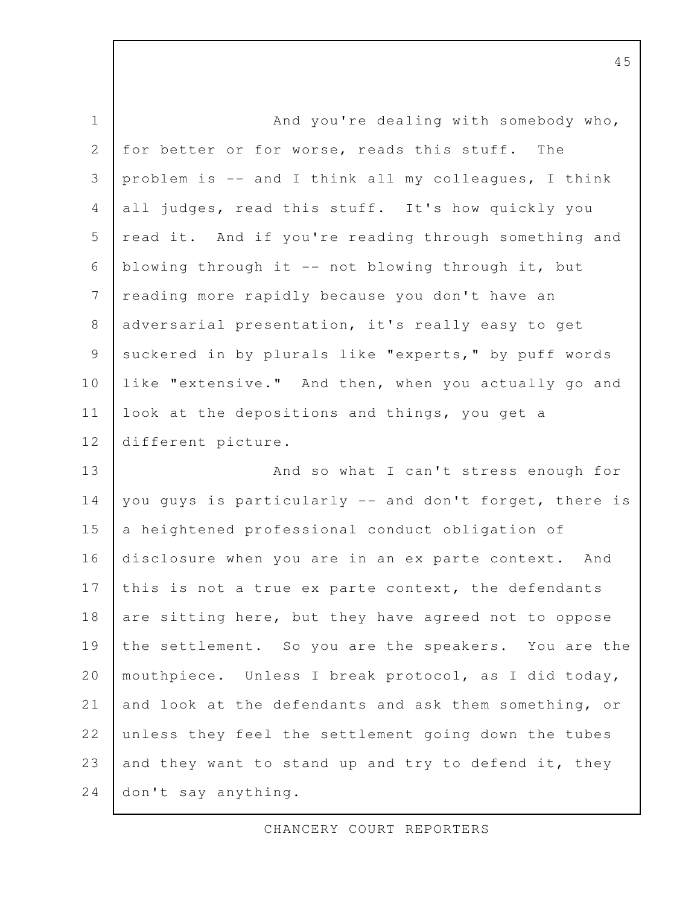And you're dealing with somebody who, for better or for worse, reads this stuff. The problem is -- and I think all my colleagues, I think all judges, read this stuff. It's how quickly you read it. And if you're reading through something and blowing through it -- not blowing through it, but reading more rapidly because you don't have an adversarial presentation, it's really easy to get suckered in by plurals like "experts," by puff words like "extensive." And then, when you actually go and look at the depositions and things, you get a different picture.

And so what I can't stress enough for you guys is particularly -- and don't forget, there is a heightened professional conduct obligation of disclosure when you are in an ex parte context. And this is not a true ex parte context, the defendants are sitting here, but they have agreed not to oppose the settlement. So you are the speakers. You are the mouthpiece. Unless I break protocol, as I did today, and look at the defendants and ask them something, or unless they feel the settlement going down the tubes and they want to stand up and try to defend it, they don't say anything.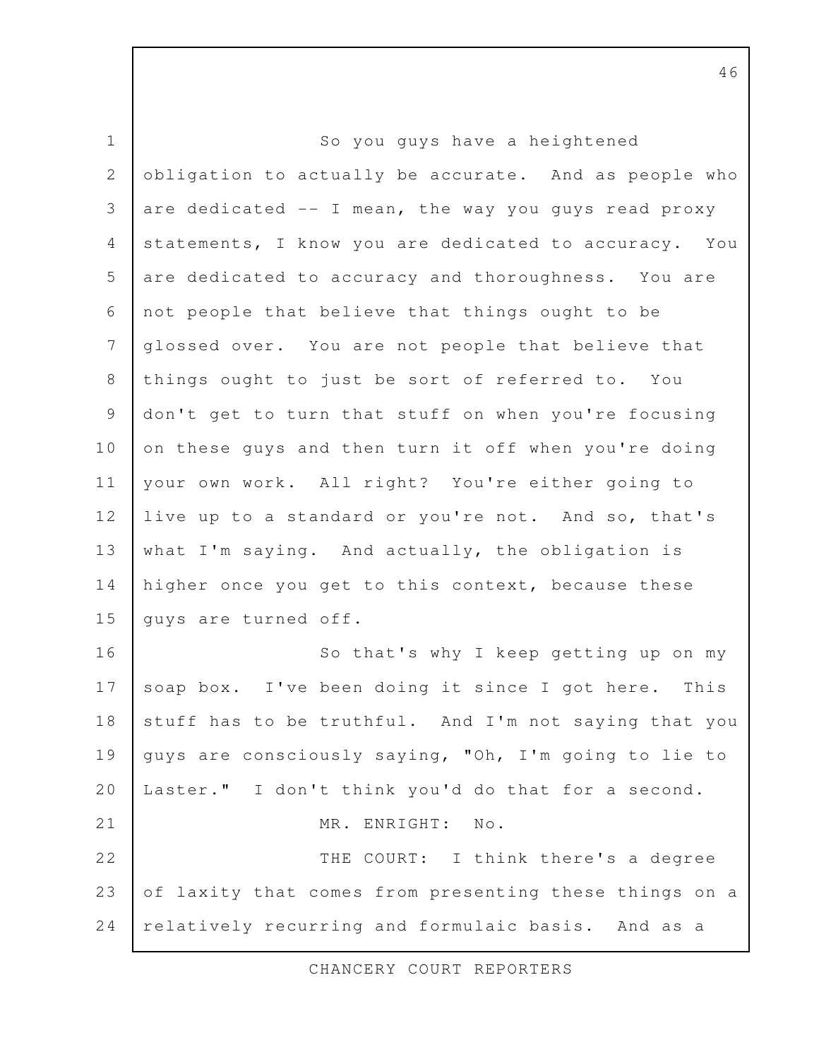So you guys have a heightened obligation to actually be accurate. And as people who are dedicated -- I mean, the way you guys read proxy statements, I know you are dedicated to accuracy. You are dedicated to accuracy and thoroughness. You are not people that believe that things ought to be glossed over. You are not people that believe that things ought to just be sort of referred to. You don't get to turn that stuff on when you're focusing on these guys and then turn it off when you're doing your own work. All right? You're either going to live up to a standard or you're not. And so, that's what I'm saying. And actually, the obligation is higher once you get to this context, because these guys are turned off.

So that's why I keep getting up on my soap box. I've been doing it since I got here. This stuff has to be truthful. And I'm not saying that you guys are consciously saying, "Oh, I'm going to lie to Laster." I don't think you'd do that for a second.

MR. ENRIGHT: No.

THE COURT: I think there's a degree of laxity that comes from presenting these things on a relatively recurring and formulaic basis. And as a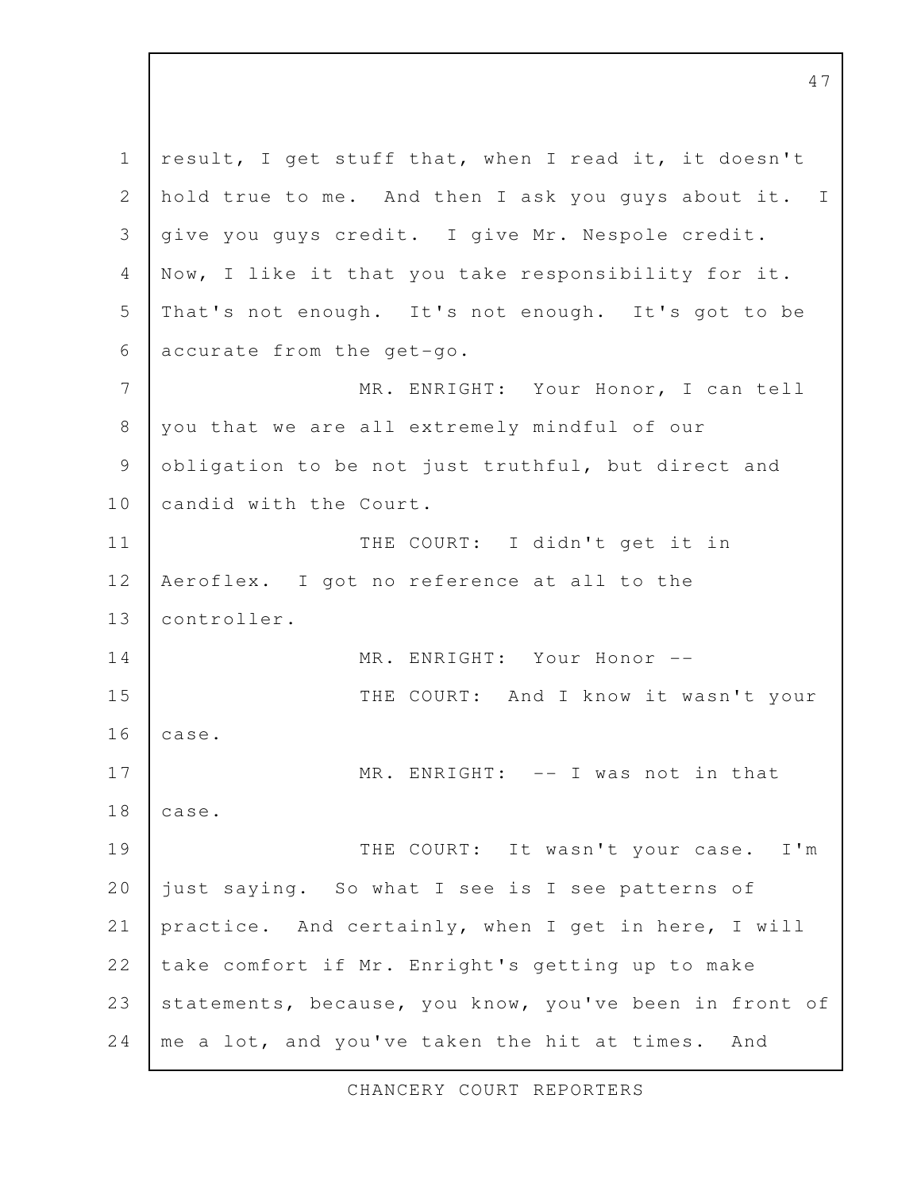result, I get stuff that, when I read it, it doesn't hold true to me. And then I ask you guys about it. I give you guys credit. I give Mr. Nespole credit. Now, I like it that you take responsibility for it. That's not enough. It's not enough. It's got to be accurate from the get-go.

MR. ENRIGHT: Your Honor, I can tell you that we are all extremely mindful of our obligation to be not just truthful, but direct and candid with the Court.

THE COURT: I didn't get it in Aeroflex. I got no reference at all to the controller.

MR. ENRIGHT: Your Honor --

THE COURT: And I know it wasn't your case.

MR. ENRIGHT: -- I was not in that case.

THE COURT: It wasn't your case. I'm just saying. So what I see is I see patterns of practice. And certainly, when I get in here, I will take comfort if Mr. Enright's getting up to make statements, because, you know, you've been in front of me a lot, and you've taken the hit at times. And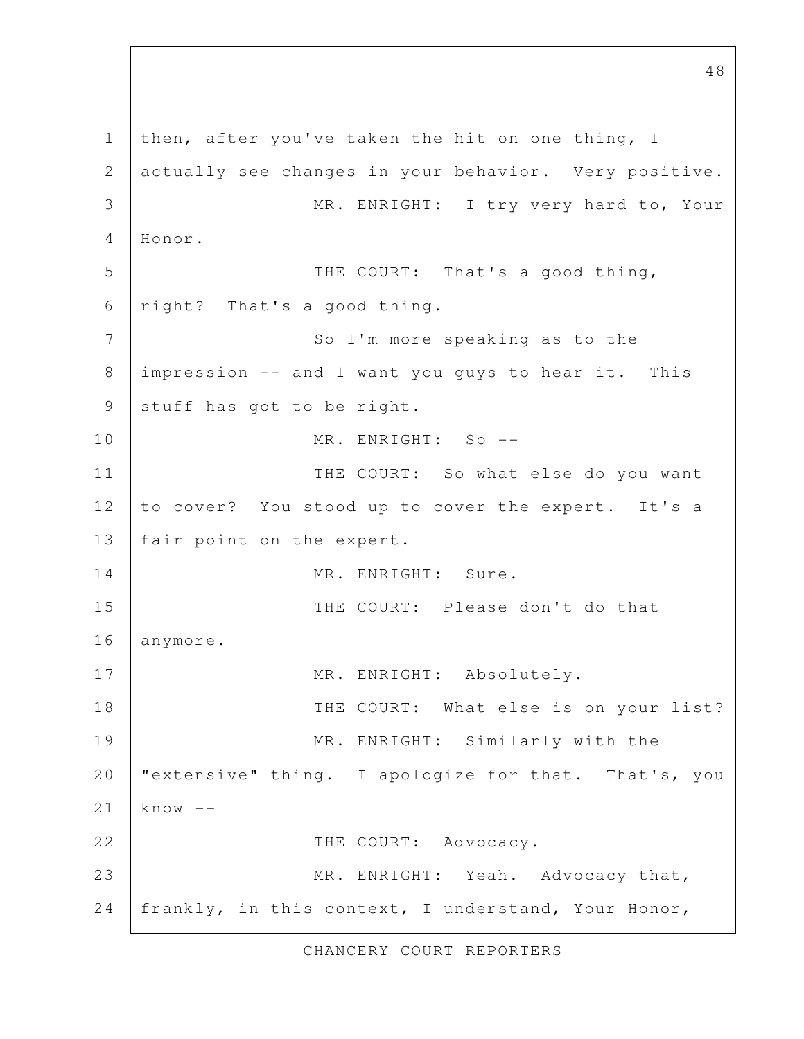then, after you've taken the hit on one thing, I actually see changes in your behavior. Very positive.

MR. ENRIGHT: I try very hard to, Your Honor.

THE COURT: That's a good thing, right? That's a good thing.

So I'm more speaking as to the impression -- and I want you guys to hear it. This stuff has got to be right.

MR. ENRIGHT: So --

THE COURT: So what else do you want to cover? You stood up to cover the expert. It's a fair point on the expert.

MR. ENRIGHT: Sure.

THE COURT: Please don't do that anymore.

MR. ENRIGHT: Absolutely.

THE COURT: What else is on your list?

MR. ENRIGHT: Similarly with the "extensive" thing. I apologize for that. That's, you know --

THE COURT: Advocacy.

MR. ENRIGHT: Yeah. Advocacy that, frankly, in this context, I understand, Your Honor,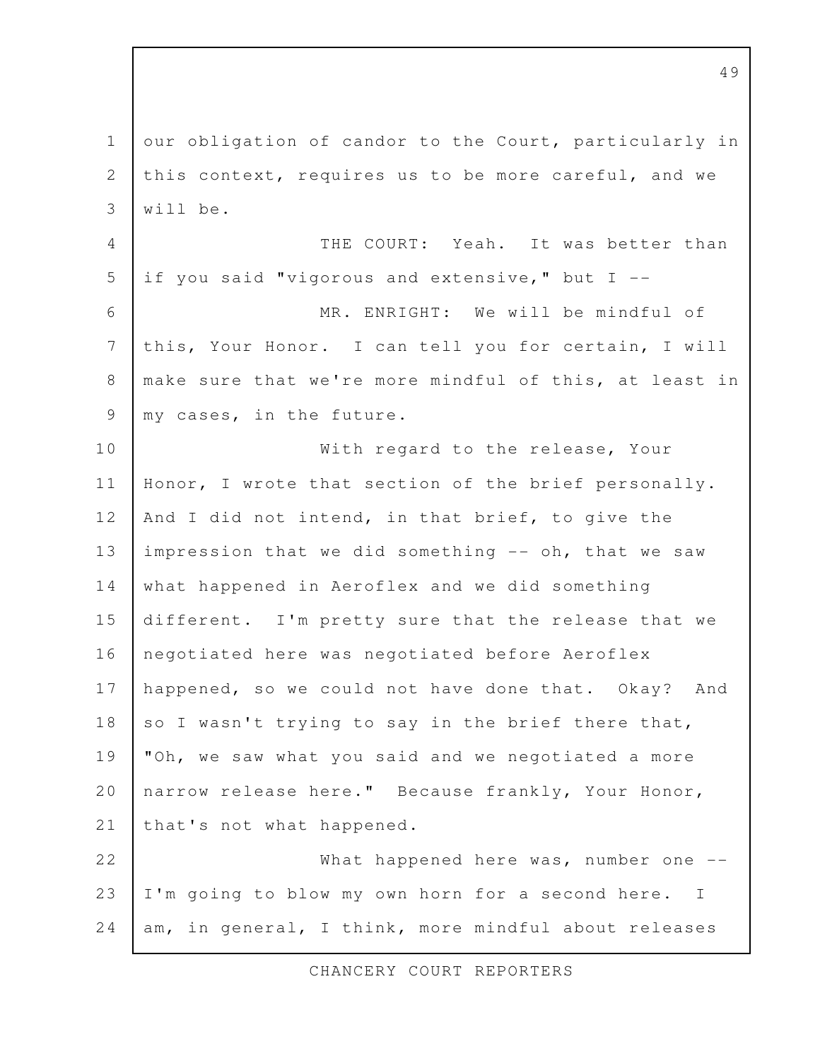our obligation of candor to the Court, particularly in this context, requires us to be more careful, and we will be.

THE COURT: Yeah. It was better than if you said "vigorous and extensive," but I --

MR. ENRIGHT: We will be mindful of this, Your Honor. I can tell you for certain, I will make sure that we're more mindful of this, at least in my cases, in the future.

With regard to the release, Your Honor, I wrote that section of the brief personally. And I did not intend, in that brief, to give the impression that we did something -- oh, that we saw what happened in Aeroflex and we did something different. I'm pretty sure that the release that we negotiated here was negotiated before Aeroflex happened, so we could not have done that. Okay? And so I wasn't trying to say in the brief there that, "Oh, we saw what you said and we negotiated a more narrow release here." Because frankly, Your Honor, that's not what happened.

What happened here was, number one -- I'm going to blow my own horn for a second here. I am, in general, I think, more mindful about releases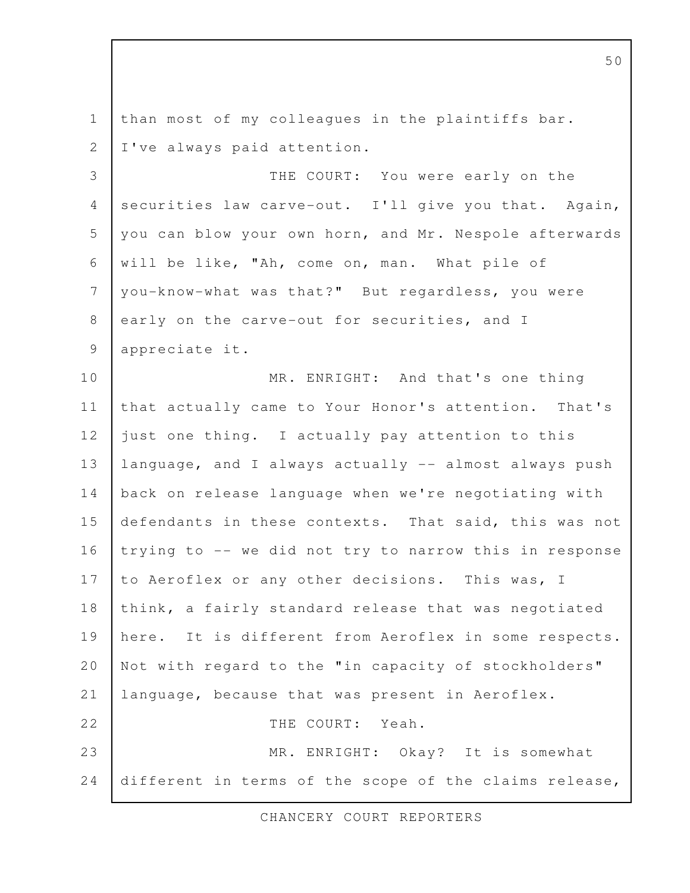than most of my colleagues in the plaintiffs bar. I've always paid attention.

THE COURT: You were early on the securities law carve-out. I'll give you that. Again, you can blow your own horn, and Mr. Nespole afterwards will be like, "Ah, come on, man. What pile of you-know-what was that?" But regardless, you were early on the carve-out for securities, and I appreciate it.

MR. ENRIGHT: And that's one thing that actually came to Your Honor's attention. That's just one thing. I actually pay attention to this language, and I always actually -- almost always push back on release language when we're negotiating with defendants in these contexts. That said, this was not trying to -- we did not try to narrow this in response to Aeroflex or any other decisions. This was, I think, a fairly standard release that was negotiated here. It is different from Aeroflex in some respects. Not with regard to the "in capacity of stockholders" language, because that was present in Aeroflex.

THE COURT: Yeah.

MR. ENRIGHT: Okay? It is somewhat different in terms of the scope of the claims release,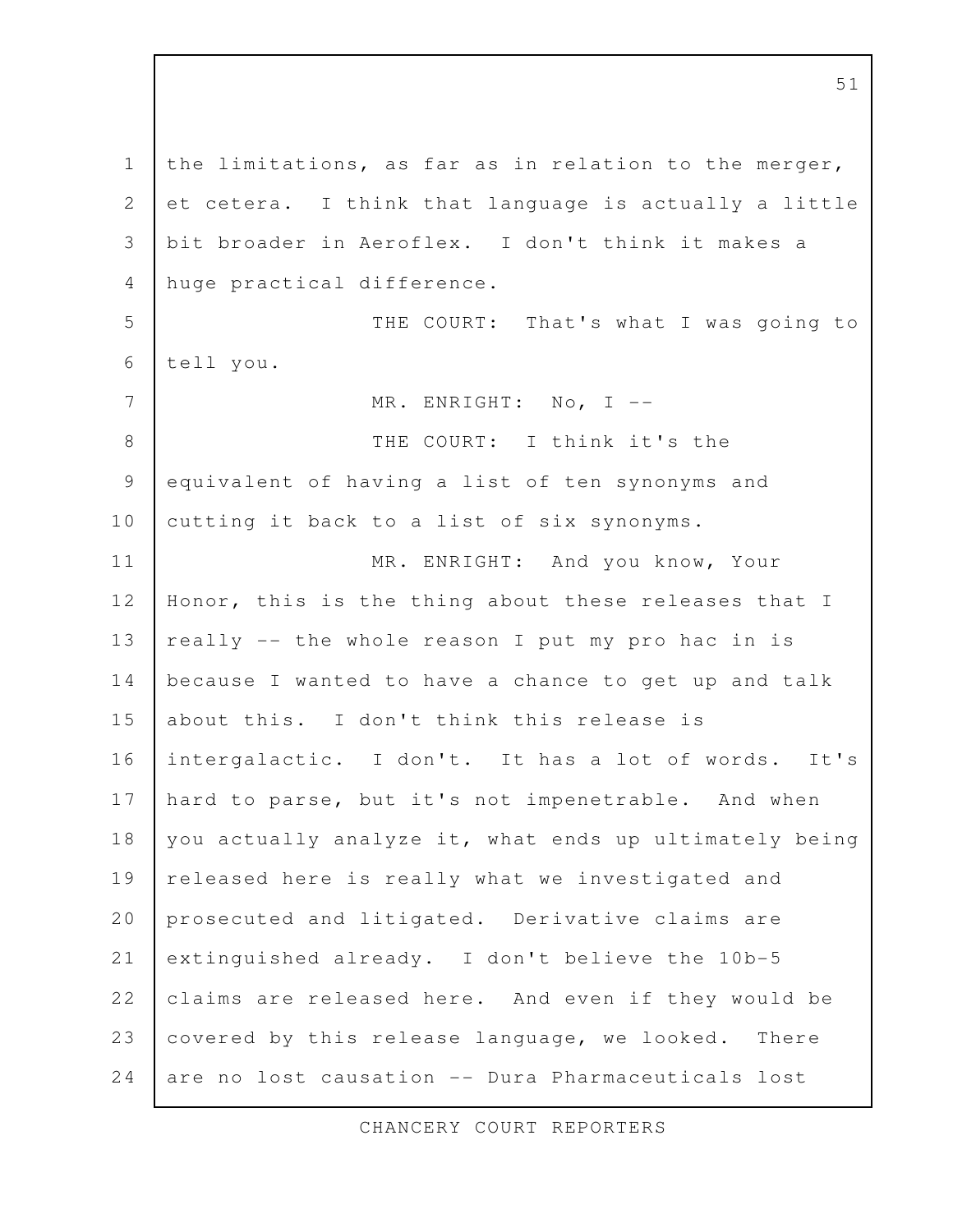the limitations, as far as in relation to the merger, et cetera. I think that language is actually a little bit broader in Aeroflex. I don't think it makes a huge practical difference.

THE COURT: That's what I was going to tell you.

MR. ENRIGHT: No, I --

THE COURT: I think it's the equivalent of having a list of ten synonyms and cutting it back to a list of six synonyms.

MR. ENRIGHT: And you know, Your Honor, this is the thing about these releases that I really -- the whole reason I put my pro hac in is because I wanted to have a chance to get up and talk about this. I don't think this release is intergalactic. I don't. It has a lot of words. It's hard to parse, but it's not impenetrable. And when you actually analyze it, what ends up ultimately being released here is really what we investigated and prosecuted and litigated. Derivative claims are extinguished already. I don't believe the 10b-5 claims are released here. And even if they would be covered by this release language, we looked. There are no lost causation -- Dura Pharmaceuticals lost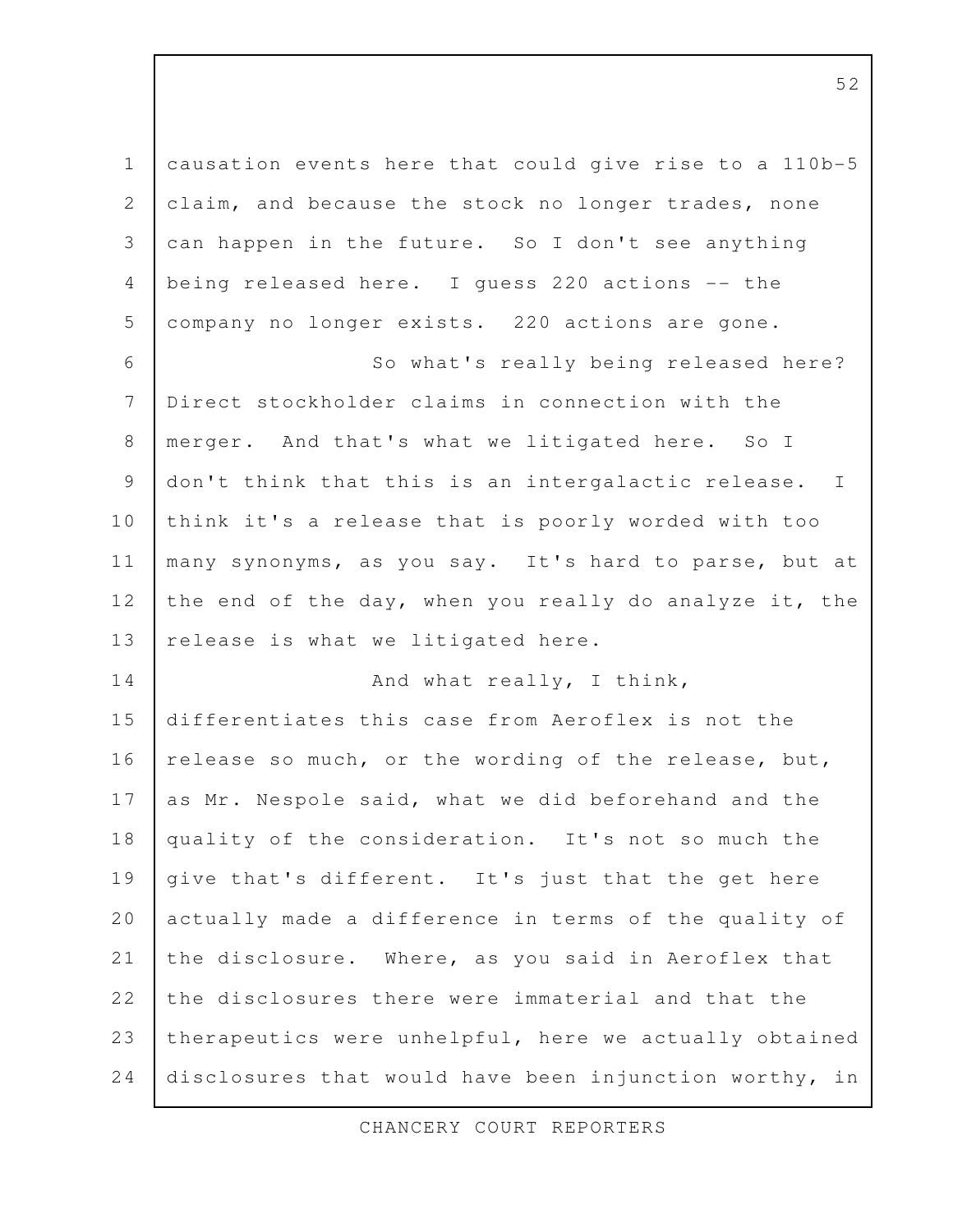causation events here that could give rise to a 110b-5 claim, and because the stock no longer trades, none can happen in the future. So I don't see anything being released here. I guess 220 actions -- the company no longer exists. 220 actions are gone.

So what's really being released here? Direct stockholder claims in connection with the merger. And that's what we litigated here. So I don't think that this is an intergalactic release. I think it's a release that is poorly worded with too many synonyms, as you say. It's hard to parse, but at the end of the day, when you really do analyze it, the release is what we litigated here.

And what really, I think, differentiates this case from Aeroflex is not the release so much, or the wording of the release, but, as Mr. Nespole said, what we did beforehand and the quality of the consideration. It's not so much the give that's different. It's just that the get here actually made a difference in terms of the quality of the disclosure. Where, as you said in Aeroflex that the disclosures there were immaterial and that the therapeutics were unhelpful, here we actually obtained disclosures that would have been injunction worthy, in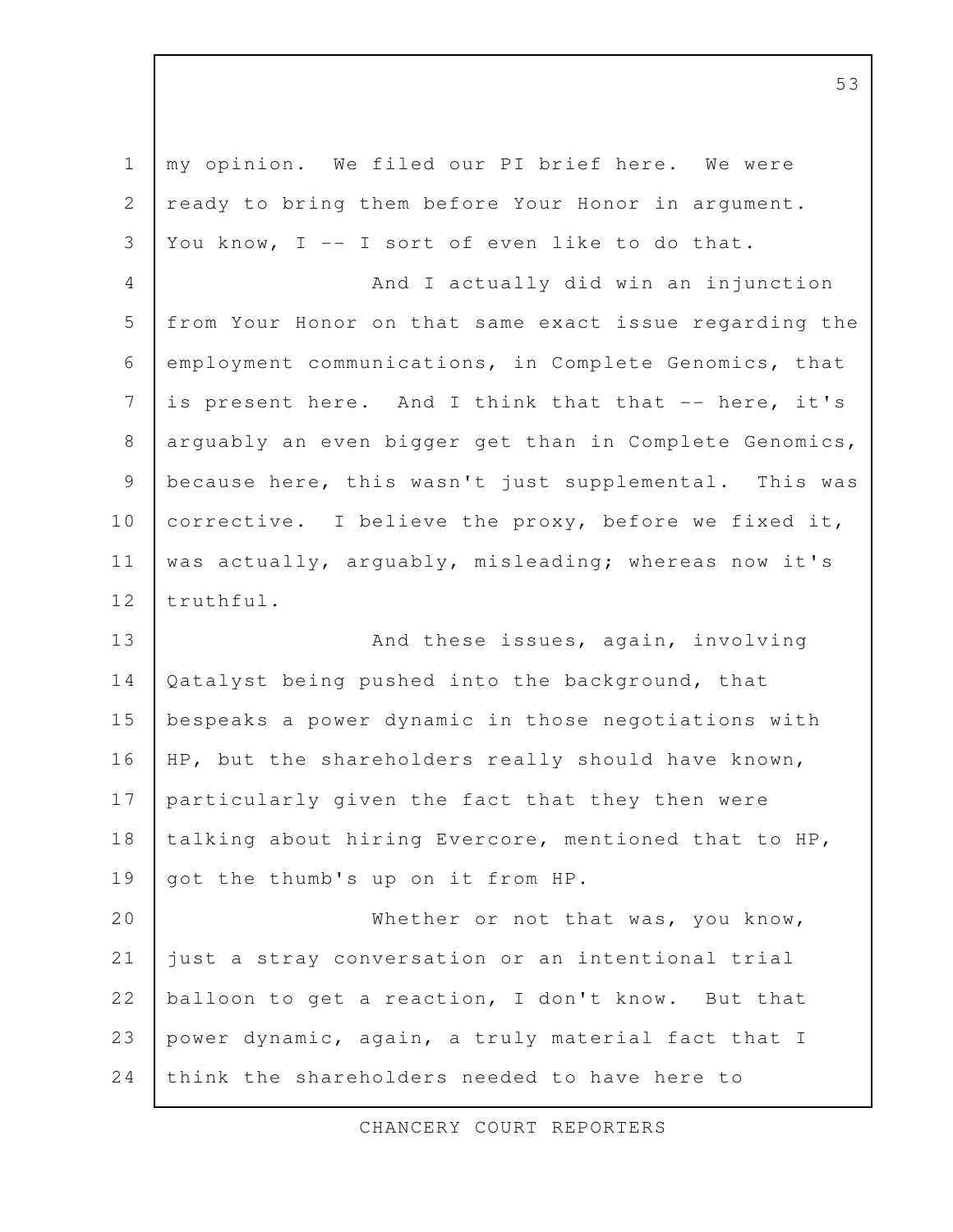my opinion. We filed our PI brief here. We were ready to bring them before Your Honor in argument. You know, I -- I sort of even like to do that.

And I actually did win an injunction from Your Honor on that same exact issue regarding the employment communications, in Complete Genomics, that is present here. And I think that that -- here, it's arguably an even bigger get than in Complete Genomics, because here, this wasn't just supplemental. This was corrective. I believe the proxy, before we fixed it, was actually, arguably, misleading; whereas now it's truthful.

And these issues, again, involving Qatalyst being pushed into the background, that bespeaks a power dynamic in those negotiations with HP, but the shareholders really should have known, particularly given the fact that they then were talking about hiring Evercore, mentioned that to HP, got the thumb's up on it from HP.

Whether or not that was, you know, just a stray conversation or an intentional trial balloon to get a reaction, I don't know. But that power dynamic, again, a truly material fact that I think the shareholders needed to have here to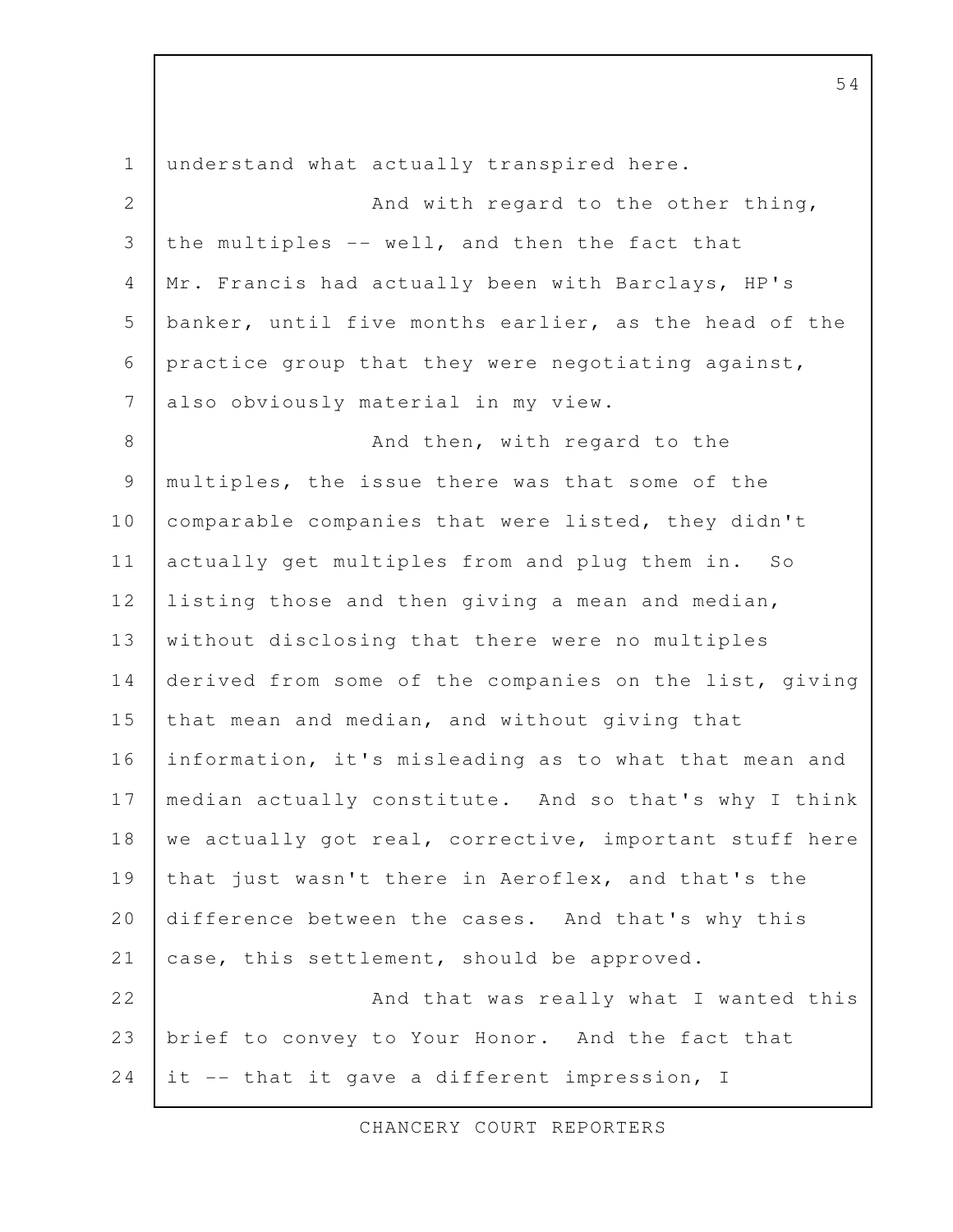understand what actually transpired here.

And with regard to the other thing, the multiples -- well, and then the fact that Mr. Francis had actually been with Barclays, HP's banker, until five months earlier, as the head of the practice group that they were negotiating against, also obviously material in my view.

And then, with regard to the multiples, the issue there was that some of the comparable companies that were listed, they didn't actually get multiples from and plug them in. So listing those and then giving a mean and median, without disclosing that there were no multiples derived from some of the companies on the list, giving that mean and median, and without giving that information, it's misleading as to what that mean and median actually constitute. And so that's why I think we actually got real, corrective, important stuff here that just wasn't there in Aeroflex, and that's the difference between the cases. And that's why this case, this settlement, should be approved.

And that was really what I wanted this brief to convey to Your Honor. And the fact that it -- that it gave a different impression, I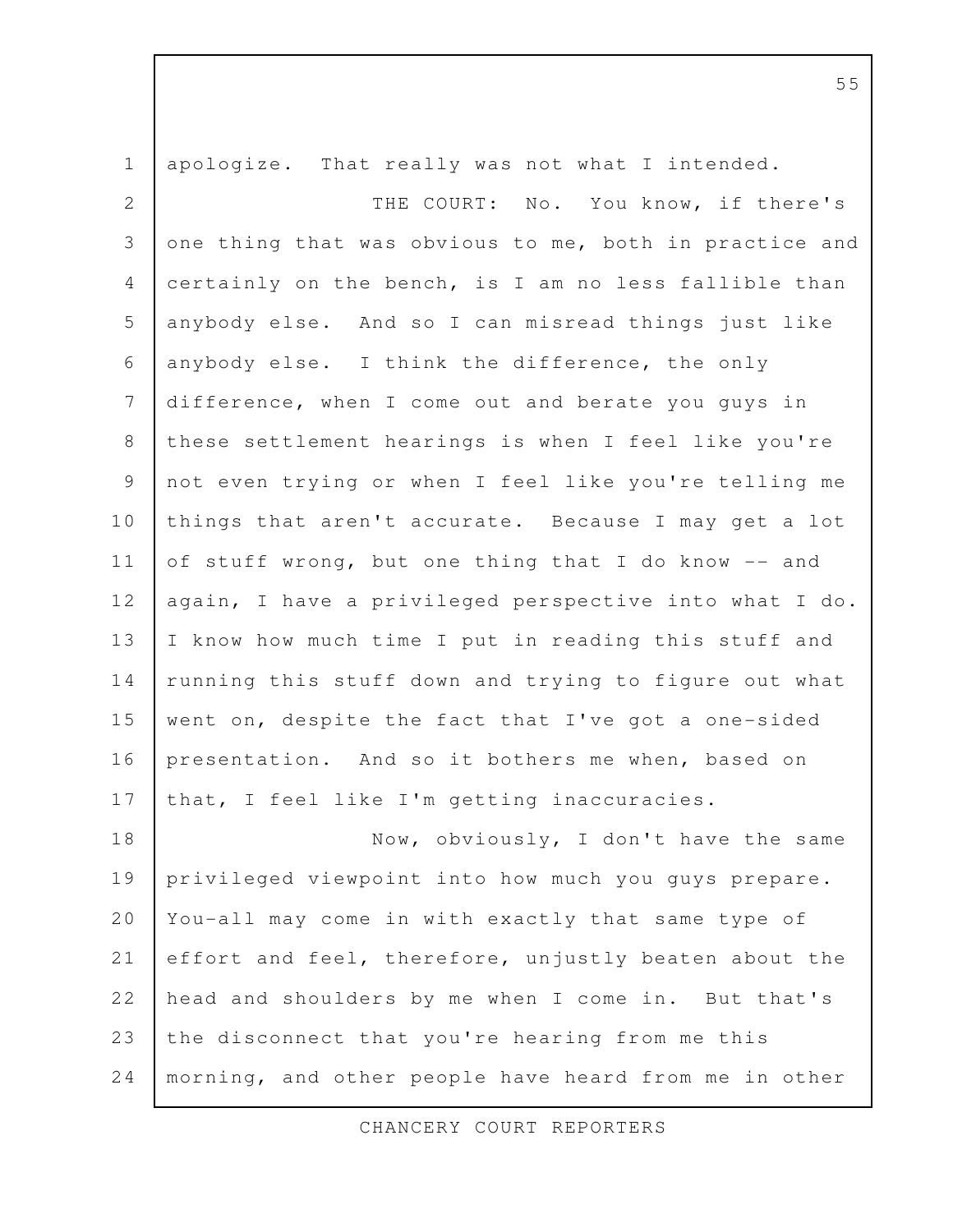apologize. That really was not what I intended.

THE COURT: No. You know, if there's one thing that was obvious to me, both in practice and certainly on the bench, is I am no less fallible than anybody else. And so I can misread things just like anybody else. I think the difference, the only difference, when I come out and berate you guys in these settlement hearings is when I feel like you're not even trying or when I feel like you're telling me things that aren't accurate. Because I may get a lot of stuff wrong, but one thing that I do know -- and again, I have a privileged perspective into what I do. I know how much time I put in reading this stuff and running this stuff down and trying to figure out what went on, despite the fact that I've got a one-sided presentation. And so it bothers me when, based on that, I feel like I'm getting inaccuracies.

Now, obviously, I don't have the same privileged viewpoint into how much you guys prepare. You-all may come in with exactly that same type of effort and feel, therefore, unjustly beaten about the head and shoulders by me when I come in. But that's the disconnect that you're hearing from me this morning, and other people have heard from me in other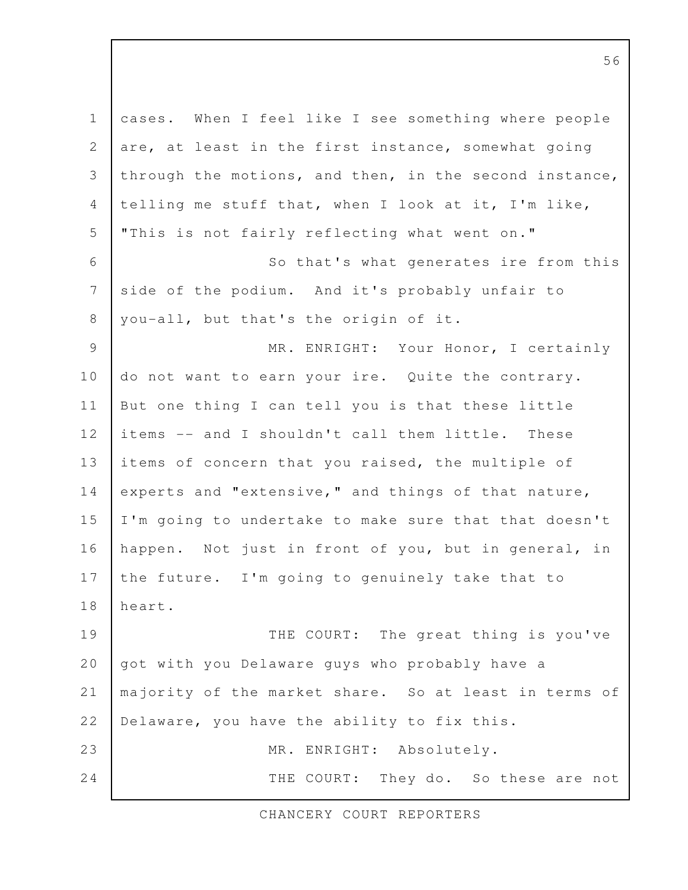cases. When I feel like I see something where people are, at least in the first instance, somewhat going through the motions, and then, in the second instance, telling me stuff that, when I look at it, I'm like, "This is not fairly reflecting what went on."

So that's what generates ire from this side of the podium. And it's probably unfair to you-all, but that's the origin of it.

MR. ENRIGHT: Your Honor, I certainly do not want to earn your ire. Quite the contrary. But one thing I can tell you is that these little items -- and I shouldn't call them little. These items of concern that you raised, the multiple of experts and "extensive," and things of that nature, I'm going to undertake to make sure that that doesn't happen. Not just in front of you, but in general, in the future. I'm going to genuinely take that to heart.

THE COURT: The great thing is you've got with you Delaware guys who probably have a majority of the market share. So at least in terms of Delaware, you have the ability to fix this.

MR. ENRIGHT: Absolutely.

THE COURT: They do. So these are not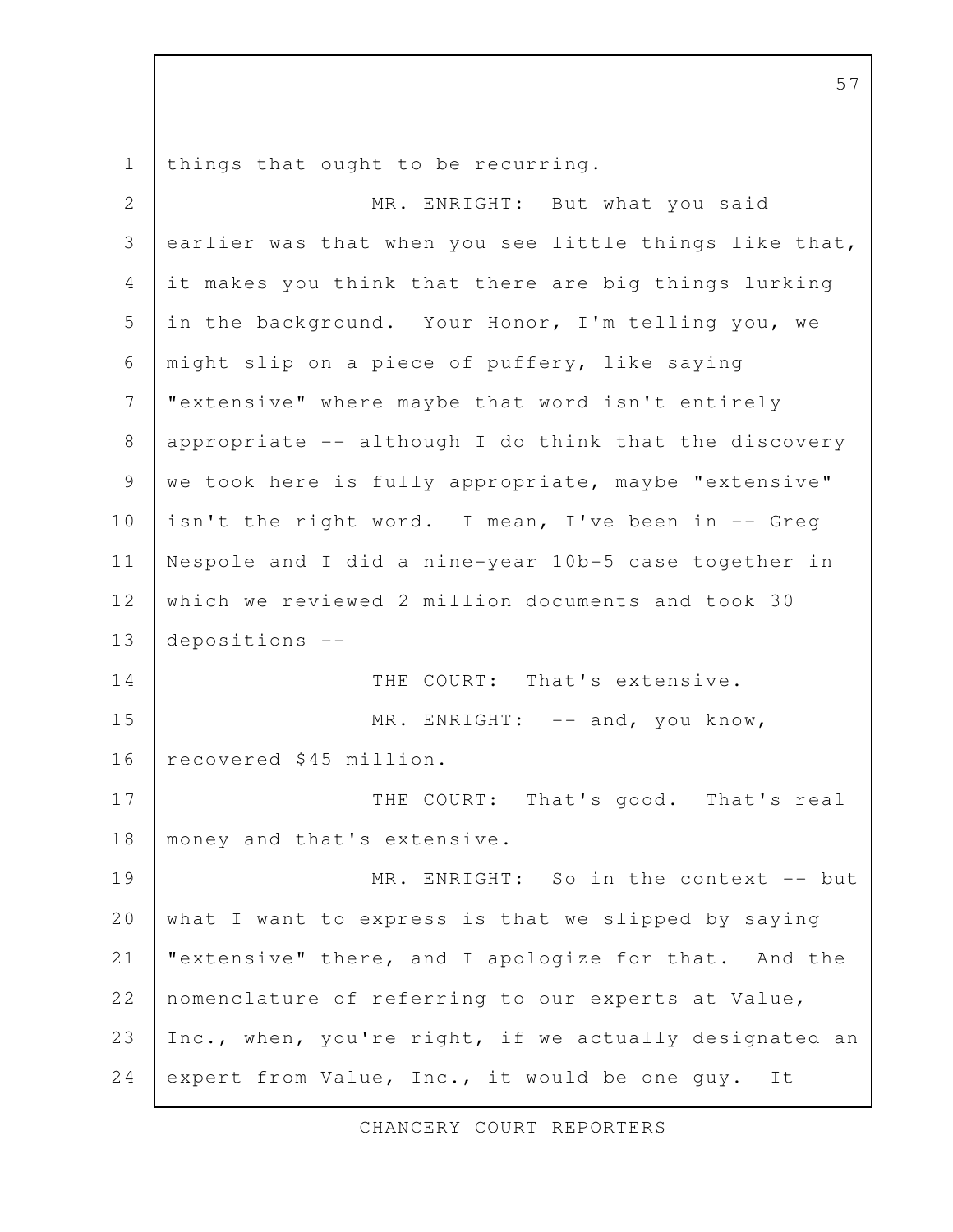things that ought to be recurring.

MR. ENRIGHT: But what you said earlier was that when you see little things like that, it makes you think that there are big things lurking in the background. Your Honor, I'm telling you, we might slip on a piece of puffery, like saying "extensive" where maybe that word isn't entirely appropriate -- although I do think that the discovery we took here is fully appropriate, maybe "extensive" isn't the right word. I mean, I've been in -- Greg Nespole and I did a nine-year 10b-5 case together in which we reviewed 2 million documents and took 30 depositions --

THE COURT: That's extensive.

MR. ENRIGHT: -- and, you know, recovered $45 million.

THE COURT: That's good. That's real money and that's extensive.

MR. ENRIGHT: So in the context -- but what I want to express is that we slipped by saying "extensive" there, and I apologize for that. And the nomenclature of referring to our experts at Value, Inc., when, you're right, if we actually designated an expert from Value, Inc., it would be one guy. It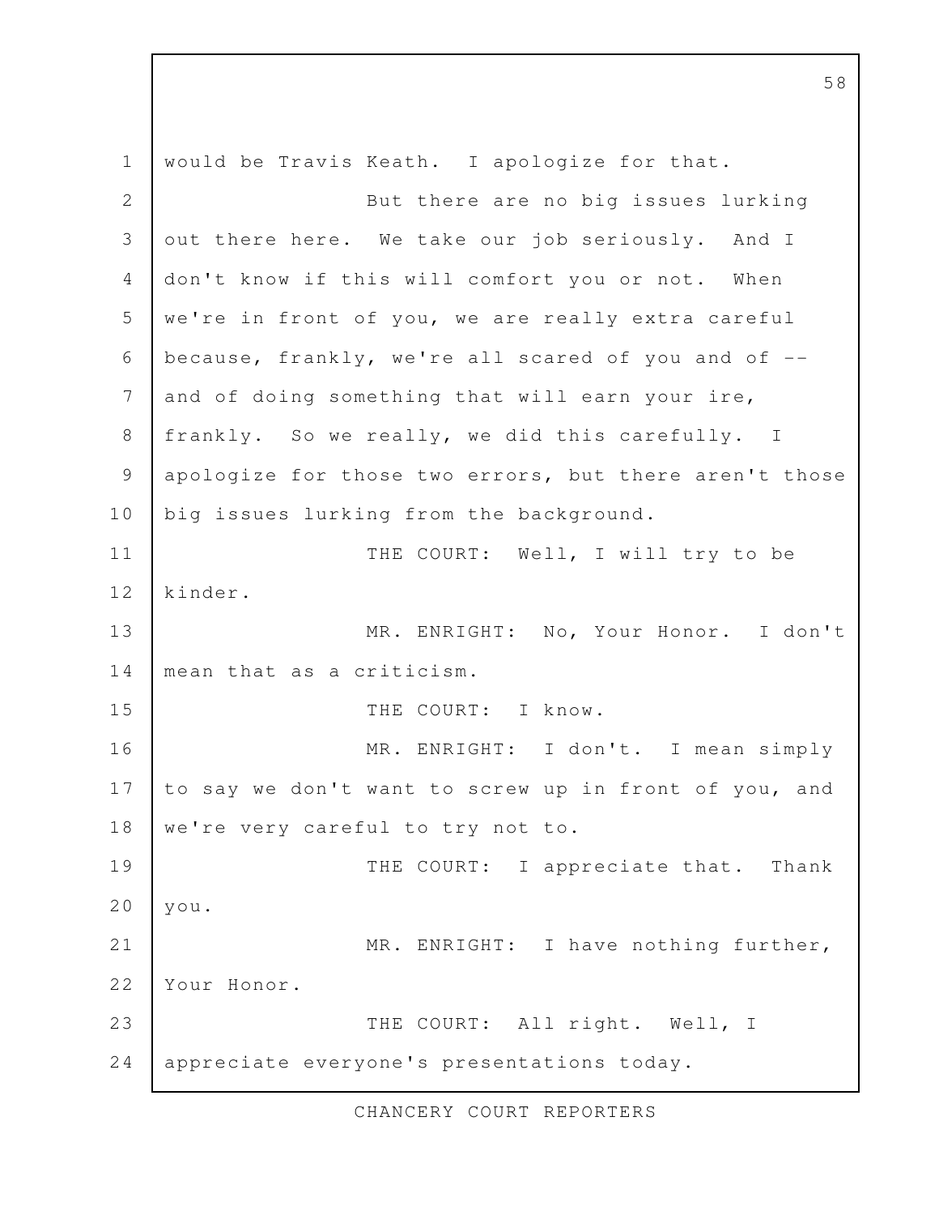would be Travis Keath. I apologize for that.

But there are no big issues lurking out there here. We take our job seriously. And I don't know if this will comfort you or not. When we're in front of you, we are really extra careful because, frankly, we're all scared of you and of -- and of doing something that will earn your ire, frankly. So we really, we did this carefully. I apologize for those two errors, but there aren't those big issues lurking from the background.

THE COURT: Well, I will try to be kinder.

MR. ENRIGHT: No, Your Honor. I don't mean that as a criticism.

THE COURT: I know.

MR. ENRIGHT: I don't. I mean simply to say we don't want to screw up in front of you, and we're very careful to try not to.

THE COURT: I appreciate that. Thank you.

MR. ENRIGHT: I have nothing further, Your Honor.

THE COURT: All right. Well, I appreciate everyone's presentations today.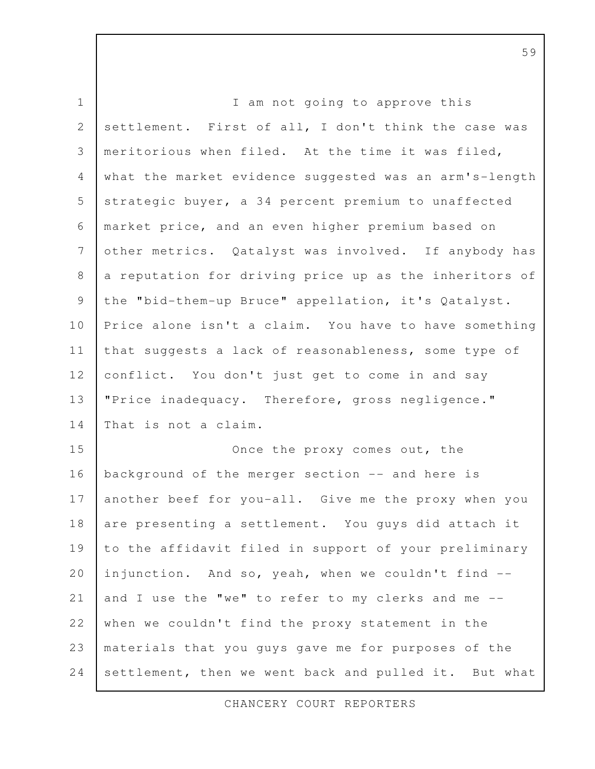I am not going to approve this settlement. First of all, I don't think the case was meritorious when filed. At the time it was filed, what the market evidence suggested was an arm's-length strategic buyer, a 34 percent premium to unaffected market price, and an even higher premium based on other metrics. Qatalyst was involved. If anybody has a reputation for driving price up as the inheritors of the "bid-them-up Bruce" appellation, it's Qatalyst. Price alone isn't a claim. You have to have something that suggests a lack of reasonableness, some type of conflict. You don't just get to come in and say "Price inadequacy. Therefore, gross negligence." That is not a claim.

Once the proxy comes out, the background of the merger section -- and here is another beef for you-all. Give me the proxy when you are presenting a settlement. You guys did attach it to the affidavit filed in support of your preliminary injunction. And so, yeah, when we couldn't find -- and I use the "we" to refer to my clerks and me -- when we couldn't find the proxy statement in the materials that you guys gave me for purposes of the settlement, then we went back and pulled it. But what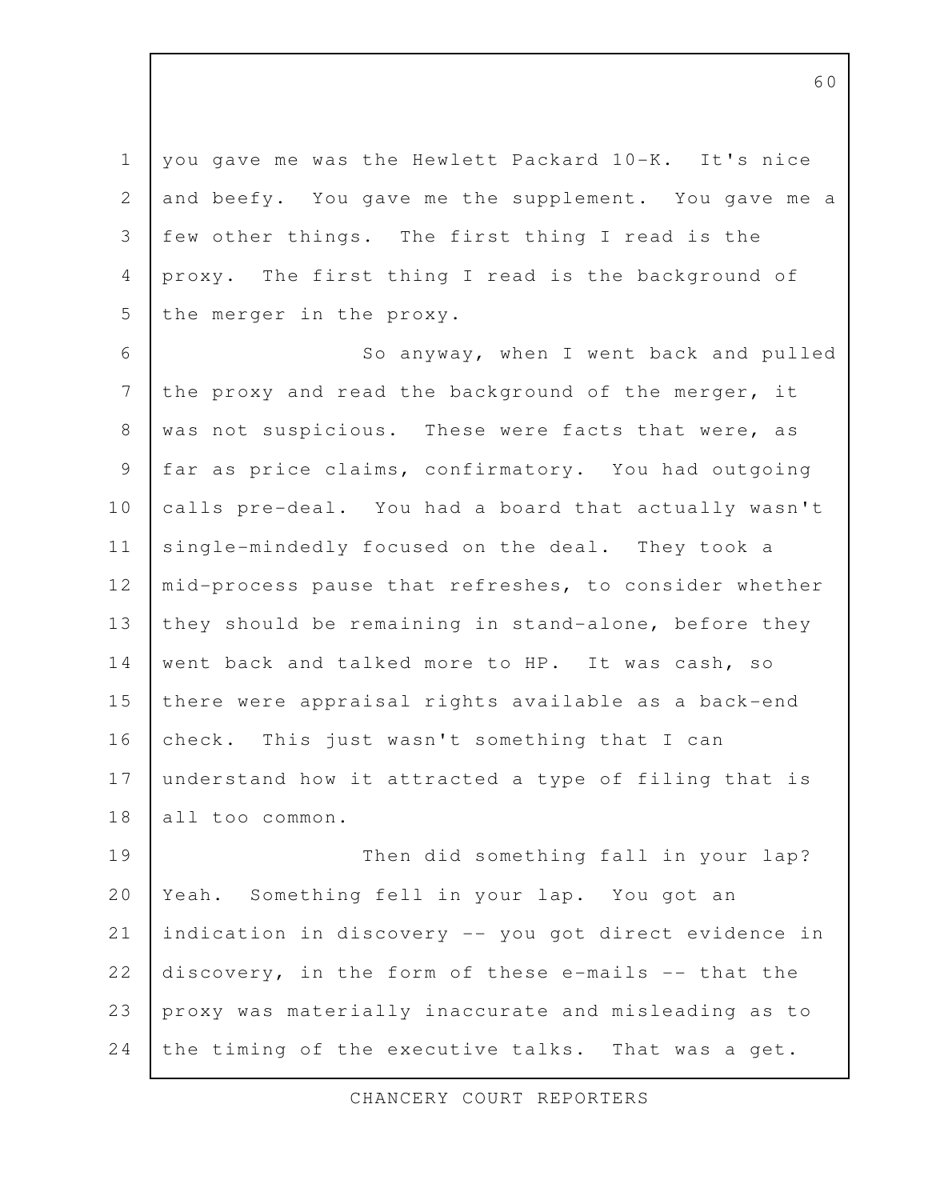you gave me was the Hewlett Packard 10-K. It's nice and beefy. You gave me the supplement. You gave me a few other things. The first thing I read is the proxy. The first thing I read is the background of the merger in the proxy.

So anyway, when I went back and pulled the proxy and read the background of the merger, it was not suspicious. These were facts that were, as far as price claims, confirmatory. You had outgoing calls pre-deal. You had a board that actually wasn't single-mindedly focused on the deal. They took a mid-process pause that refreshes, to consider whether they should be remaining in stand-alone, before they went back and talked more to HP. It was cash, so there were appraisal rights available as a back-end check. This just wasn't something that I can understand how it attracted a type of filing that is all too common.

Then did something fall in your lap? Yeah. Something fell in your lap. You got an indication in discovery -- you got direct evidence in discovery, in the form of these e-mails -- that the proxy was materially inaccurate and misleading as to the timing of the executive talks. That was a get.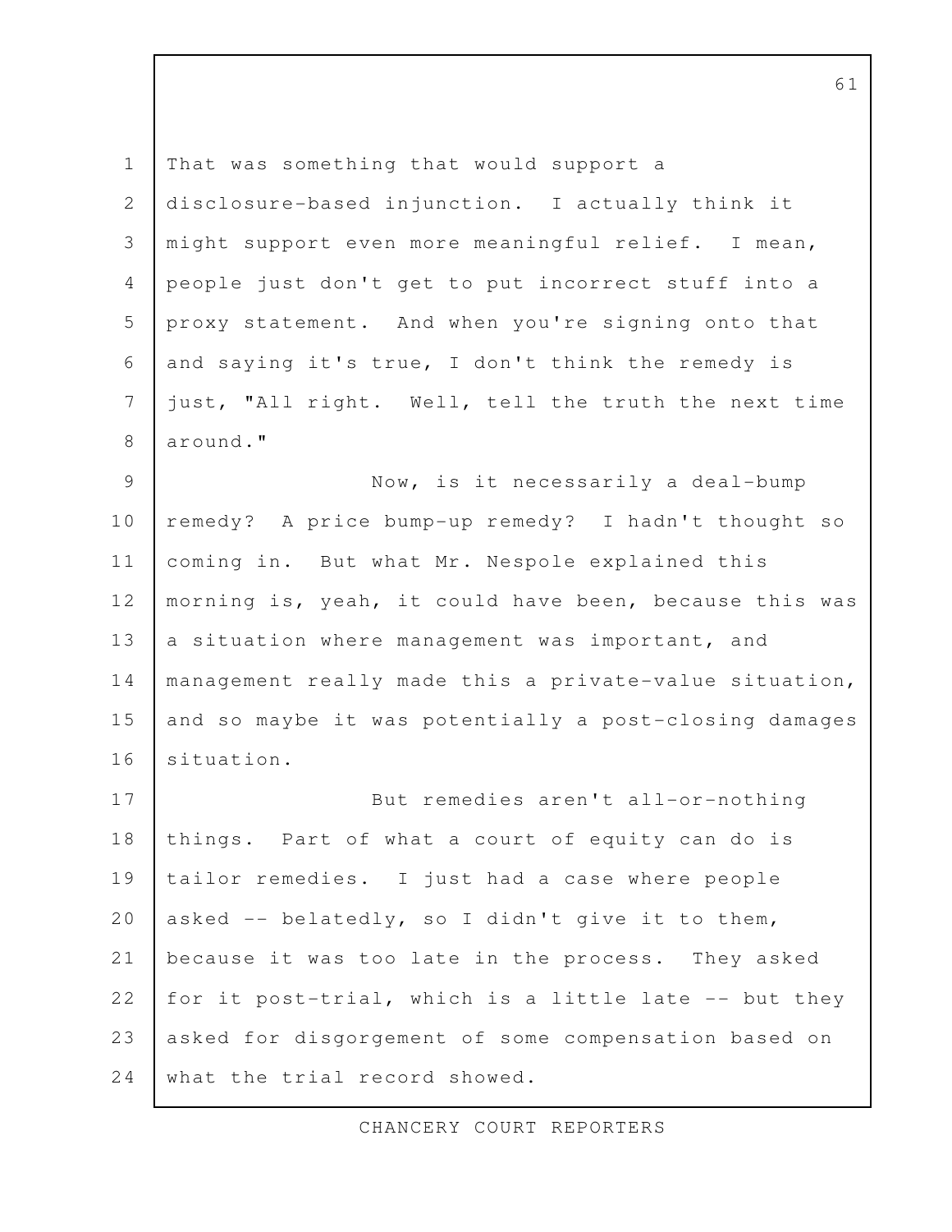That was something that would support a disclosure-based injunction. I actually think it might support even more meaningful relief. I mean, people just don't get to put incorrect stuff into a proxy statement. And when you're signing onto that and saying it's true, I don't think the remedy is just, "All right. Well, tell the truth the next time around."

Now, is it necessarily a deal-bump remedy? A price bump-up remedy? I hadn't thought so coming in. But what Mr. Nespole explained this morning is, yeah, it could have been, because this was a situation where management was important, and management really made this a private-value situation, and so maybe it was potentially a post-closing damages situation.

But remedies aren't all-or-nothing things. Part of what a court of equity can do is tailor remedies. I just had a case where people asked -- belatedly, so I didn't give it to them, because it was too late in the process. They asked for it post-trial, which is a little late -- but they asked for disgorgement of some compensation based on what the trial record showed.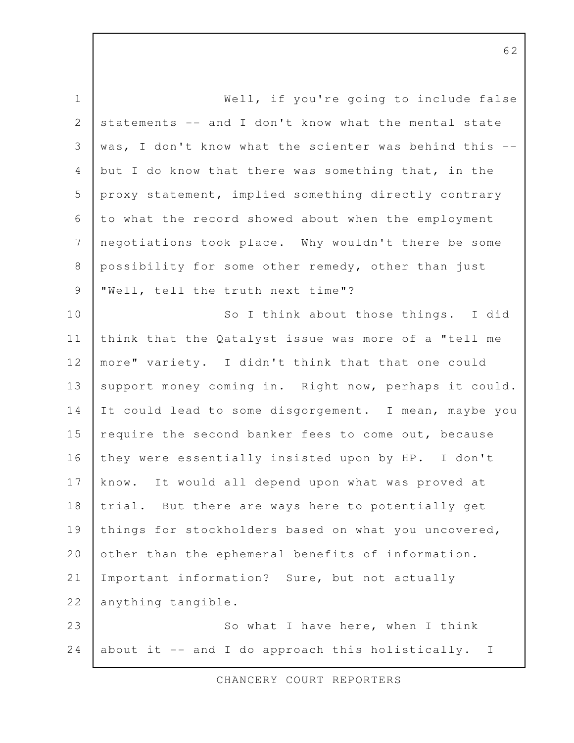Well, if you're going to include false statements -- and I don't know what the mental state was, I don't know what the scienter was behind this -- but I do know that there was something that, in the proxy statement, implied something directly contrary to what the record showed about when the employment negotiations took place. Why wouldn't there be some possibility for some other remedy, other than just "Well, tell the truth next time"?

So I think about those things. I did think that the Qatalyst issue was more of a "tell me more" variety. I didn't think that that one could support money coming in. Right now, perhaps it could. It could lead to some disgorgement. I mean, maybe you require the second banker fees to come out, because they were essentially insisted upon by HP. I don't know. It would all depend upon what was proved at trial. But there are ways here to potentially get things for stockholders based on what you uncovered, other than the ephemeral benefits of information. Important information? Sure, but not actually anything tangible.

So what I have here, when I think about it -- and I do approach this holistically. I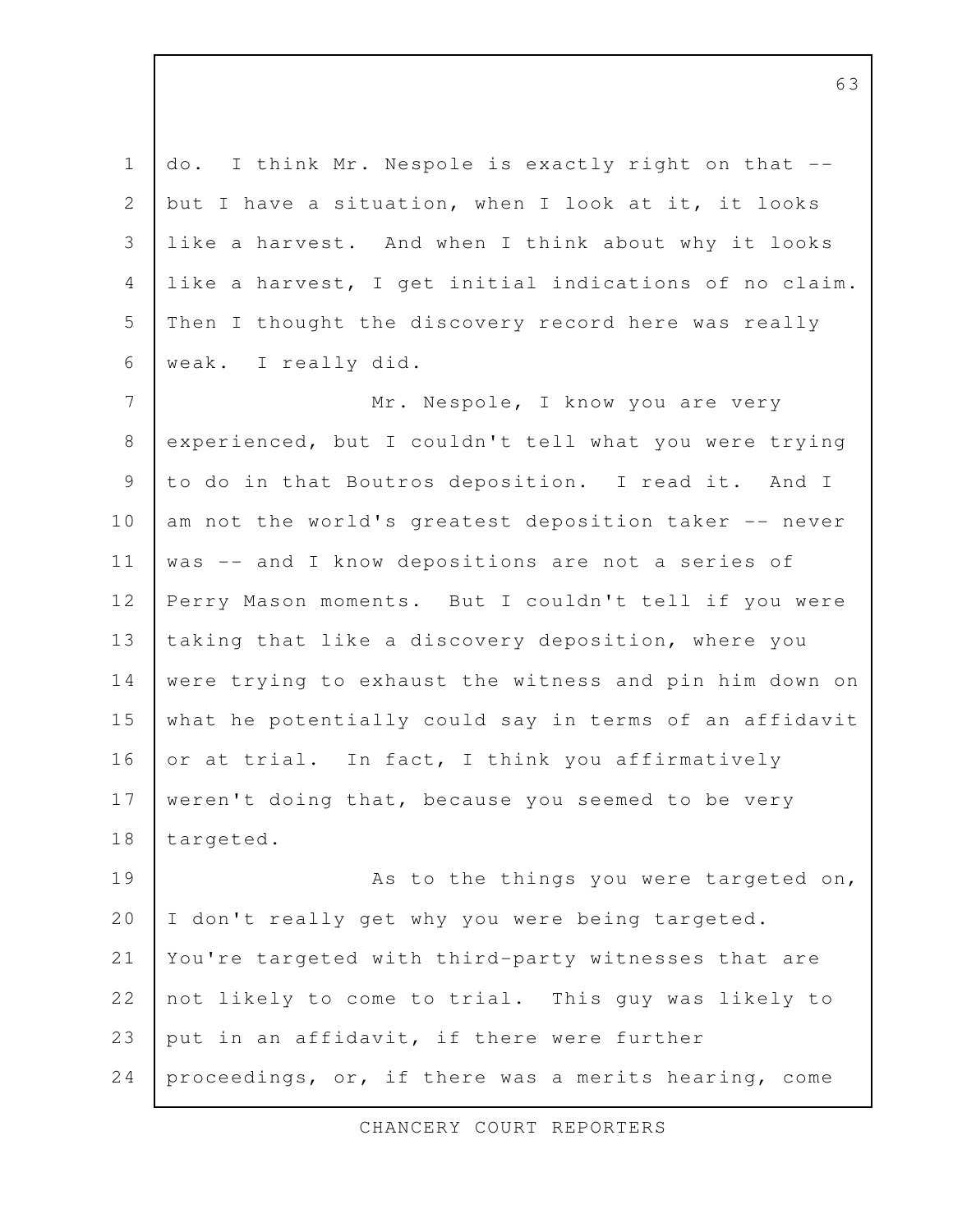do. I think Mr. Nespole is exactly right on that -- but I have a situation, when I look at it, it looks like a harvest. And when I think about why it looks like a harvest, I get initial indications of no claim. Then I thought the discovery record here was really weak. I really did.

Mr. Nespole, I know you are very experienced, but I couldn't tell what you were trying to do in that Boutros deposition. I read it. And I am not the world's greatest deposition taker -- never was -- and I know depositions are not a series of Perry Mason moments. But I couldn't tell if you were taking that like a discovery deposition, where you were trying to exhaust the witness and pin him down on what he potentially could say in terms of an affidavit or at trial. In fact, I think you affirmatively weren't doing that, because you seemed to be very targeted.

As to the things you were targeted on, I don't really get why you were being targeted. You're targeted with third-party witnesses that are not likely to come to trial. This guy was likely to put in an affidavit, if there were further proceedings, or, if there was a merits hearing, come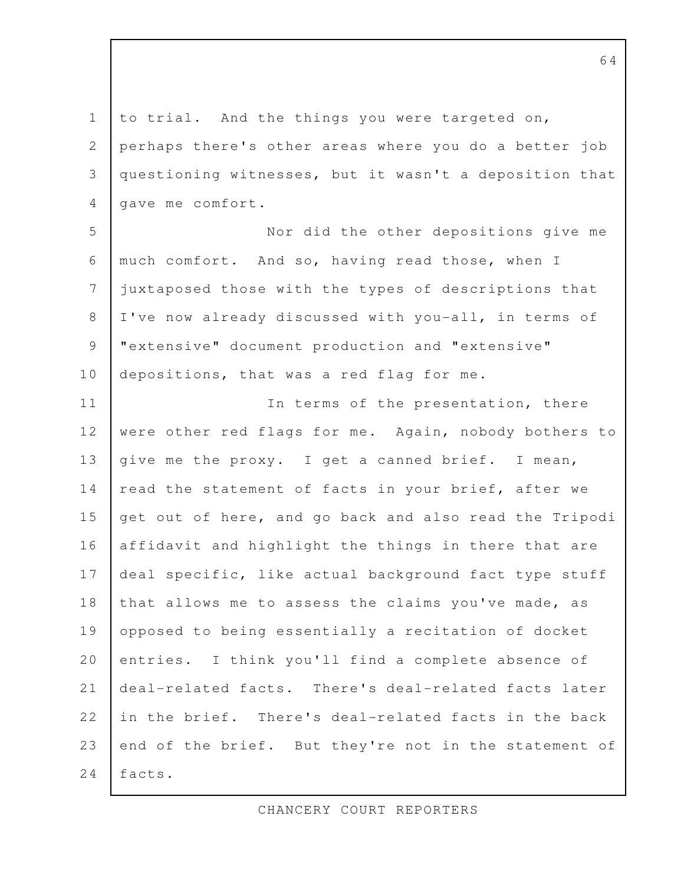to trial. And the things you were targeted on, perhaps there's other areas where you do a better job questioning witnesses, but it wasn't a deposition that gave me comfort.

Nor did the other depositions give me much comfort. And so, having read those, when I juxtaposed those with the types of descriptions that I've now already discussed with you-all, in terms of "extensive" document production and "extensive" depositions, that was a red flag for me.

In terms of the presentation, there were other red flags for me. Again, nobody bothers to give me the proxy. I get a canned brief. I mean, read the statement of facts in your brief, after we get out of here, and go back and also read the Tripodi affidavit and highlight the things in there that are deal specific, like actual background fact type stuff that allows me to assess the claims you've made, as opposed to being essentially a recitation of docket entries. I think you'll find a complete absence of deal-related facts. There's deal-related facts later in the brief. There's deal-related facts in the back end of the brief. But they're not in the statement of facts.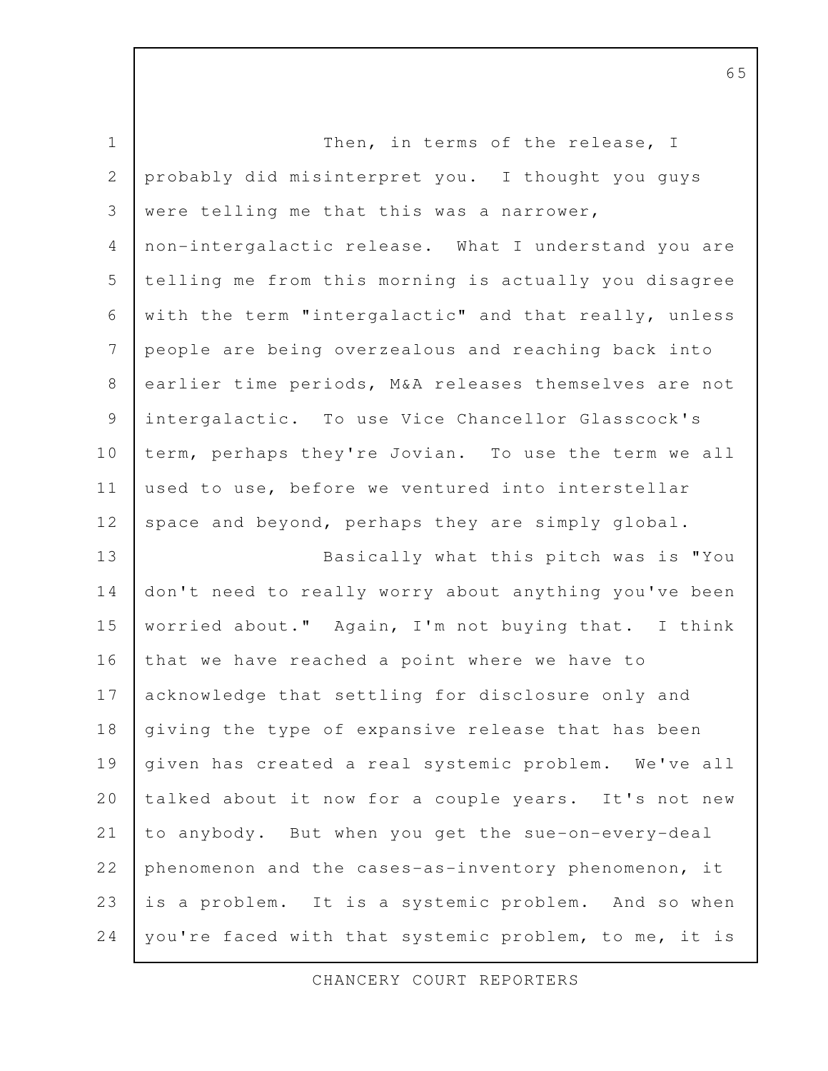Then, in terms of the release, I probably did misinterpret you. I thought you guys were telling me that this was a narrower, non-intergalactic release. What I understand you are telling me from this morning is actually you disagree with the term "intergalactic" and that really, unless people are being overzealous and reaching back into earlier time periods, M&A releases themselves are not intergalactic. To use Vice Chancellor Glasscock's term, perhaps they're Jovian. To use the term we all used to use, before we ventured into interstellar space and beyond, perhaps they are simply global.

Basically what this pitch was is "You don't need to really worry about anything you've been worried about." Again, I'm not buying that. I think that we have reached a point where we have to acknowledge that settling for disclosure only and giving the type of expansive release that has been given has created a real systemic problem. We've all talked about it now for a couple years. It's not new to anybody. But when you get the sue-on-every-deal phenomenon and the cases-as-inventory phenomenon, it is a problem. It is a systemic problem. And so when you're faced with that systemic problem, to me, it is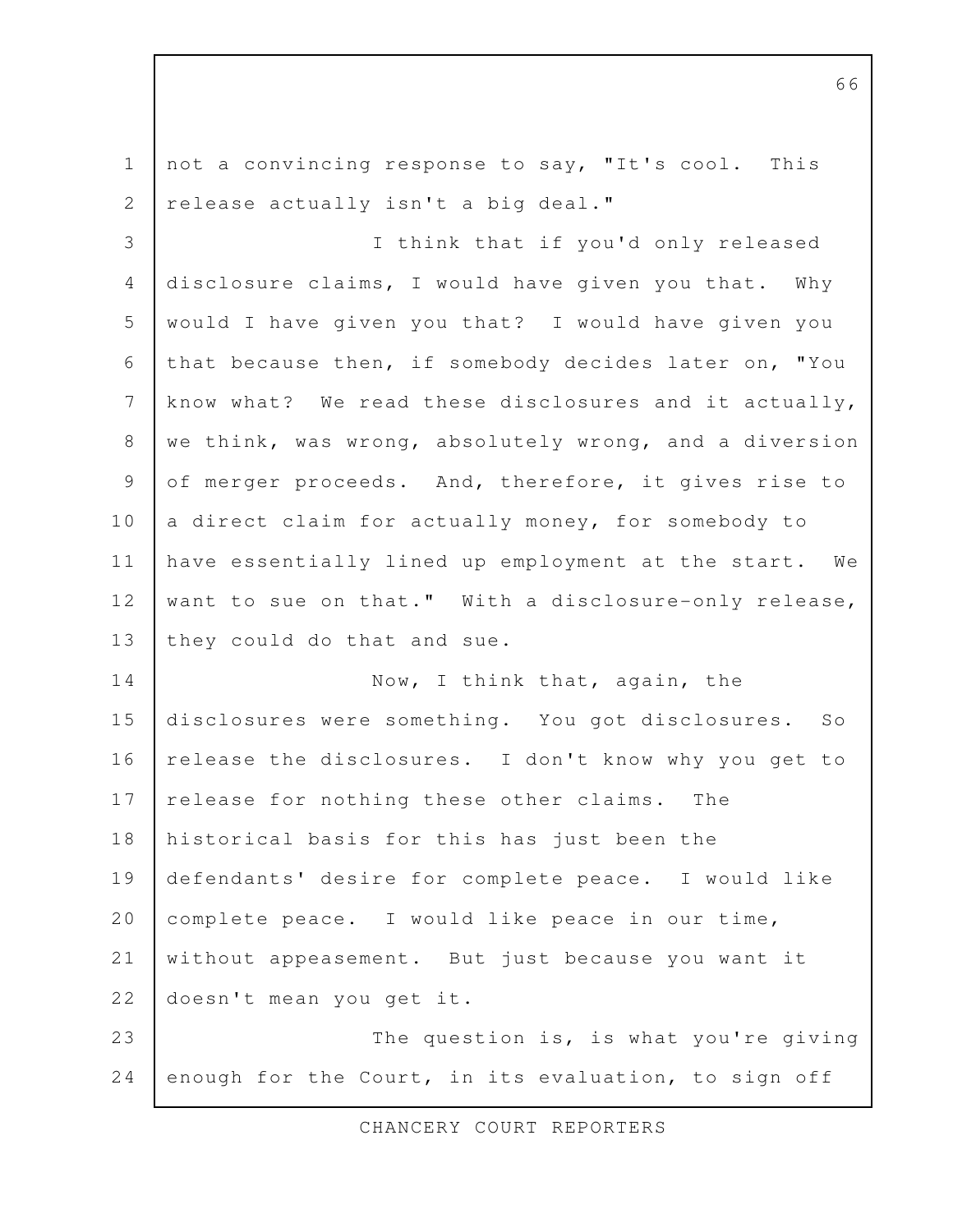not a convincing response to say, "It's cool. This release actually isn't a big deal."

I think that if you'd only released disclosure claims, I would have given you that. Why would I have given you that? I would have given you that because then, if somebody decides later on, "You know what? We read these disclosures and it actually, we think, was wrong, absolutely wrong, and a diversion of merger proceeds. And, therefore, it gives rise to a direct claim for actually money, for somebody to have essentially lined up employment at the start. We want to sue on that." With a disclosure-only release, they could do that and sue.

Now, I think that, again, the disclosures were something. You got disclosures. So release the disclosures. I don't know why you get to release for nothing these other claims. The historical basis for this has just been the defendants' desire for complete peace. I would like complete peace. I would like peace in our time, without appeasement. But just because you want it doesn't mean you get it.

The question is, is what you're giving enough for the Court, in its evaluation, to sign off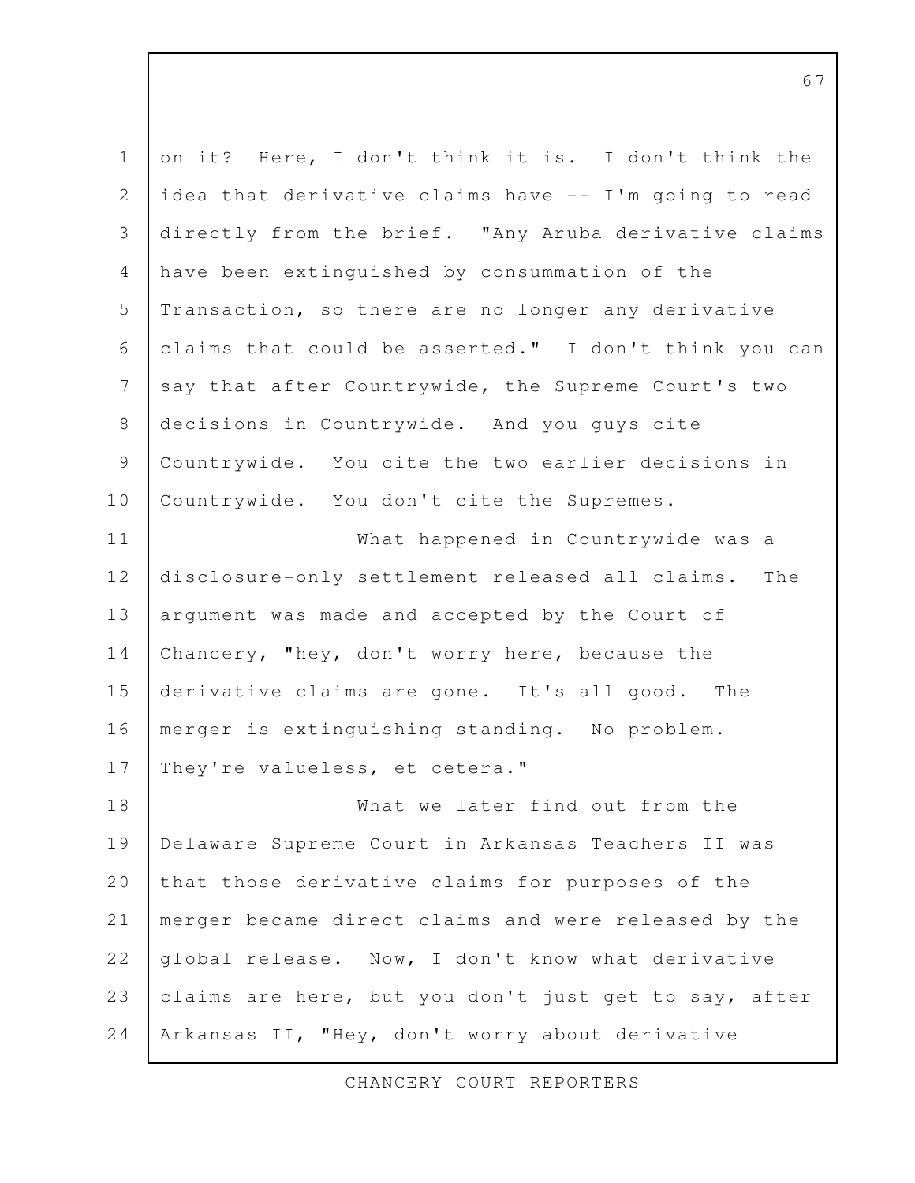on it? Here, I don't think it is. I don't think the idea that derivative claims have -- I'm going to read directly from the brief. "Any Aruba derivative claims have been extinguished by consummation of the Transaction, so there are no longer any derivative claims that could be asserted." I don't think you can say that after Countrywide, the Supreme Court's two decisions in Countrywide. And you guys cite Countrywide. You cite the two earlier decisions in Countrywide. You don't cite the Supremes.

What happened in Countrywide was a disclosure-only settlement released all claims. The argument was made and accepted by the Court of Chancery, "hey, don't worry here, because the derivative claims are gone. It's all good. The merger is extinguishing standing. No problem. They're valueless, et cetera."

What we later find out from the Delaware Supreme Court in Arkansas Teachers II was that those derivative claims for purposes of the merger became direct claims and were released by the global release. Now, I don't know what derivative claims are here, but you don't just get to say, after Arkansas II, "Hey, don't worry about derivative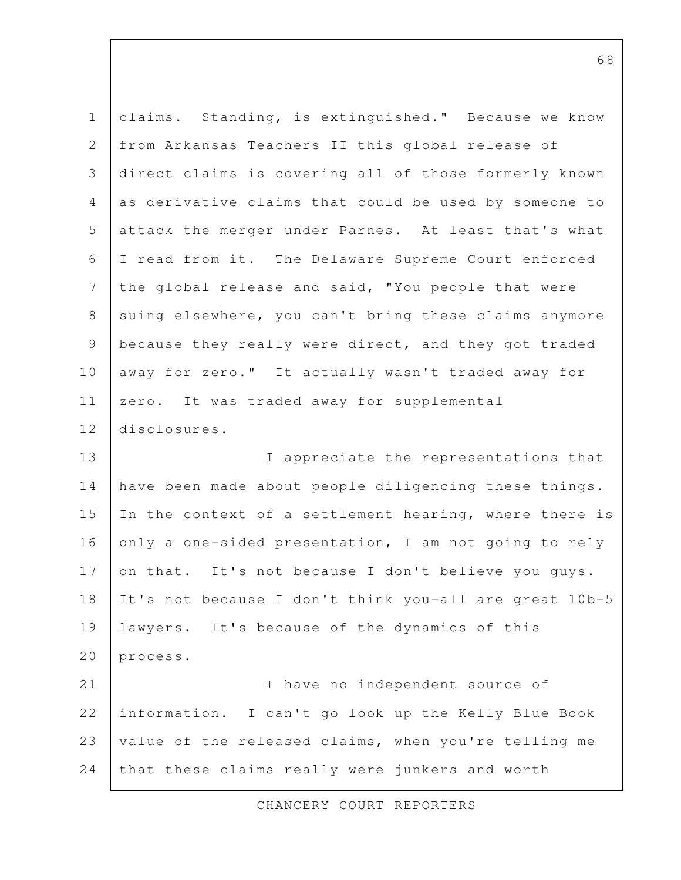claims. Standing, is extinguished." Because we know from Arkansas Teachers II this global release of direct claims is covering all of those formerly known as derivative claims that could be used by someone to attack the merger under Parnes. At least that's what I read from it. The Delaware Supreme Court enforced the global release and said, "You people that were suing elsewhere, you can't bring these claims anymore because they really were direct, and they got traded away for zero." It actually wasn't traded away for zero. It was traded away for supplemental disclosures.

I appreciate the representations that have been made about people diligencing these things. In the context of a settlement hearing, where there is only a one-sided presentation, I am not going to rely on that. It's not because I don't believe you guys. It's not because I don't think you-all are great 10b-5 lawyers. It's because of the dynamics of this process.

I have no independent source of information. I can't go look up the Kelly Blue Book value of the released claims, when you're telling me that these claims really were junkers and worth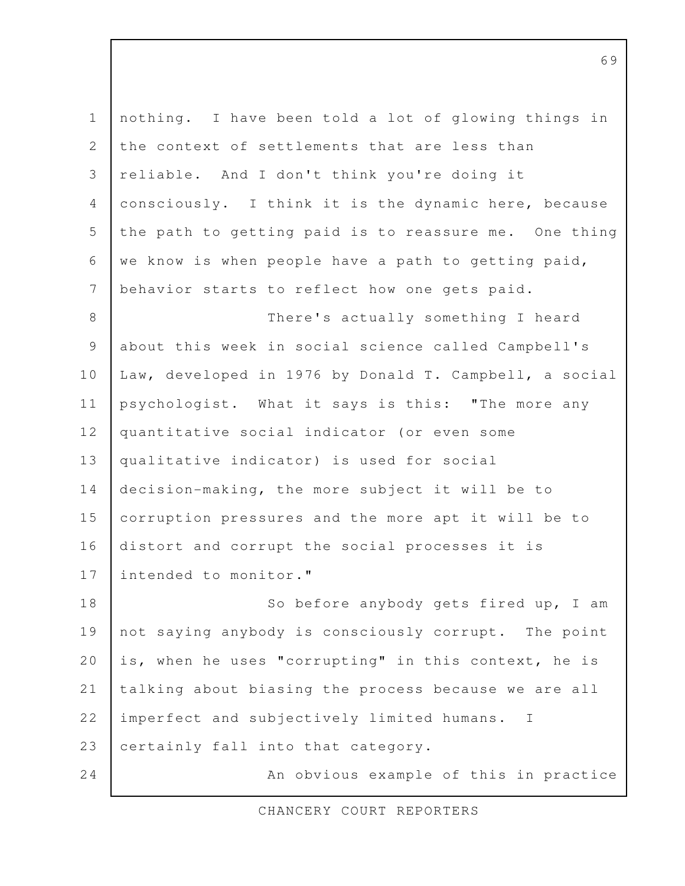nothing. I have been told a lot of glowing things in the context of settlements that are less than reliable. And I don't think you're doing it consciously. I think it is the dynamic here, because the path to getting paid is to reassure me. One thing we know is when people have a path to getting paid, behavior starts to reflect how one gets paid.

There's actually something I heard about this week in social science called Campbell's Law, developed in 1976 by Donald T. Campbell, a social psychologist. What it says is this: "The more any quantitative social indicator (or even some qualitative indicator) is used for social decision-making, the more subject it will be to corruption pressures and the more apt it will be to distort and corrupt the social processes it is intended to monitor."

So before anybody gets fired up, I am not saying anybody is consciously corrupt. The point is, when he uses "corrupting" in this context, he is talking about biasing the process because we are all imperfect and subjectively limited humans. I certainly fall into that category.

An obvious example of this in practice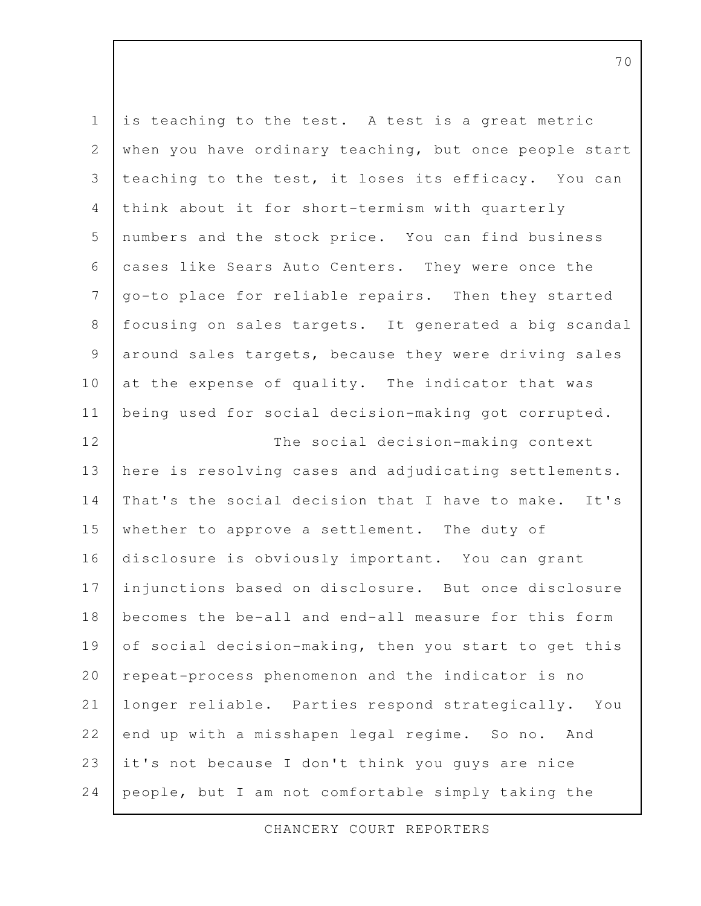is teaching to the test. A test is a great metric when you have ordinary teaching, but once people start teaching to the test, it loses its efficacy. You can think about it for short-termism with quarterly numbers and the stock price. You can find business cases like Sears Auto Centers. They were once the go-to place for reliable repairs. Then they started focusing on sales targets. It generated a big scandal around sales targets, because they were driving sales at the expense of quality. The indicator that was being used for social decision-making got corrupted.

The social decision-making context here is resolving cases and adjudicating settlements. That's the social decision that I have to make. It's whether to approve a settlement. The duty of disclosure is obviously important. You can grant injunctions based on disclosure. But once disclosure becomes the be-all and end-all measure for this form of social decision-making, then you start to get this repeat-process phenomenon and the indicator is no longer reliable. Parties respond strategically. You end up with a misshapen legal regime. So no. And it's not because I don't think you guys are nice people, but I am not comfortable simply taking the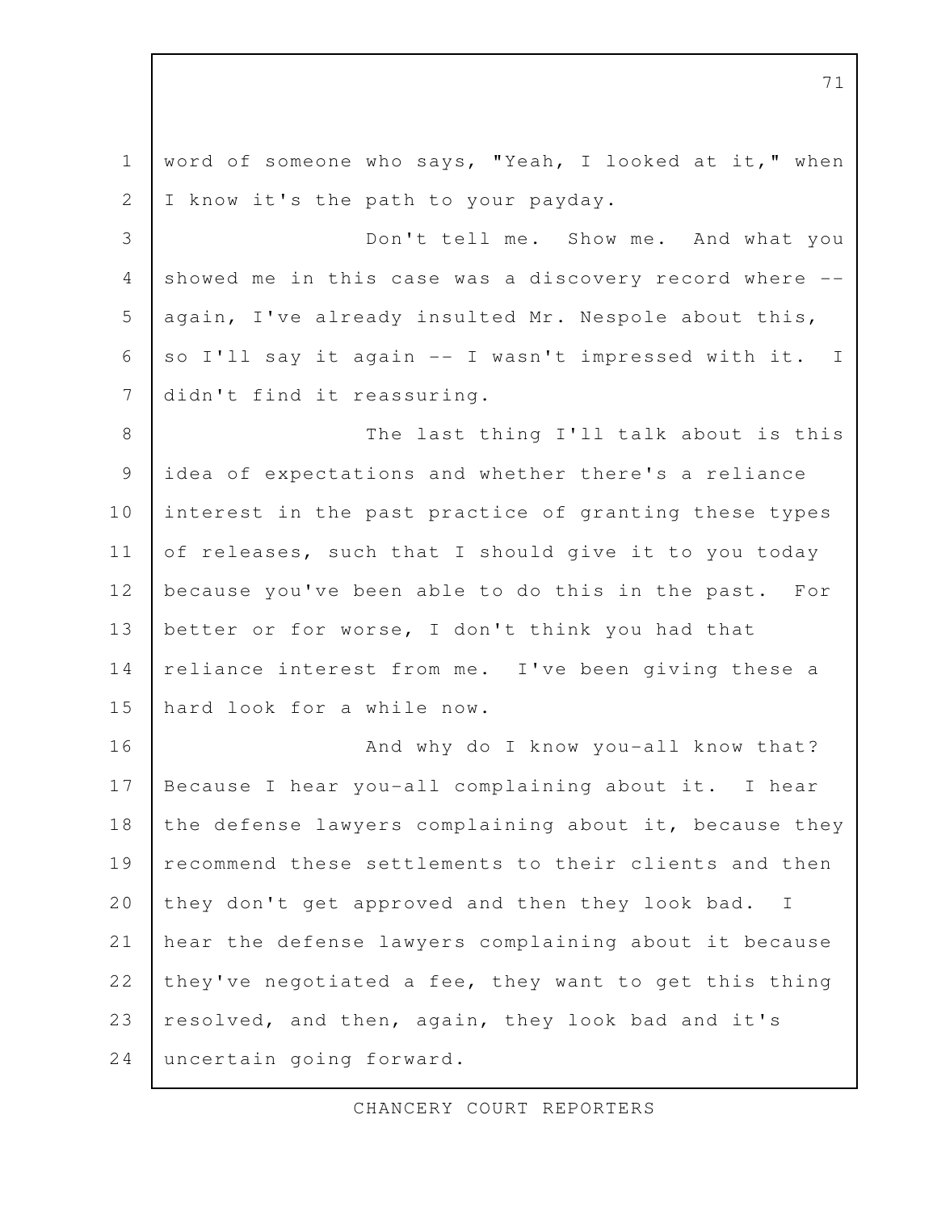word of someone who says, "Yeah, I looked at it," when I know it's the path to your payday.

Don't tell me. Show me. And what you showed me in this case was a discovery record where -- again, I've already insulted Mr. Nespole about this, so I'll say it again -- I wasn't impressed with it. I didn't find it reassuring.

The last thing I'll talk about is this idea of expectations and whether there's a reliance interest in the past practice of granting these types of releases, such that I should give it to you today because you've been able to do this in the past. For better or for worse, I don't think you had that reliance interest from me. I've been giving these a hard look for a while now.

And why do I know you-all know that? Because I hear you-all complaining about it. I hear the defense lawyers complaining about it, because they recommend these settlements to their clients and then they don't get approved and then they look bad. I hear the defense lawyers complaining about it because they've negotiated a fee, they want to get this thing resolved, and then, again, they look bad and it's uncertain going forward.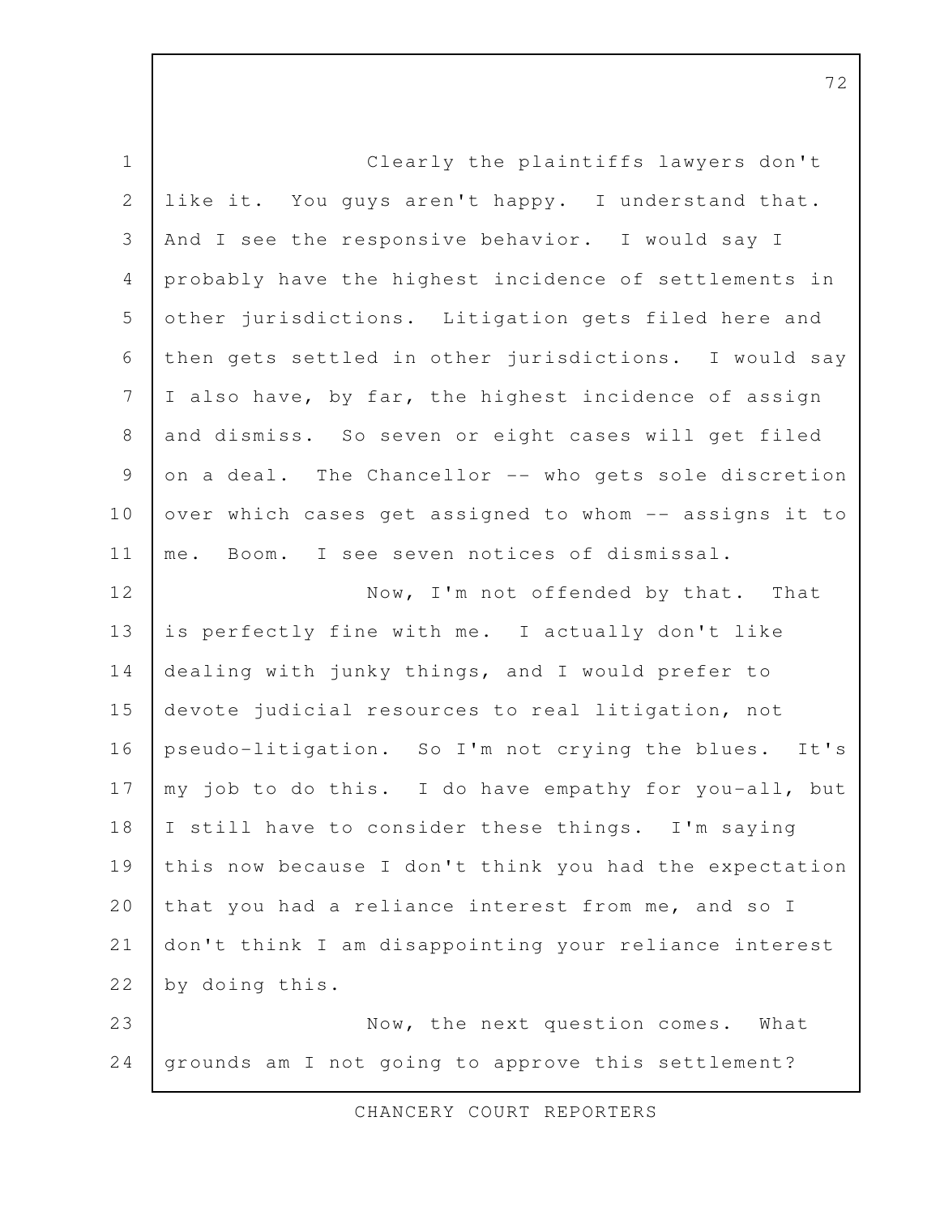Clearly the plaintiffs lawyers don't like it. You guys aren't happy. I understand that. And I see the responsive behavior. I would say I probably have the highest incidence of settlements in other jurisdictions. Litigation gets filed here and then gets settled in other jurisdictions. I would say I also have, by far, the highest incidence of assign and dismiss. So seven or eight cases will get filed on a deal. The Chancellor -- who gets sole discretion over which cases get assigned to whom -- assigns it to me. Boom. I see seven notices of dismissal.

Now, I'm not offended by that. That is perfectly fine with me. I actually don't like dealing with junky things, and I would prefer to devote judicial resources to real litigation, not pseudo-litigation. So I'm not crying the blues. It's my job to do this. I do have empathy for you-all, but I still have to consider these things. I'm saying this now because I don't think you had the expectation that you had a reliance interest from me, and so I don't think I am disappointing your reliance interest by doing this.

Now, the next question comes. What grounds am I not going to approve this settlement?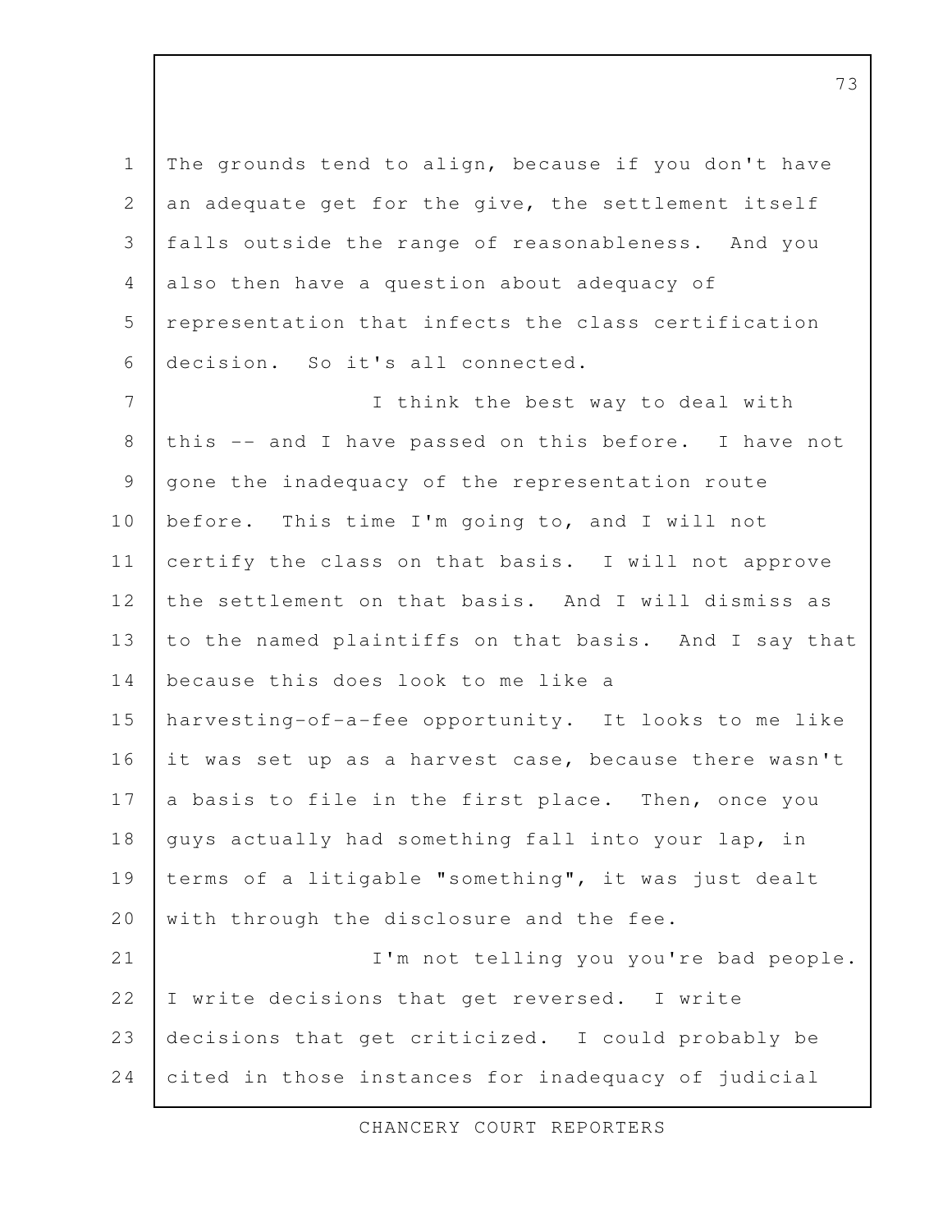The grounds tend to align, because if you don't have an adequate get for the give, the settlement itself falls outside the range of reasonableness. And you also then have a question about adequacy of representation that infects the class certification decision. So it's all connected.

I think the best way to deal with this -- and I have passed on this before. I have not gone the inadequacy of the representation route before. This time I'm going to, and I will not certify the class on that basis. I will not approve the settlement on that basis. And I will dismiss as to the named plaintiffs on that basis. And I say that because this does look to me like a harvesting-of-a-fee opportunity. It looks to me like it was set up as a harvest case, because there wasn't a basis to file in the first place. Then, once you guys actually had something fall into your lap, in terms of a litigable "something", it was just dealt with through the disclosure and the fee.

I'm not telling you you're bad people. I write decisions that get reversed. I write decisions that get criticized. I could probably be cited in those instances for inadequacy of judicial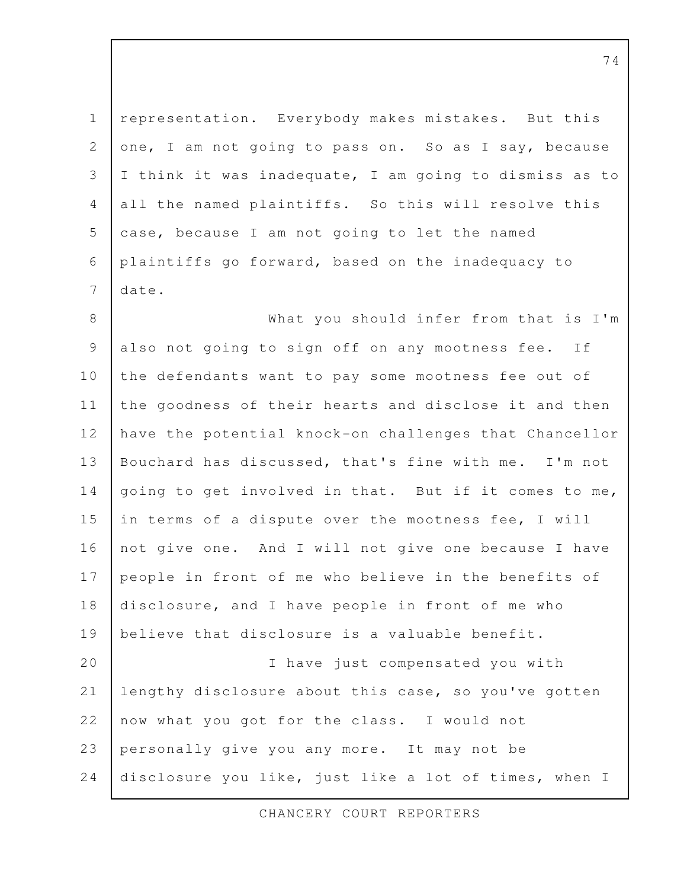representation. Everybody makes mistakes. But this one, I am not going to pass on. So as I say, because I think it was inadequate, I am going to dismiss as to all the named plaintiffs. So this will resolve this case, because I am not going to let the named plaintiffs go forward, based on the inadequacy to date.

What you should infer from that is I'm also not going to sign off on any mootness fee. If the defendants want to pay some mootness fee out of the goodness of their hearts and disclose it and then have the potential knock-on challenges that Chancellor Bouchard has discussed, that's fine with me. I'm not going to get involved in that. But if it comes to me, in terms of a dispute over the mootness fee, I will not give one. And I will not give one because I have people in front of me who believe in the benefits of disclosure, and I have people in front of me who believe that disclosure is a valuable benefit.

I have just compensated you with lengthy disclosure about this case, so you've gotten now what you got for the class. I would not personally give you any more. It may not be disclosure you like, just like a lot of times, when I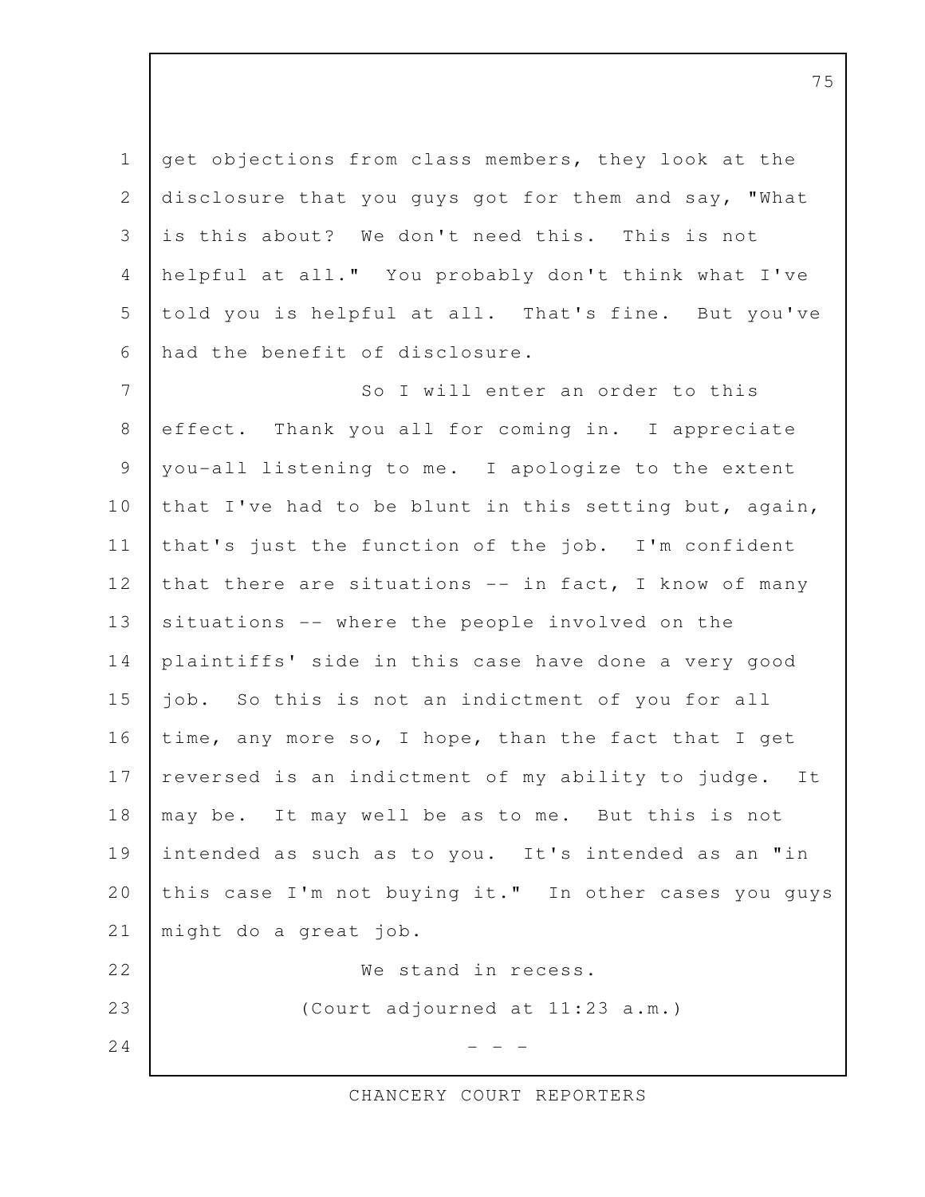get objections from class members, they look at the disclosure that you guys got for them and say, "What is this about? We don't need this. This is not helpful at all." You probably don't think what I've told you is helpful at all. That's fine. But you've had the benefit of disclosure.

So I will enter an order to this effect. Thank you all for coming in. I appreciate you-all listening to me. I apologize to the extent that I've had to be blunt in this setting but, again, that's just the function of the job. I'm confident that there are situations -- in fact, I know of many situations -- where the people involved on the plaintiffs' side in this case have done a very good job. So this is not an indictment of you for all time, any more so, I hope, than the fact that I get reversed is an indictment of my ability to judge. It may be. It may well be as to me. But this is not intended as such as to you. It's intended as an "in this case I'm not buying it." In other cases you guys might do a great job.

We stand in recess.

(Court adjourned at 11:23 a.m.)

\- - -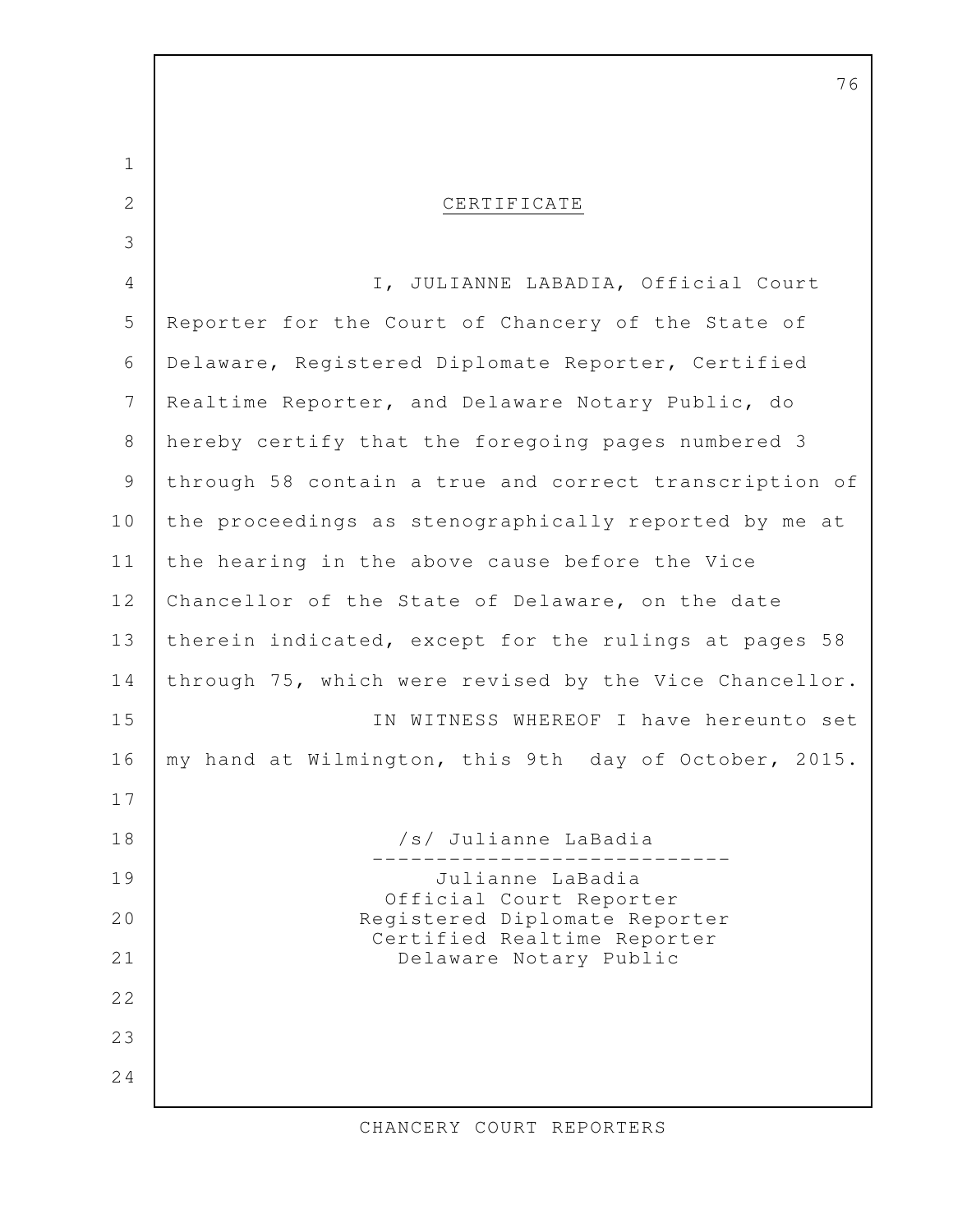CERTIFICATE

I, JULIANNE LABADIA, Official Court Reporter for the Court of Chancery of the State of Delaware, Registered Diplomate Reporter, Certified Realtime Reporter, and Delaware Notary Public, do hereby certify that the foregoing pages numbered 3 through 58 contain a true and correct transcription of the proceedings as stenographically reported by me at the hearing in the above cause before the Vice Chancellor of the State of Delaware, on the date therein indicated, except for the rulings at pages 58 through 75, which were revised by the Vice Chancellor.

IN WITNESS WHEREOF I have hereunto set my hand at Wilmington, this 9th day of October, 2015.

/s/ Julianne LaBadia

----------------------------

Julianne LaBadia
Official Court Reporter
Registered Diplomate Reporter
Certified Realtime Reporter
Delaware Notary Public